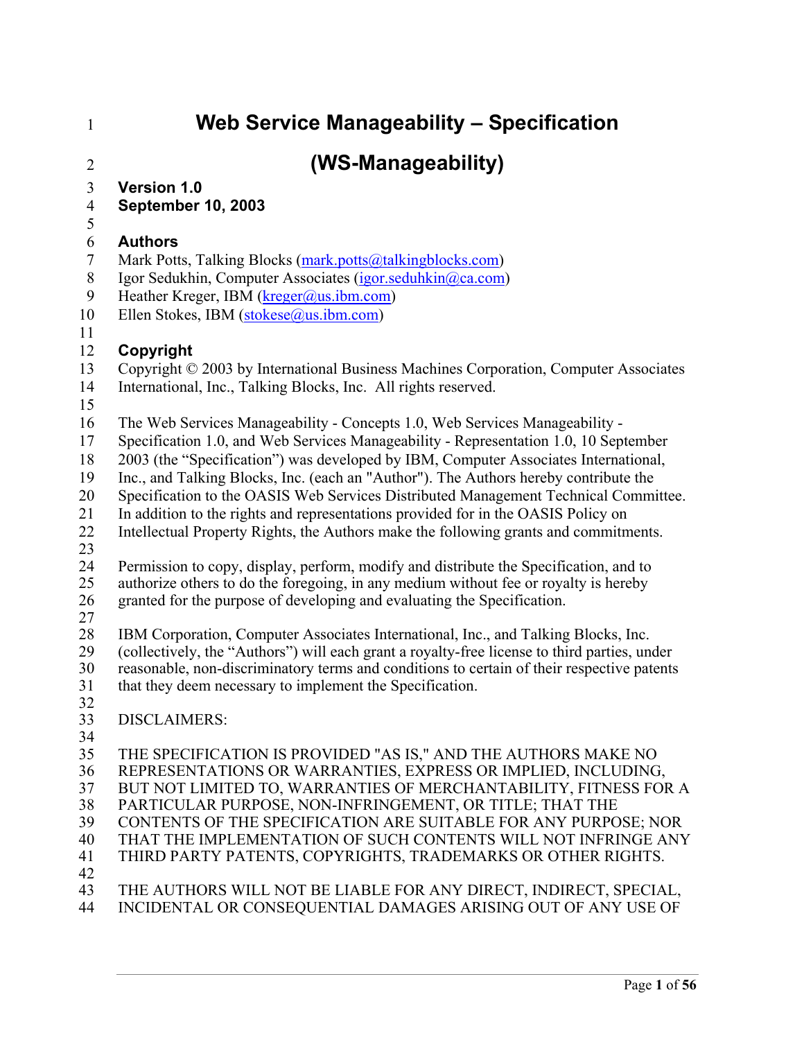# Web Service Manageability – Specification

# (WS-Manageability)

**Version 1.0**
**September 10, 2003**

## Authors

Mark Potts, Talking Blocks (mark.potts@talkingblocks.com)
Igor Sedukhin, Computer Associates (igor.seduhkin@ca.com)
Heather Kreger, IBM (kreger@us.ibm.com)
Ellen Stokes, IBM (stokese@us.ibm.com)

## Copyright

Copyright © 2003 by International Business Machines Corporation, Computer Associates International, Inc., Talking Blocks, Inc. All rights reserved.

The Web Services Manageability - Concepts 1.0, Web Services Manageability - Specification 1.0, and Web Services Manageability - Representation 1.0, 10 September 2003 (the "Specification") was developed by IBM, Computer Associates International, Inc., and Talking Blocks, Inc. (each an "Author"). The Authors hereby contribute the Specification to the OASIS Web Services Distributed Management Technical Committee. In addition to the rights and representations provided for in the OASIS Policy on Intellectual Property Rights, the Authors make the following grants and commitments.

Permission to copy, display, perform, modify and distribute the Specification, and to authorize others to do the foregoing, in any medium without fee or royalty is hereby granted for the purpose of developing and evaluating the Specification.

IBM Corporation, Computer Associates International, Inc., and Talking Blocks, Inc. (collectively, the "Authors") will each grant a royalty-free license to third parties, under reasonable, non-discriminatory terms and conditions to certain of their respective patents that they deem necessary to implement the Specification.

DISCLAIMERS:

THE SPECIFICATION IS PROVIDED "AS IS," AND THE AUTHORS MAKE NO REPRESENTATIONS OR WARRANTIES, EXPRESS OR IMPLIED, INCLUDING, BUT NOT LIMITED TO, WARRANTIES OF MERCHANTABILITY, FITNESS FOR A PARTICULAR PURPOSE, NON-INFRINGEMENT, OR TITLE; THAT THE CONTENTS OF THE SPECIFICATION ARE SUITABLE FOR ANY PURPOSE; NOR THAT THE IMPLEMENTATION OF SUCH CONTENTS WILL NOT INFRINGE ANY THIRD PARTY PATENTS, COPYRIGHTS, TRADEMARKS OR OTHER RIGHTS.

THE AUTHORS WILL NOT BE LIABLE FOR ANY DIRECT, INDIRECT, SPECIAL, INCIDENTAL OR CONSEQUENTIAL DAMAGES ARISING OUT OF ANY USE OF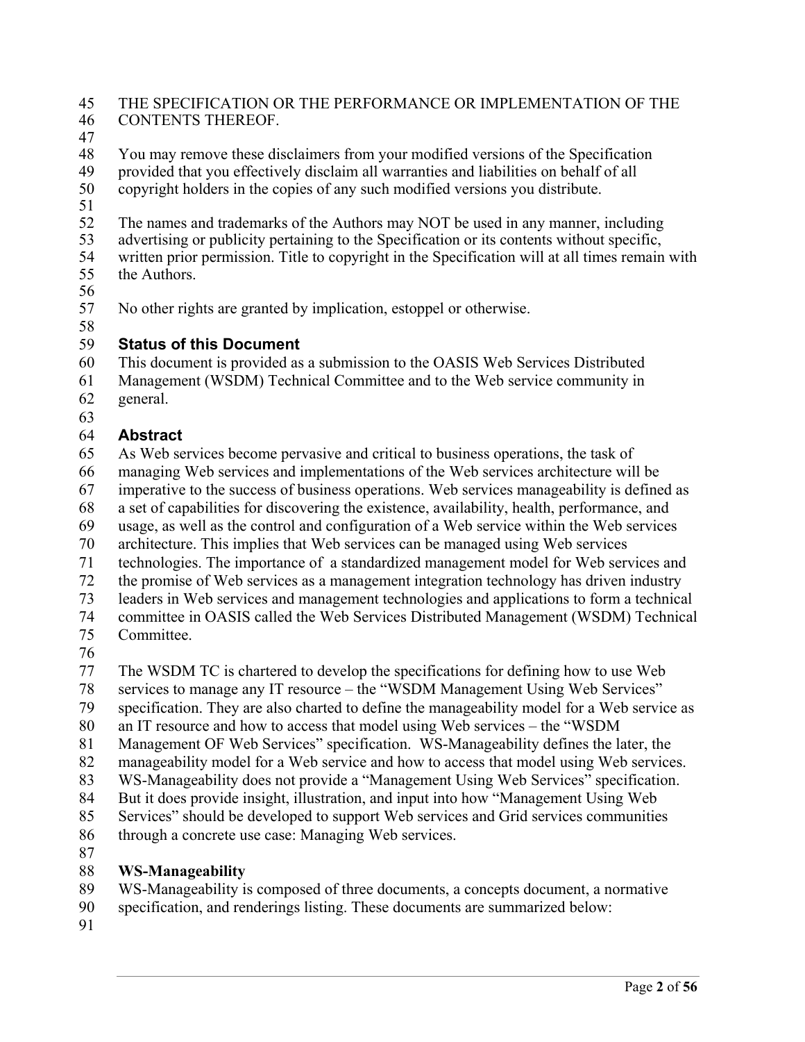THE SPECIFICATION OR THE PERFORMANCE OR IMPLEMENTATION OF THE CONTENTS THEREOF.

You may remove these disclaimers from your modified versions of the Specification provided that you effectively disclaim all warranties and liabilities on behalf of all copyright holders in the copies of any such modified versions you distribute.

The names and trademarks of the Authors may NOT be used in any manner, including advertising or publicity pertaining to the Specification or its contents without specific, written prior permission. Title to copyright in the Specification will at all times remain with the Authors.

No other rights are granted by implication, estoppel or otherwise.

## Status of this Document

This document is provided as a submission to the OASIS Web Services Distributed Management (WSDM) Technical Committee and to the Web service community in general.

## Abstract

As Web services become pervasive and critical to business operations, the task of managing Web services and implementations of the Web services architecture will be imperative to the success of business operations. Web services manageability is defined as a set of capabilities for discovering the existence, availability, health, performance, and usage, as well as the control and configuration of a Web service within the Web services architecture. This implies that Web services can be managed using Web services technologies. The importance of a standardized management model for Web services and the promise of Web services as a management integration technology has driven industry leaders in Web services and management technologies and applications to form a technical committee in OASIS called the Web Services Distributed Management (WSDM) Technical Committee.

The WSDM TC is chartered to develop the specifications for defining how to use Web services to manage any IT resource – the "WSDM Management Using Web Services" specification. They are also charted to define the manageability model for a Web service as an IT resource and how to access that model using Web services – the "WSDM Management OF Web Services" specification. WS-Manageability defines the later, the manageability model for a Web service and how to access that model using Web services. WS-Manageability does not provide a "Management Using Web Services" specification. But it does provide insight, illustration, and input into how "Management Using Web Services" should be developed to support Web services and Grid services communities through a concrete use case: Managing Web services.

**WS-Manageability**

WS-Manageability is composed of three documents, a concepts document, a normative specification, and renderings listing. These documents are summarized below: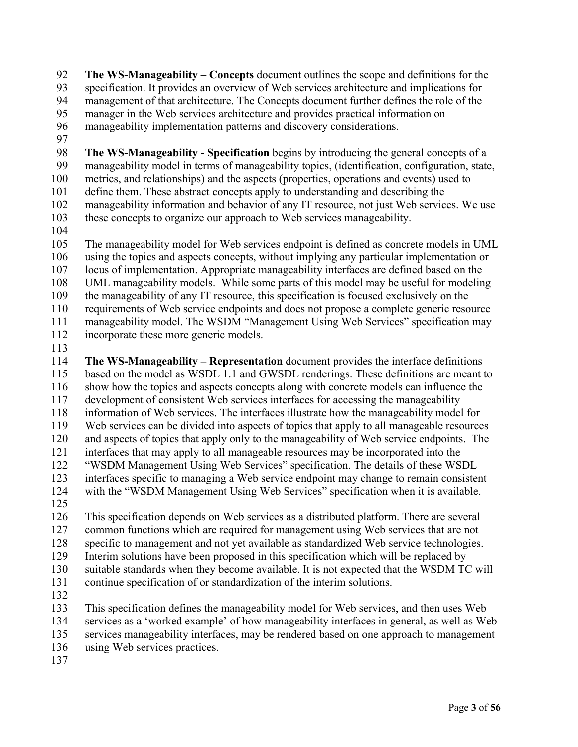**The WS-Manageability – Concepts** document outlines the scope and definitions for the specification. It provides an overview of Web services architecture and implications for management of that architecture. The Concepts document further defines the role of the manager in the Web services architecture and provides practical information on manageability implementation patterns and discovery considerations.

**The WS-Manageability - Specification** begins by introducing the general concepts of a manageability model in terms of manageability topics, (identification, configuration, state, metrics, and relationships) and the aspects (properties, operations and events) used to define them. These abstract concepts apply to understanding and describing the manageability information and behavior of any IT resource, not just Web services. We use these concepts to organize our approach to Web services manageability.

The manageability model for Web services endpoint is defined as concrete models in UML using the topics and aspects concepts, without implying any particular implementation or locus of implementation. Appropriate manageability interfaces are defined based on the UML manageability models. While some parts of this model may be useful for modeling the manageability of any IT resource, this specification is focused exclusively on the requirements of Web service endpoints and does not propose a complete generic resource manageability model. The WSDM "Management Using Web Services" specification may incorporate these more generic models.

**The WS-Manageability – Representation** document provides the interface definitions based on the model as WSDL 1.1 and GWSDL renderings. These definitions are meant to show how the topics and aspects concepts along with concrete models can influence the development of consistent Web services interfaces for accessing the manageability information of Web services. The interfaces illustrate how the manageability model for Web services can be divided into aspects of topics that apply to all manageable resources and aspects of topics that apply only to the manageability of Web service endpoints. The interfaces that may apply to all manageable resources may be incorporated into the "WSDM Management Using Web Services" specification. The details of these WSDL interfaces specific to managing a Web service endpoint may change to remain consistent with the "WSDM Management Using Web Services" specification when it is available.

This specification depends on Web services as a distributed platform. There are several common functions which are required for management using Web services that are not specific to management and not yet available as standardized Web service technologies. Interim solutions have been proposed in this specification which will be replaced by suitable standards when they become available. It is not expected that the WSDM TC will continue specification of or standardization of the interim solutions.

This specification defines the manageability model for Web services, and then uses Web services as a 'worked example' of how manageability interfaces in general, as well as Web services manageability interfaces, may be rendered based on one approach to management using Web services practices.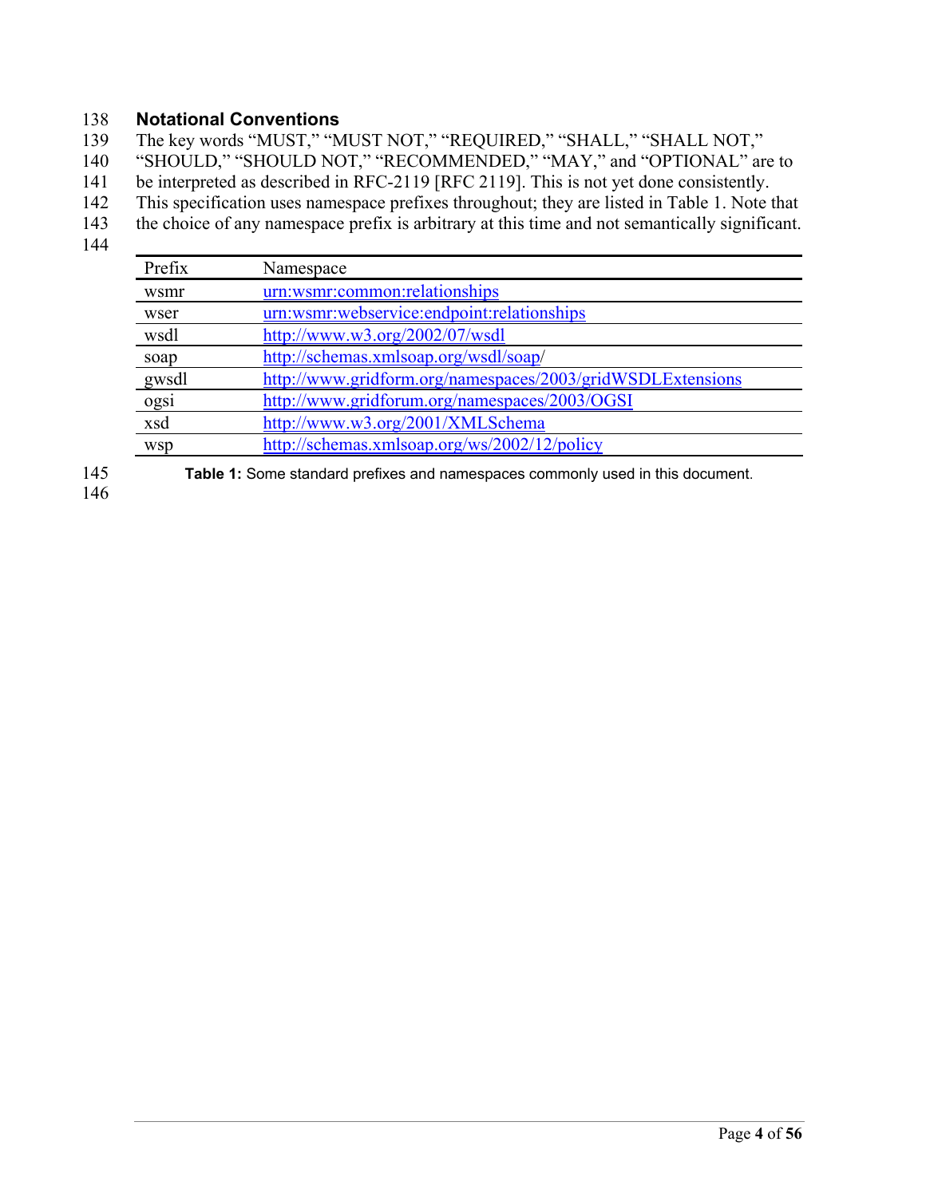## Notational Conventions

The key words "MUST," "MUST NOT," "REQUIRED," "SHALL," "SHALL NOT," "SHOULD," "SHOULD NOT," "RECOMMENDED," "MAY," and "OPTIONAL" are to be interpreted as described in RFC-2119 [RFC 2119]. This is not yet done consistently.

This specification uses namespace prefixes throughout; they are listed in Table 1. Note that the choice of any namespace prefix is arbitrary at this time and not semantically significant.

| Prefix | Namespace |
|---|---|
| wsmr | urn:wsmr:common:relationships |
| wser | urn:wsmr:webservice:endpoint:relationships |
| wsdl | http://www.w3.org/2002/07/wsdl |
| soap | http://schemas.xmlsoap.org/wsdl/soap/ |
| gwsdl | http://www.gridform.org/namespaces/2003/gridWSDLExtensions |
| ogsi | http://www.gridforum.org/namespaces/2003/OGSI |
| xsd | http://www.w3.org/2001/XMLSchema |
| wsp | http://schemas.xmlsoap.org/ws/2002/12/policy |

**Table 1:** Some standard prefixes and namespaces commonly used in this document.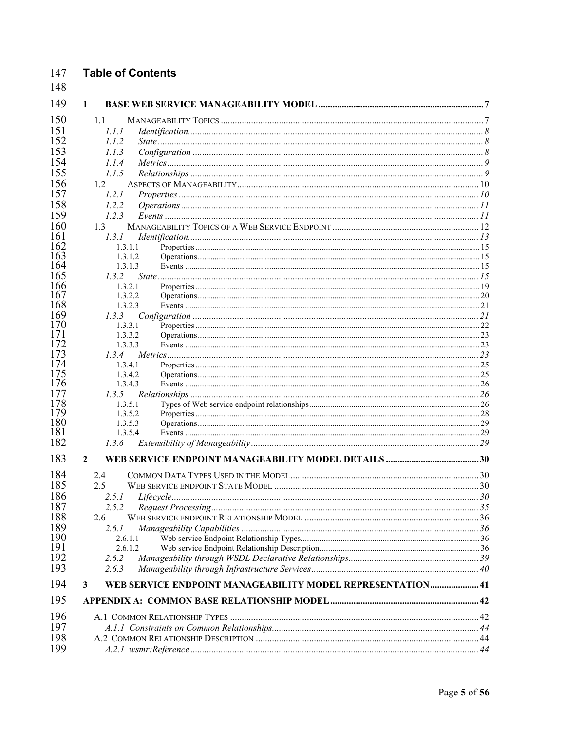## Table of Contents

1 BASE WEB SERVICE MANAGEABILITY MODEL ....................................................................... 7
- 1.1 MANAGEABILITY TOPICS ................................................................................................ 7
  - 1.1.1 *Identification* ............................................................................................................. 8
  - 1.1.2 *State* .......................................................................................................................... 8
  - 1.1.3 *Configuration* ........................................................................................................... 8
  - 1.1.4 *Metrics* ...................................................................................................................... 9
  - 1.1.5 *Relationships* ............................................................................................................ 9
- 1.2 ASPECTS OF MANAGEABILITY ...................................................................................... 10
  - 1.2.1 *Properties* ............................................................................................................... 10
  - 1.2.2 *Operations* .............................................................................................................. 11
  - 1.2.3 *Events* ..................................................................................................................... 11
- 1.3 MANAGEABILITY TOPICS OF A WEB SERVICE ENDPOINT .............................................. 12
  - 1.3.1 *Identification* ........................................................................................................... 13
    - 1.3.1.1 Properties ..................................................................................................... 15
    - 1.3.1.2 Operations .................................................................................................... 15
    - 1.3.1.3 Events .......................................................................................................... 15
  - 1.3.2 *State* ........................................................................................................................ 15
    - 1.3.2.1 Properties ..................................................................................................... 19
    - 1.3.2.2 Operations .................................................................................................... 20
    - 1.3.2.3 Events .......................................................................................................... 21
  - 1.3.3 *Configuration* ......................................................................................................... 21
    - 1.3.3.1 Properties ..................................................................................................... 22
    - 1.3.3.2 Operations .................................................................................................... 23
    - 1.3.3.3 Events .......................................................................................................... 23
  - 1.3.4 *Metrics* .................................................................................................................... 23
    - 1.3.4.1 Properties ..................................................................................................... 25
    - 1.3.4.2 Operations .................................................................................................... 25
    - 1.3.4.3 Events .......................................................................................................... 26
  - 1.3.5 *Relationships* .......................................................................................................... 26
    - 1.3.5.1 Types of Web service endpoint relationships ................................................ 26
    - 1.3.5.2 Properties ..................................................................................................... 28
    - 1.3.5.3 Operations .................................................................................................... 29
    - 1.3.5.4 Events .......................................................................................................... 29
  - 1.3.6 *Extensibility of Manageability* ................................................................................. 29

2 WEB SERVICE ENDPOINT MANAGEABILITY MODEL DETAILS ........................................ 30
- 2.4 COMMON DATA TYPES USED IN THE MODEL ................................................................. 30
- 2.5 WEB SERVICE ENDPOINT STATE MODEL ....................................................................... 30
  - 2.5.1 *Lifecycle* .................................................................................................................. 30
  - 2.5.2 *Request Processing* ................................................................................................. 35
- 2.6 WEB SERVICE ENDPOINT RELATIONSHIP MODEL .......................................................... 36
  - 2.6.1 *Manageability Capabilities* ..................................................................................... 36
    - 2.6.1.1 Web service Endpoint Relationship Types ................................................... 36
    - 2.6.1.2 Web service Endpoint Relationship Description .......................................... 36
  - 2.6.2 *Manageability through WSDL Declarative Relationships* ....................................... 39
  - 2.6.3 *Manageability through Infrastructure Services* ....................................................... 40

3 WEB SERVICE ENDPOINT MANAGEABILITY MODEL REPRESENTATION ..................... 41

APPENDIX A: COMMON BASE RELATIONSHIP MODEL ............................................................. 42
- A.1 COMMON RELATIONSHIP TYPES .................................................................................... 42
  - *A.1.1 Constraints on Common Relationships* .................................................................... 44
- A.2 COMMON RELATIONSHIP DESCRIPTION ......................................................................... 44
  - *A.2.1 wsmr:Reference* ...................................................................................................... 44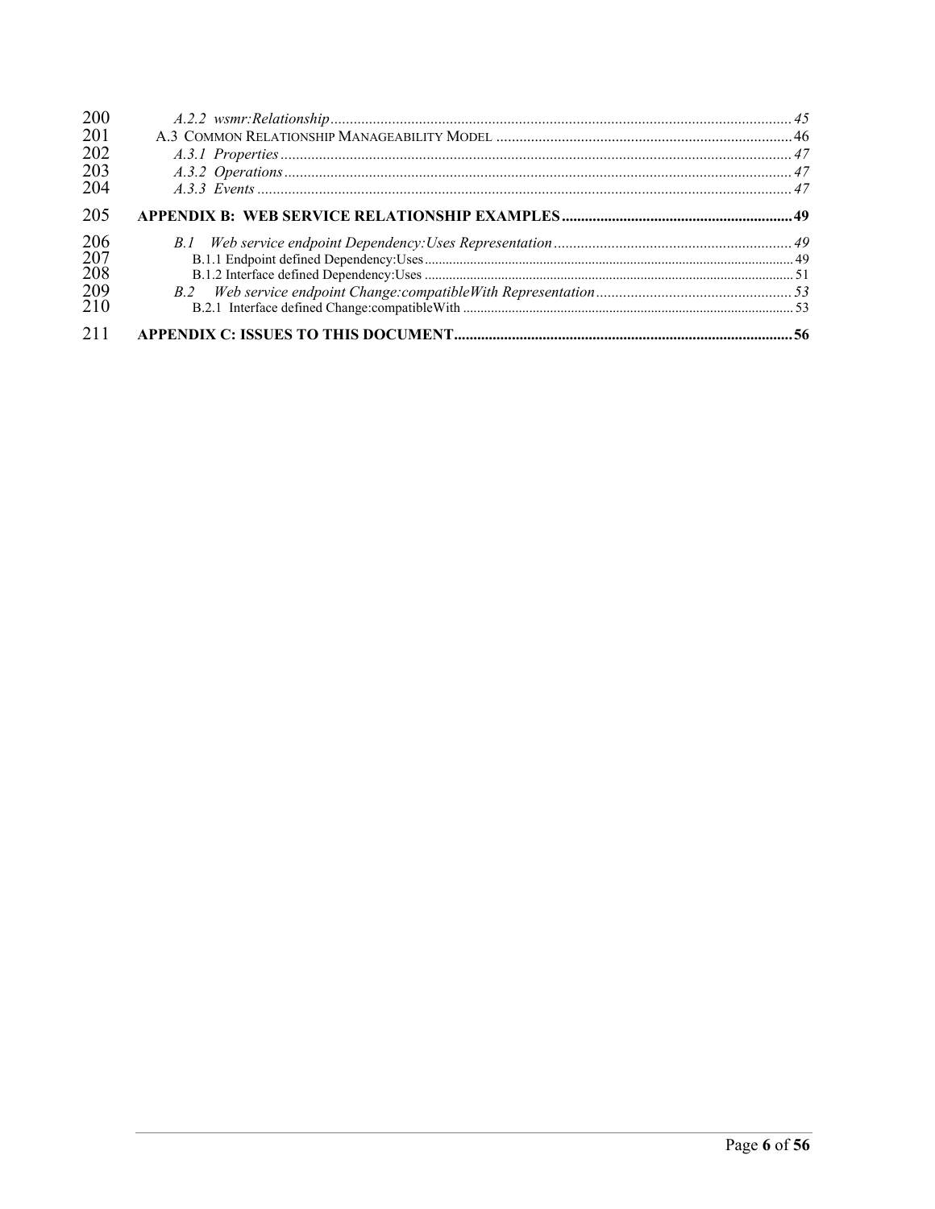A.2.2 wsmr:Relationship ........ 45
A.3 Common Relationship Manageability Model ........ 46
A.3.1 Properties ........ 47
A.3.2 Operations ........ 47
A.3.3 Events ........ 47

**APPENDIX B: WEB SERVICE RELATIONSHIP EXAMPLES ........ 49**

B.1 Web service endpoint Dependency:Uses Representation ........ 49
B.1.1 Endpoint defined Dependency:Uses ........ 49
B.1.2 Interface defined Dependency:Uses ........ 51
B.2 Web service endpoint Change:compatibleWith Representation ........ 53
B.2.1 Interface defined Change:compatibleWith ........ 53

**APPENDIX C: ISSUES TO THIS DOCUMENT ........ 56**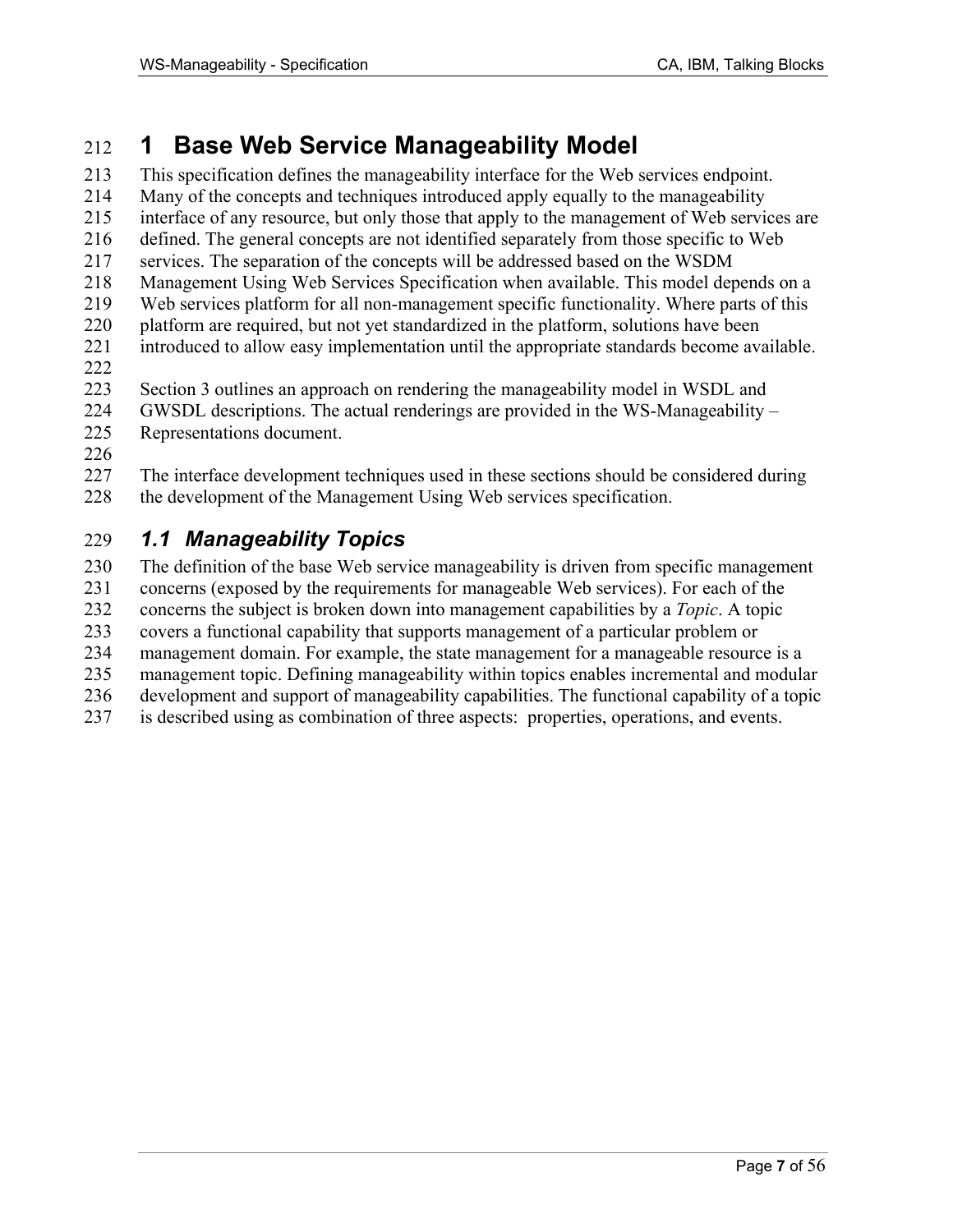# 1 Base Web Service Manageability Model

This specification defines the manageability interface for the Web services endpoint. Many of the concepts and techniques introduced apply equally to the manageability interface of any resource, but only those that apply to the management of Web services are defined. The general concepts are not identified separately from those specific to Web services. The separation of the concepts will be addressed based on the WSDM Management Using Web Services Specification when available. This model depends on a Web services platform for all non-management specific functionality. Where parts of this platform are required, but not yet standardized in the platform, solutions have been introduced to allow easy implementation until the appropriate standards become available.

Section 3 outlines an approach on rendering the manageability model in WSDL and GWSDL descriptions. The actual renderings are provided in the WS-Manageability – Representations document.

The interface development techniques used in these sections should be considered during the development of the Management Using Web services specification.

## *1.1 Manageability Topics*

The definition of the base Web service manageability is driven from specific management concerns (exposed by the requirements for manageable Web services). For each of the concerns the subject is broken down into management capabilities by a *Topic*. A topic covers a functional capability that supports management of a particular problem or management domain. For example, the state management for a manageable resource is a management topic. Defining manageability within topics enables incremental and modular development and support of manageability capabilities. The functional capability of a topic is described using as combination of three aspects: properties, operations, and events.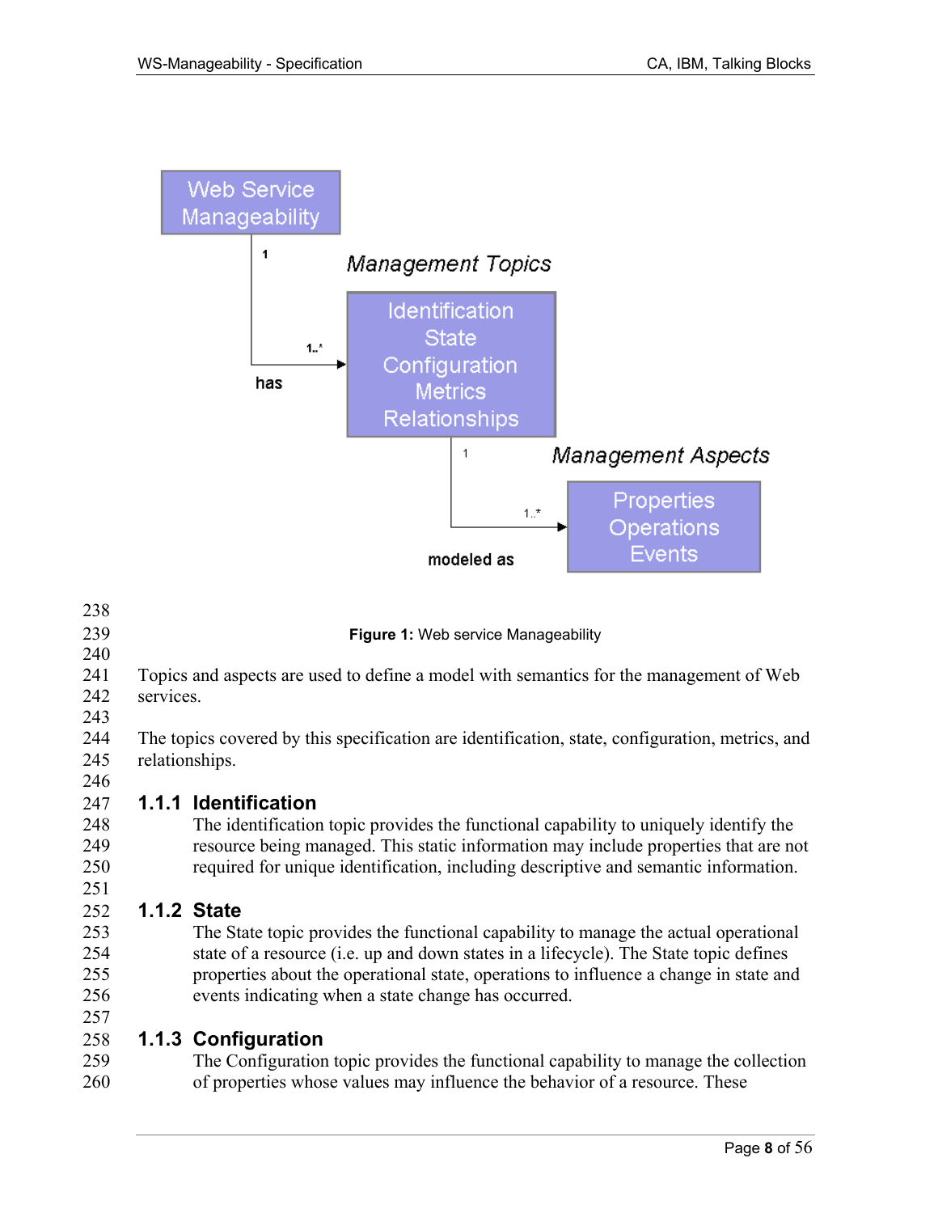Figure 1: Web service Manageability

Topics and aspects are used to define a model with semantics for the management of Web services.

The topics covered by this specification are identification, state, configuration, metrics, and relationships.

### 1.1.1 Identification

The identification topic provides the functional capability to uniquely identify the resource being managed. This static information may include properties that are not required for unique identification, including descriptive and semantic information.

### 1.1.2 State

The State topic provides the functional capability to manage the actual operational state of a resource (i.e. up and down states in a lifecycle). The State topic defines properties about the operational state, operations to influence a change in state and events indicating when a state change has occurred.

### 1.1.3 Configuration

The Configuration topic provides the functional capability to manage the collection of properties whose values may influence the behavior of a resource. These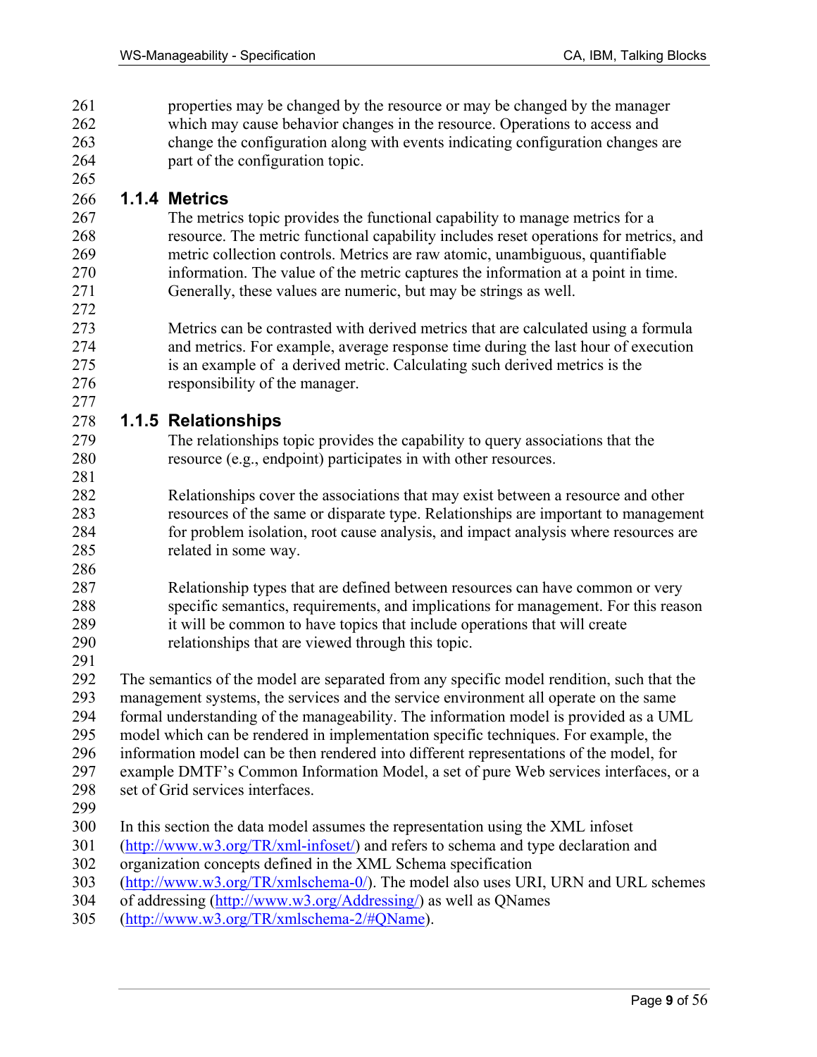properties may be changed by the resource or may be changed by the manager which may cause behavior changes in the resource. Operations to access and change the configuration along with events indicating configuration changes are part of the configuration topic.

### 1.1.4 Metrics

The metrics topic provides the functional capability to manage metrics for a resource. The metric functional capability includes reset operations for metrics, and metric collection controls. Metrics are raw atomic, unambiguous, quantifiable information. The value of the metric captures the information at a point in time. Generally, these values are numeric, but may be strings as well.

Metrics can be contrasted with derived metrics that are calculated using a formula and metrics. For example, average response time during the last hour of execution is an example of a derived metric. Calculating such derived metrics is the responsibility of the manager.

### 1.1.5 Relationships

The relationships topic provides the capability to query associations that the resource (e.g., endpoint) participates in with other resources.

Relationships cover the associations that may exist between a resource and other resources of the same or disparate type. Relationships are important to management for problem isolation, root cause analysis, and impact analysis where resources are related in some way.

Relationship types that are defined between resources can have common or very specific semantics, requirements, and implications for management. For this reason it will be common to have topics that include operations that will create relationships that are viewed through this topic.

The semantics of the model are separated from any specific model rendition, such that the management systems, the services and the service environment all operate on the same formal understanding of the manageability. The information model is provided as a UML model which can be rendered in implementation specific techniques. For example, the information model can be then rendered into different representations of the model, for example DMTF's Common Information Model, a set of pure Web services interfaces, or a set of Grid services interfaces.

In this section the data model assumes the representation using the XML infoset (http://www.w3.org/TR/xml-infoset/) and refers to schema and type declaration and organization concepts defined in the XML Schema specification (http://www.w3.org/TR/xmlschema-0/). The model also uses URI, URN and URL schemes of addressing (http://www.w3.org/Addressing/) as well as QNames (http://www.w3.org/TR/xmlschema-2/#QName).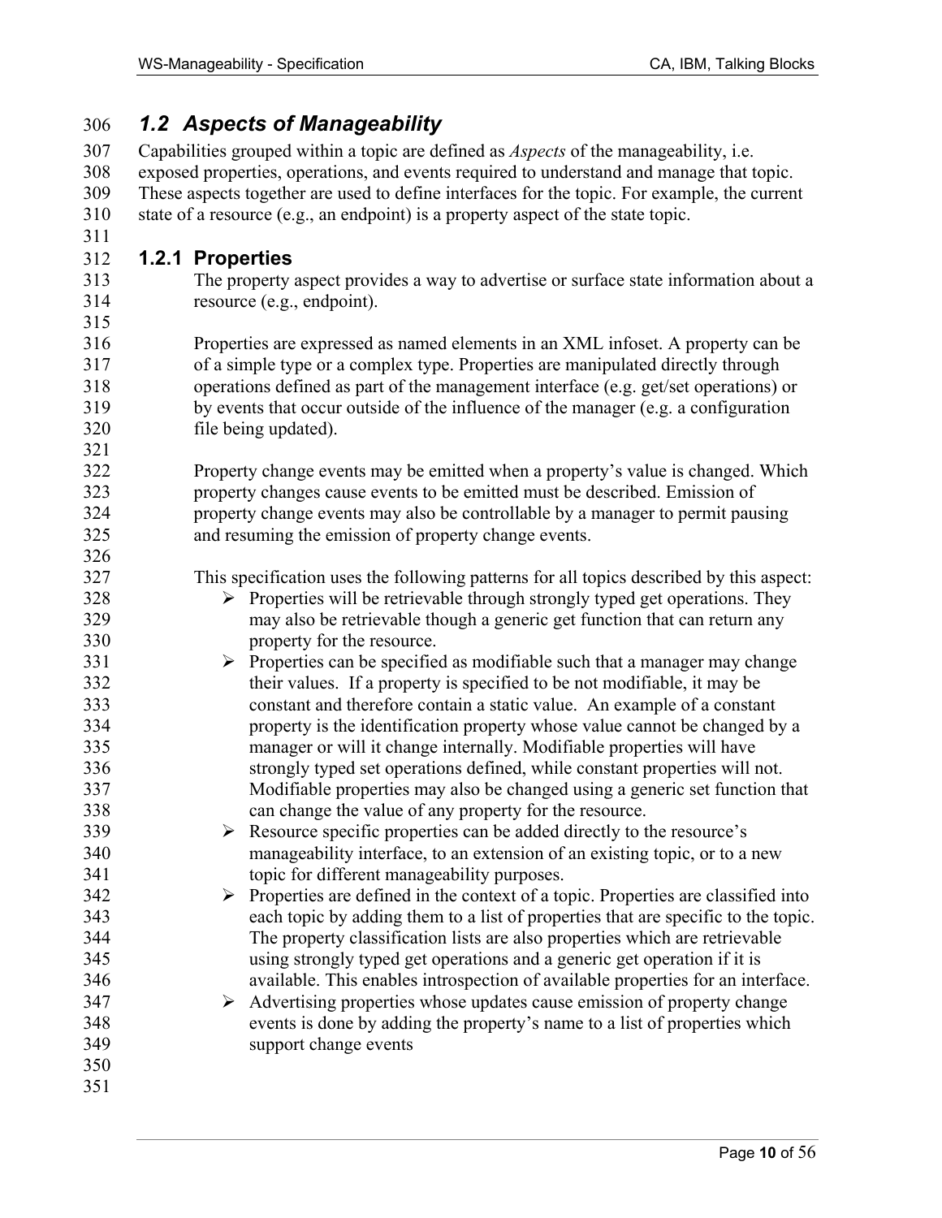## *1.2 Aspects of Manageability*

Capabilities grouped within a topic are defined as *Aspects* of the manageability, i.e. exposed properties, operations, and events required to understand and manage that topic. These aspects together are used to define interfaces for the topic. For example, the current state of a resource (e.g., an endpoint) is a property aspect of the state topic.

### 1.2.1 Properties

The property aspect provides a way to advertise or surface state information about a resource (e.g., endpoint).

Properties are expressed as named elements in an XML infoset. A property can be of a simple type or a complex type. Properties are manipulated directly through operations defined as part of the management interface (e.g. get/set operations) or by events that occur outside of the influence of the manager (e.g. a configuration file being updated).

Property change events may be emitted when a property's value is changed. Which property changes cause events to be emitted must be described. Emission of property change events may also be controllable by a manager to permit pausing and resuming the emission of property change events.

This specification uses the following patterns for all topics described by this aspect:

- Properties will be retrievable through strongly typed get operations. They may also be retrievable though a generic get function that can return any property for the resource.
- Properties can be specified as modifiable such that a manager may change their values. If a property is specified to be not modifiable, it may be constant and therefore contain a static value. An example of a constant property is the identification property whose value cannot be changed by a manager or will it change internally. Modifiable properties will have strongly typed set operations defined, while constant properties will not. Modifiable properties may also be changed using a generic set function that can change the value of any property for the resource.
- Resource specific properties can be added directly to the resource's manageability interface, to an extension of an existing topic, or to a new topic for different manageability purposes.
- Properties are defined in the context of a topic. Properties are classified into each topic by adding them to a list of properties that are specific to the topic. The property classification lists are also properties which are retrievable using strongly typed get operations and a generic get operation if it is available. This enables introspection of available properties for an interface.
- Advertising properties whose updates cause emission of property change events is done by adding the property's name to a list of properties which support change events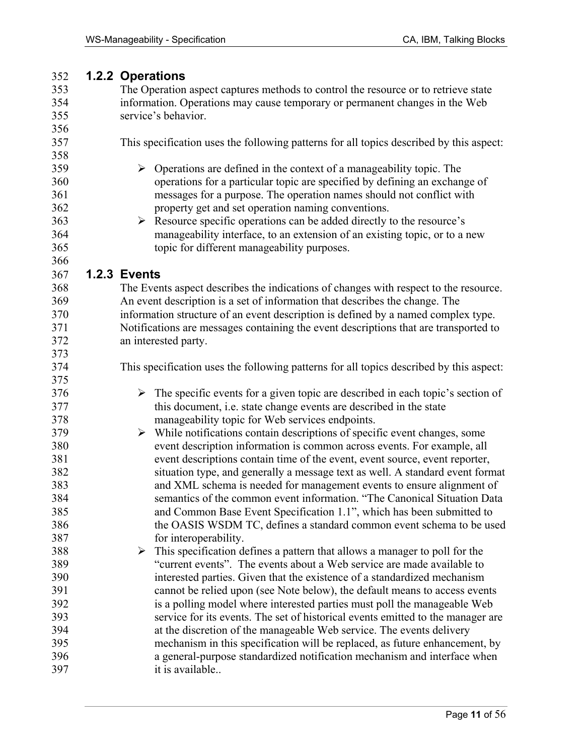### 1.2.2 Operations

The Operation aspect captures methods to control the resource or to retrieve state information. Operations may cause temporary or permanent changes in the Web service's behavior.

This specification uses the following patterns for all topics described by this aspect:

- Operations are defined in the context of a manageability topic. The operations for a particular topic are specified by defining an exchange of messages for a purpose. The operation names should not conflict with property get and set operation naming conventions.
- Resource specific operations can be added directly to the resource's manageability interface, to an extension of an existing topic, or to a new topic for different manageability purposes.

### 1.2.3 Events

The Events aspect describes the indications of changes with respect to the resource. An event description is a set of information that describes the change. The information structure of an event description is defined by a named complex type. Notifications are messages containing the event descriptions that are transported to an interested party.

This specification uses the following patterns for all topics described by this aspect:

- The specific events for a given topic are described in each topic's section of this document, i.e. state change events are described in the state manageability topic for Web services endpoints.
- While notifications contain descriptions of specific event changes, some event description information is common across events. For example, all event descriptions contain time of the event, event source, event reporter, situation type, and generally a message text as well. A standard event format and XML schema is needed for management events to ensure alignment of semantics of the common event information. "The Canonical Situation Data and Common Base Event Specification 1.1", which has been submitted to the OASIS WSDM TC, defines a standard common event schema to be used for interoperability.
- This specification defines a pattern that allows a manager to poll for the "current events". The events about a Web service are made available to interested parties. Given that the existence of a standardized mechanism cannot be relied upon (see Note below), the default means to access events is a polling model where interested parties must poll the manageable Web service for its events. The set of historical events emitted to the manager are at the discretion of the manageable Web service. The events delivery mechanism in this specification will be replaced, as future enhancement, by a general-purpose standardized notification mechanism and interface when it is available..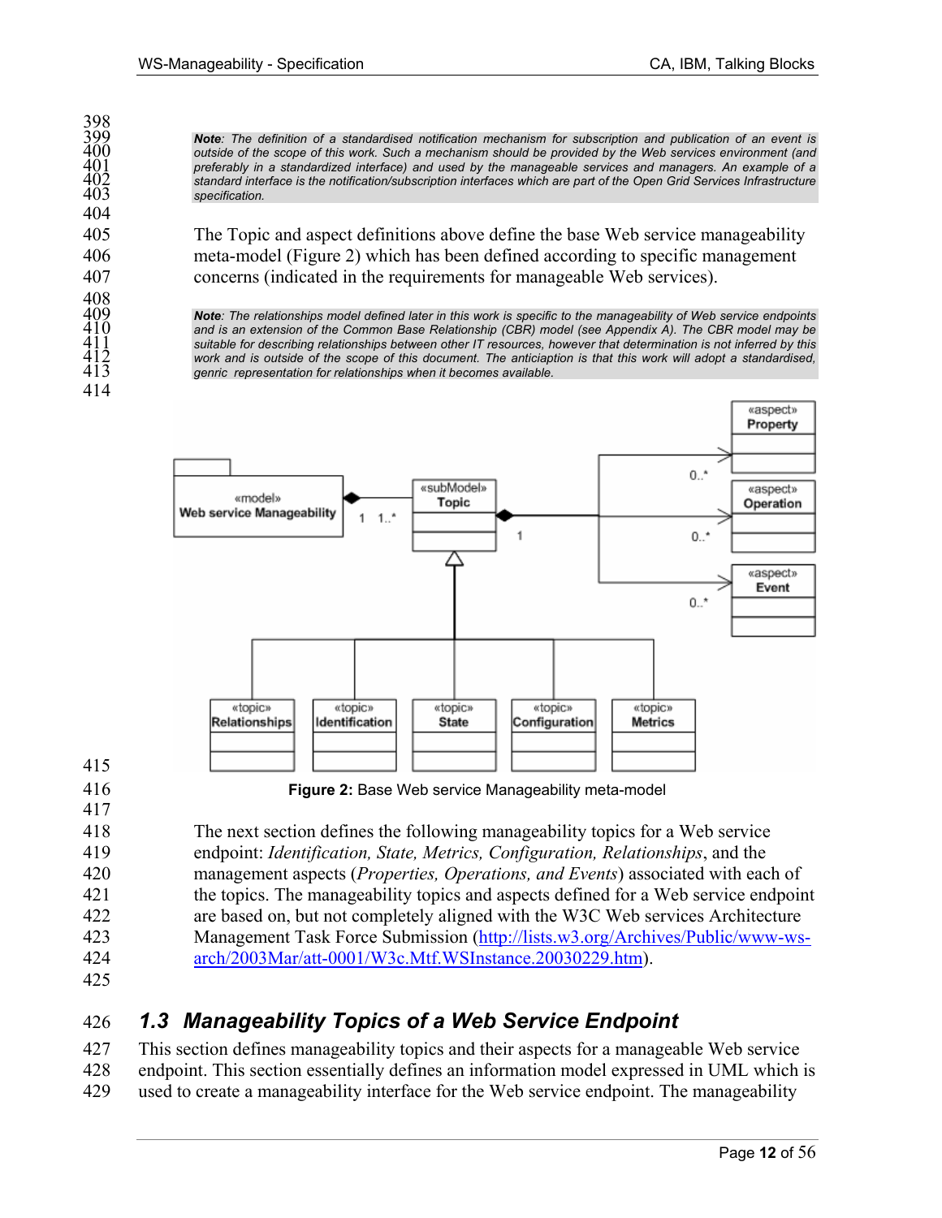> ***Note**: The definition of a standardised notification mechanism for subscription and publication of an event is outside of the scope of this work. Such a mechanism should be provided by the Web services environment (and preferably in a standardized interface) and used by the manageable services and managers. An example of a standard interface is the notification/subscription interfaces which are part of the Open Grid Services Infrastructure specification.*

The Topic and aspect definitions above define the base Web service manageability meta-model (Figure 2) which has been defined according to specific management concerns (indicated in the requirements for manageable Web services).

> ***Note**: The relationships model defined later in this work is specific to the manageability of Web service endpoints and is an extension of the Common Base Relationship (CBR) model (see Appendix A). The CBR model may be suitable for describing relationships between other IT resources, however that determination is not inferred by this work and is outside of the scope of this document. The anticiaption is that this work will adopt a standardised, genric representation for relationships when it becomes available.*

**Figure 2:** Base Web service Manageability meta-model

The next section defines the following manageability topics for a Web service endpoint: *Identification, State, Metrics, Configuration, Relationships*, and the management aspects (*Properties, Operations, and Events*) associated with each of the topics. The manageability topics and aspects defined for a Web service endpoint are based on, but not completely aligned with the W3C Web services Architecture Management Task Force Submission (http://lists.w3.org/Archives/Public/www-ws-arch/2003Mar/att-0001/W3c.Mtf.WSInstance.20030229.htm).

## *1.3 Manageability Topics of a Web Service Endpoint*

This section defines manageability topics and their aspects for a manageable Web service endpoint. This section essentially defines an information model expressed in UML which is used to create a manageability interface for the Web service endpoint. The manageability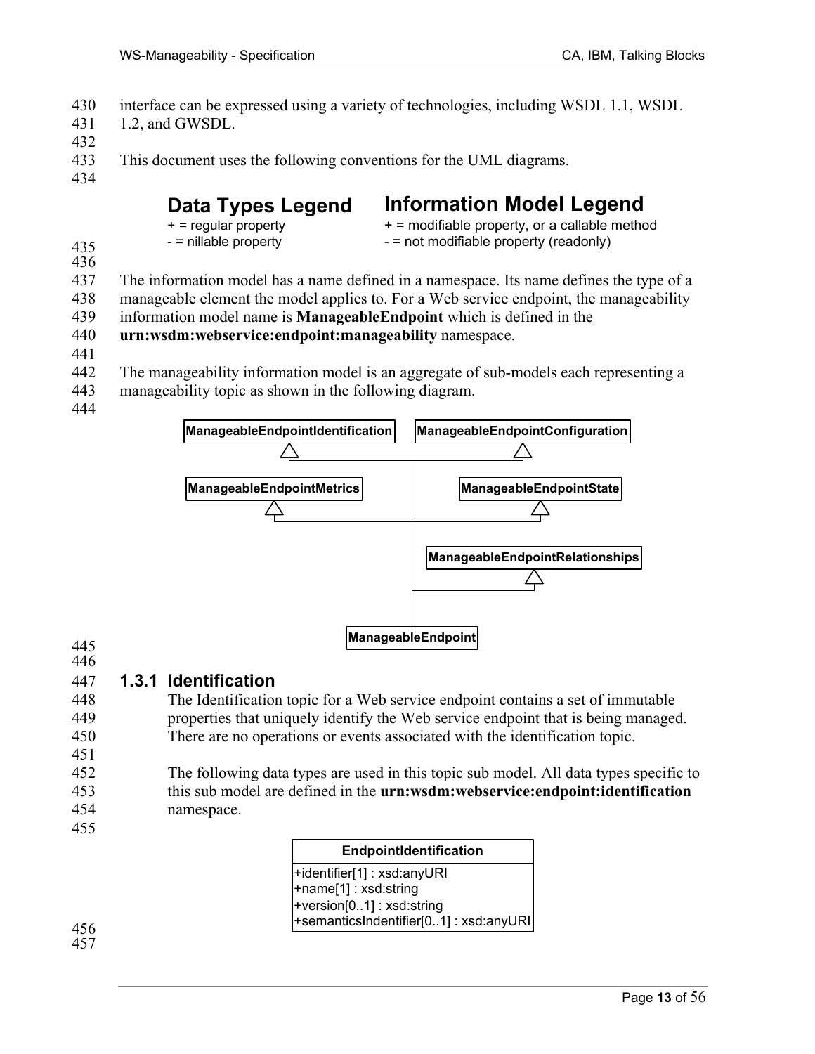interface can be expressed using a variety of technologies, including WSDL 1.1, WSDL 1.2, and GWSDL.

This document uses the following conventions for the UML diagrams.

**Data Types Legend**

+ = regular property
- = nillable property

**Information Model Legend**

+ = modifiable property, or a callable method
- = not modifiable property (readonly)

The information model has a name defined in a namespace. Its name defines the type of a manageable element the model applies to. For a Web service endpoint, the manageability information model name is **ManageableEndpoint** which is defined in the **urn:wsdm:webservice:endpoint:manageability** namespace.

The manageability information model is an aggregate of sub-models each representing a manageability topic as shown in the following diagram.

ManageableEndpointIdentification, ManageableEndpointConfiguration, ManageableEndpointMetrics, ManageableEndpointState, ManageableEndpointRelationships → ManageableEndpoint

### 1.3.1 Identification

The Identification topic for a Web service endpoint contains a set of immutable properties that uniquely identify the Web service endpoint that is being managed. There are no operations or events associated with the identification topic.

The following data types are used in this topic sub model. All data types specific to this sub model are defined in the **urn:wsdm:webservice:endpoint:identification** namespace.

| EndpointIdentification |
| --- |
| +identifier[1] : xsd:anyURI<br>+name[1] : xsd:string<br>+version[0..1] : xsd:string<br>+semanticsIndentifier[0..1] : xsd:anyURI |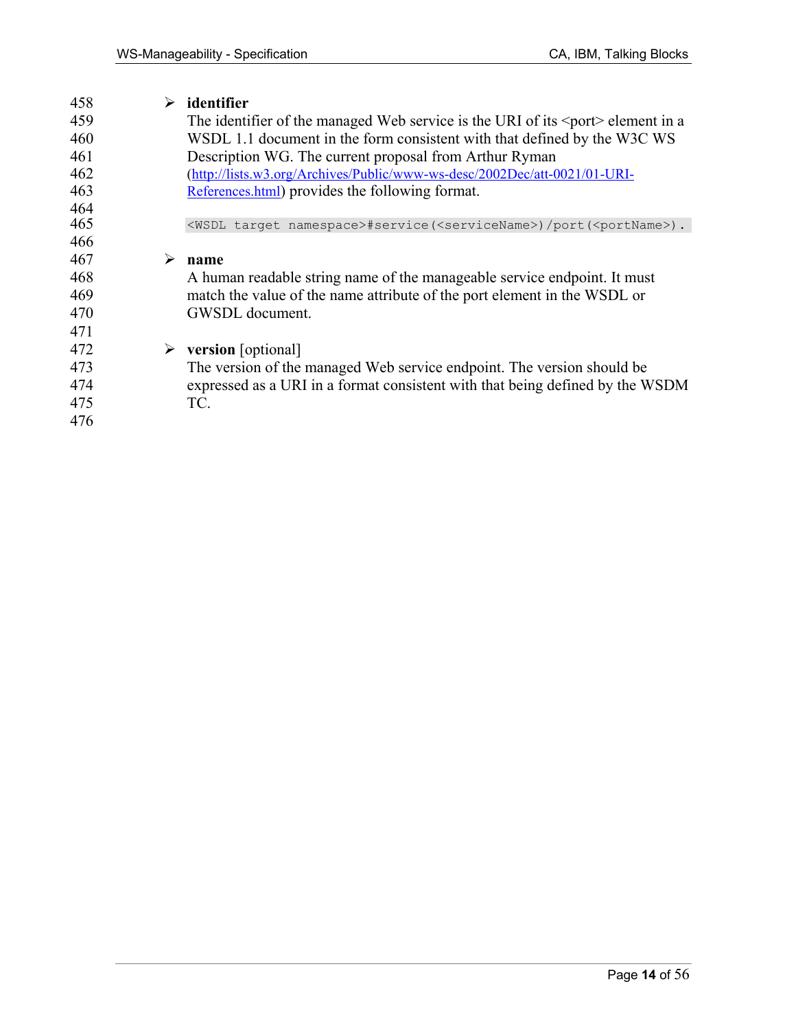- **identifier**
  The identifier of the managed Web service is the URI of its <port> element in a WSDL 1.1 document in the form consistent with that defined by the W3C WS Description WG. The current proposal from Arthur Ryman (http://lists.w3.org/Archives/Public/www-ws-desc/2002Dec/att-0021/01-URI-References.html) provides the following format.

  ```
  <WSDL target namespace>#service(<serviceName>)/port(<portName>).
  ```

- **name**
  A human readable string name of the manageable service endpoint. It must match the value of the name attribute of the port element in the WSDL or GWSDL document.

- **version** [optional]
  The version of the managed Web service endpoint. The version should be expressed as a URI in a format consistent with that being defined by the WSDM TC.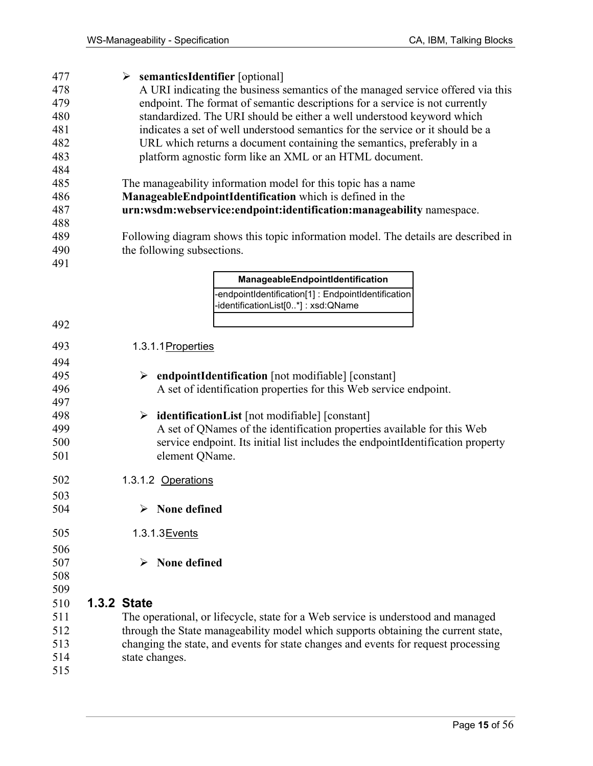- **semanticsIdentifier** [optional]
  A URI indicating the business semantics of the managed service offered via this endpoint. The format of semantic descriptions for a service is not currently standardized. The URI should be either a well understood keyword which indicates a set of well understood semantics for the service or it should be a URL which returns a document containing the semantics, preferably in a platform agnostic form like an XML or an HTML document.

The manageability information model for this topic has a name **ManageableEndpointIdentification** which is defined in the **urn:wsdm:webservice:endpoint:identification:manageability** namespace.

Following diagram shows this topic information model. The details are described in the following subsections.

| ManageableEndpointIdentification |
|---|
| -endpointIdentification[1] : EndpointIdentification<br>-identificationList[0..*] : xsd:QName |
| |

#### 1.3.1.1 Properties

- **endpointIdentification** [not modifiable] [constant]
  A set of identification properties for this Web service endpoint.

- **identificationList** [not modifiable] [constant]
  A set of QNames of the identification properties available for this Web service endpoint. Its initial list includes the endpointIdentification property element QName.

#### 1.3.1.2 Operations

- **None defined**

#### 1.3.1.3 Events

- **None defined**

### 1.3.2 State

The operational, or lifecycle, state for a Web service is understood and managed through the State manageability model which supports obtaining the current state, changing the state, and events for state changes and events for request processing state changes.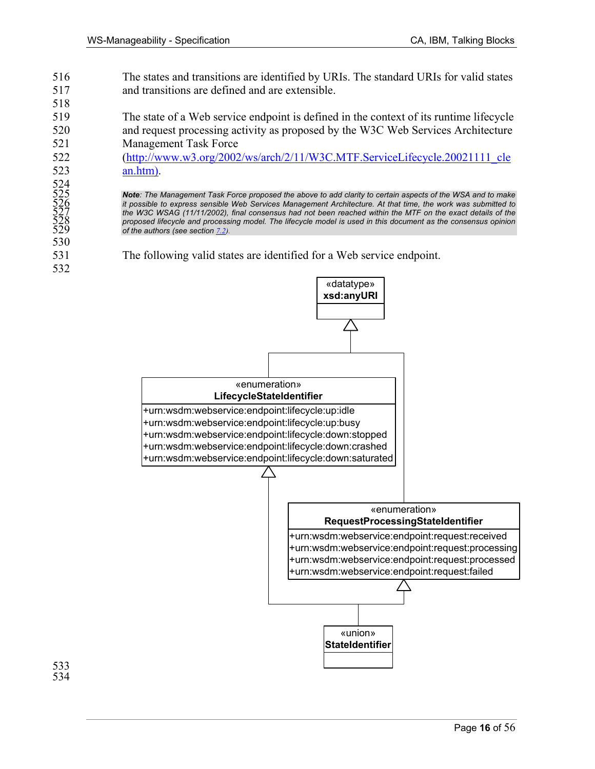The states and transitions are identified by URIs. The standard URIs for valid states and transitions are defined and are extensible.

The state of a Web service endpoint is defined in the context of its runtime lifecycle and request processing activity as proposed by the W3C Web Services Architecture Management Task Force (http://www.w3.org/2002/ws/arch/2/11/W3C.MTF.ServiceLifecycle.20021111_clean.htm).

> ***Note****: The Management Task Force proposed the above to add clarity to certain aspects of the WSA and to make it possible to express sensible Web Services Management Architecture. At that time, the work was submitted to the W3C WSAG (11/11/2002), final consensus had not been reached within the MTF on the exact details of the proposed lifecycle and processing model. The lifecycle model is used in this document as the consensus opinion of the authors (see section 7.2).*

The following valid states are identified for a Web service endpoint.

«datatype»
**xsd:anyURI**

«enumeration»
**LifecycleStateIdentifier**
- +urn:wsdm:webservice:endpoint:lifecycle:up:idle
- +urn:wsdm:webservice:endpoint:lifecycle:up:busy
- +urn:wsdm:webservice:endpoint:lifecycle:down:stopped
- +urn:wsdm:webservice:endpoint:lifecycle:down:crashed
- +urn:wsdm:webservice:endpoint:lifecycle:down:saturated

«enumeration»
**RequestProcessingStateIdentifier**
- +urn:wsdm:webservice:endpoint:request:received
- +urn:wsdm:webservice:endpoint:request:processing
- +urn:wsdm:webservice:endpoint:request:processed
- +urn:wsdm:webservice:endpoint:request:failed

«union»
**StateIdentifier**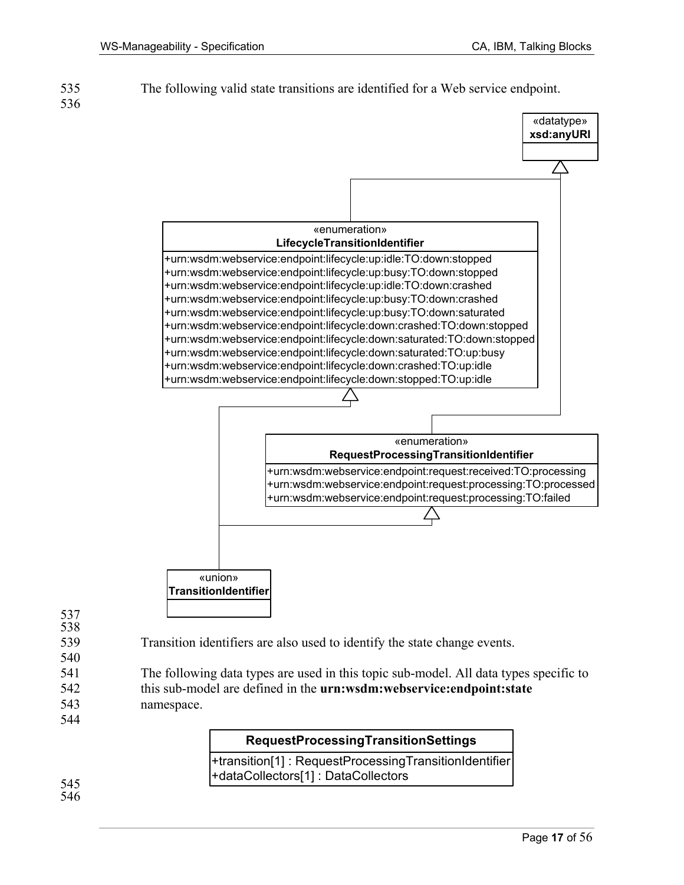The following valid state transitions are identified for a Web service endpoint.

«datatype»
**xsd:anyURI**

«enumeration»
**LifecycleTransitionIdentifier**

- +urn:wsdm:webservice:endpoint:lifecycle:up:idle:TO:down:stopped
- +urn:wsdm:webservice:endpoint:lifecycle:up:busy:TO:down:stopped
- +urn:wsdm:webservice:endpoint:lifecycle:up:idle:TO:down:crashed
- +urn:wsdm:webservice:endpoint:lifecycle:up:busy:TO:down:crashed
- +urn:wsdm:webservice:endpoint:lifecycle:up:busy:TO:down:saturated
- +urn:wsdm:webservice:endpoint:lifecycle:down:crashed:TO:down:stopped
- +urn:wsdm:webservice:endpoint:lifecycle:down:saturated:TO:down:stopped
- +urn:wsdm:webservice:endpoint:lifecycle:down:saturated:TO:up:busy
- +urn:wsdm:webservice:endpoint:lifecycle:down:crashed:TO:up:idle
- +urn:wsdm:webservice:endpoint:lifecycle:down:stopped:TO:up:idle

«enumeration»
**RequestProcessingTransitionIdentifier**

- +urn:wsdm:webservice:endpoint:request:received:TO:processing
- +urn:wsdm:webservice:endpoint:request:processing:TO:processed
- +urn:wsdm:webservice:endpoint:request:processing:TO:failed

«union»
**TransitionIdentifier**

Transition identifiers are also used to identify the state change events.

The following data types are used in this topic sub-model. All data types specific to this sub-model are defined in the **urn:wsdm:webservice:endpoint:state** namespace.

**RequestProcessingTransitionSettings**

- +transition[1] : RequestProcessingTransitionIdentifier
- +dataCollectors[1] : DataCollectors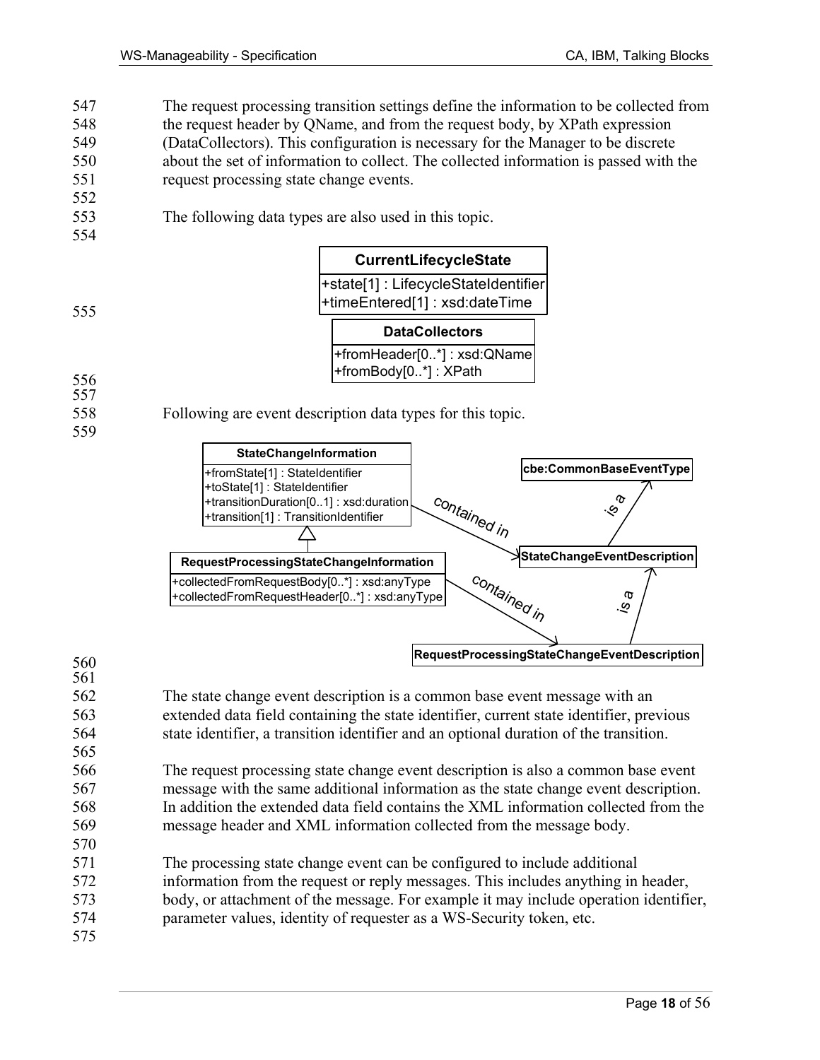The request processing transition settings define the information to be collected from the request header by QName, and from the request body, by XPath expression (DataCollectors). This configuration is necessary for the Manager to be discrete about the set of information to collect. The collected information is passed with the request processing state change events.

The following data types are also used in this topic.

**CurrentLifecycleState**

- +state[1] : LifecycleStateIdentifier
- +timeEntered[1] : xsd:dateTime

**DataCollectors**

- +fromHeader[0..*] : xsd:QName
- +fromBody[0..*] : XPath

Following are event description data types for this topic.

**StateChangeInformation**

- +fromState[1] : StateIdentifier
- +toState[1] : StateIdentifier
- +transitionDuration[0..1] : xsd:duration
- +transition[1] : TransitionIdentifier

**RequestProcessingStateChangeInformation**

- +collectedFromRequestBody[0..*] : xsd:anyType
- +collectedFromRequestHeader[0..*] : xsd:anyType

StateChangeInformation contained in StateChangeEventDescription; StateChangeEventDescription is a cbe:CommonBaseEventType.

RequestProcessingStateChangeInformation (specializes StateChangeInformation) contained in RequestProcessingStateChangeEventDescription; RequestProcessingStateChangeEventDescription is a StateChangeEventDescription.

The state change event description is a common base event message with an extended data field containing the state identifier, current state identifier, previous state identifier, a transition identifier and an optional duration of the transition.

The request processing state change event description is also a common base event message with the same additional information as the state change event description. In addition the extended data field contains the XML information collected from the message header and XML information collected from the message body.

The processing state change event can be configured to include additional information from the request or reply messages. This includes anything in header, body, or attachment of the message. For example it may include operation identifier, parameter values, identity of requester as a WS-Security token, etc.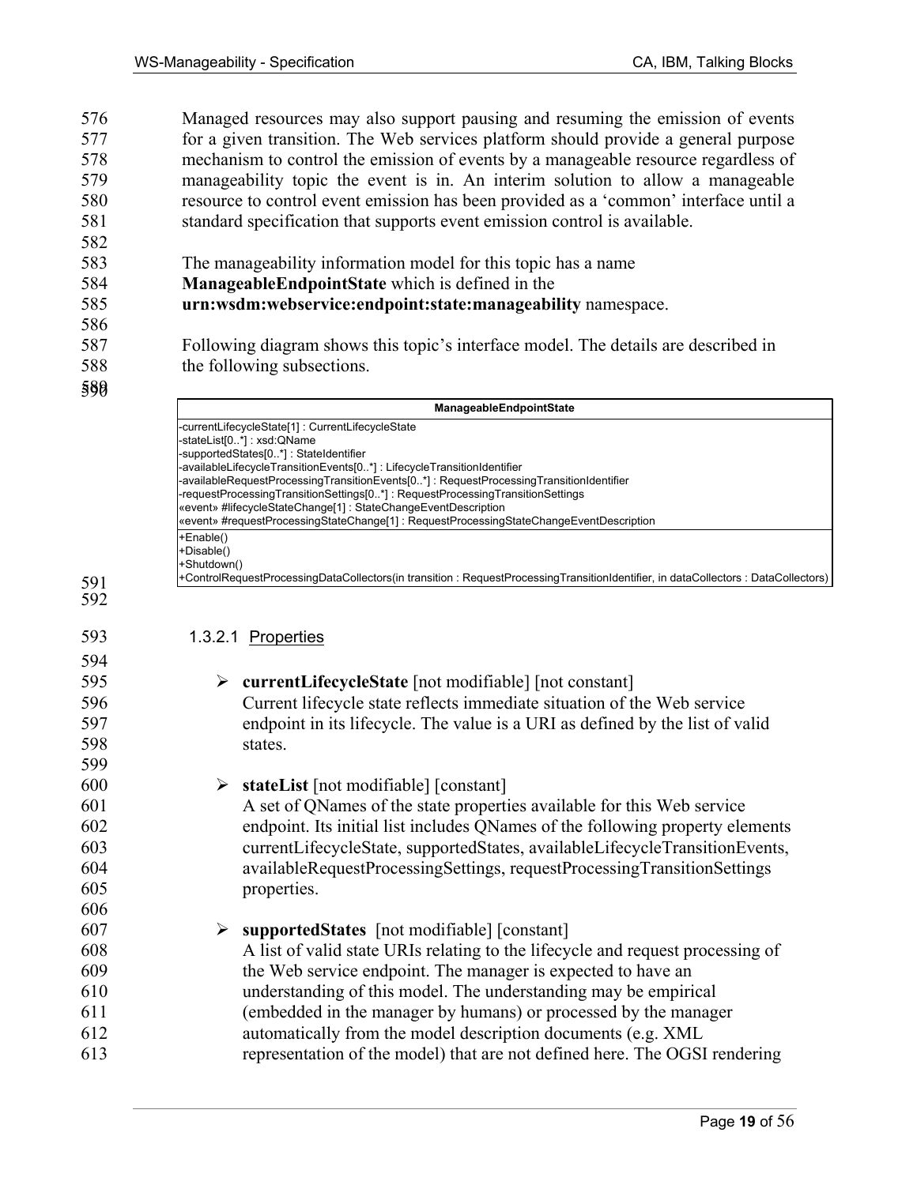Managed resources may also support pausing and resuming the emission of events for a given transition. The Web services platform should provide a general purpose mechanism to control the emission of events by a manageable resource regardless of manageability topic the event is in. An interim solution to allow a manageable resource to control event emission has been provided as a 'common' interface until a standard specification that supports event emission control is available.

The manageability information model for this topic has a name **ManageableEndpointState** which is defined in the **urn:wsdm:webservice:endpoint:state:manageability** namespace.

Following diagram shows this topic's interface model. The details are described in the following subsections.

| ManageableEndpointState |
|---|
| -currentLifecycleState[1] : CurrentLifecycleState<br>-stateList[0..*] : xsd:QName<br>-supportedStates[0..*] : StateIdentifier<br>-availableLifecycleTransitionEvents[0..*] : LifecycleTransitionIdentifier<br>-availableRequestProcessingTransitionEvents[0..*] : RequestProcessingTransitionIdentifier<br>-requestProcessingTransitionSettings[0..*] : RequestProcessingTransitionSettings<br>«event» #lifecycleStateChange[1] : StateChangeEventDescription<br>«event» #requestProcessingStateChange[1] : RequestProcessingStateChangeEventDescription |
| +Enable()<br>+Disable()<br>+Shutdown()<br>+ControlRequestProcessingDataCollectors(in transition : RequestProcessingTransitionIdentifier, in dataCollectors : DataCollectors) |

#### 1.3.2.1 Properties

- **currentLifecycleState** [not modifiable] [not constant]
  Current lifecycle state reflects immediate situation of the Web service endpoint in its lifecycle. The value is a URI as defined by the list of valid states.

- **stateList** [not modifiable] [constant]
  A set of QNames of the state properties available for this Web service endpoint. Its initial list includes QNames of the following property elements currentLifecycleState, supportedStates, availableLifecycleTransitionEvents, availableRequestProcessingSettings, requestProcessingTransitionSettings properties.

- **supportedStates** [not modifiable] [constant]
  A list of valid state URIs relating to the lifecycle and request processing of the Web service endpoint. The manager is expected to have an understanding of this model. The understanding may be empirical (embedded in the manager by humans) or processed by the manager automatically from the model description documents (e.g. XML representation of the model) that are not defined here. The OGSI rendering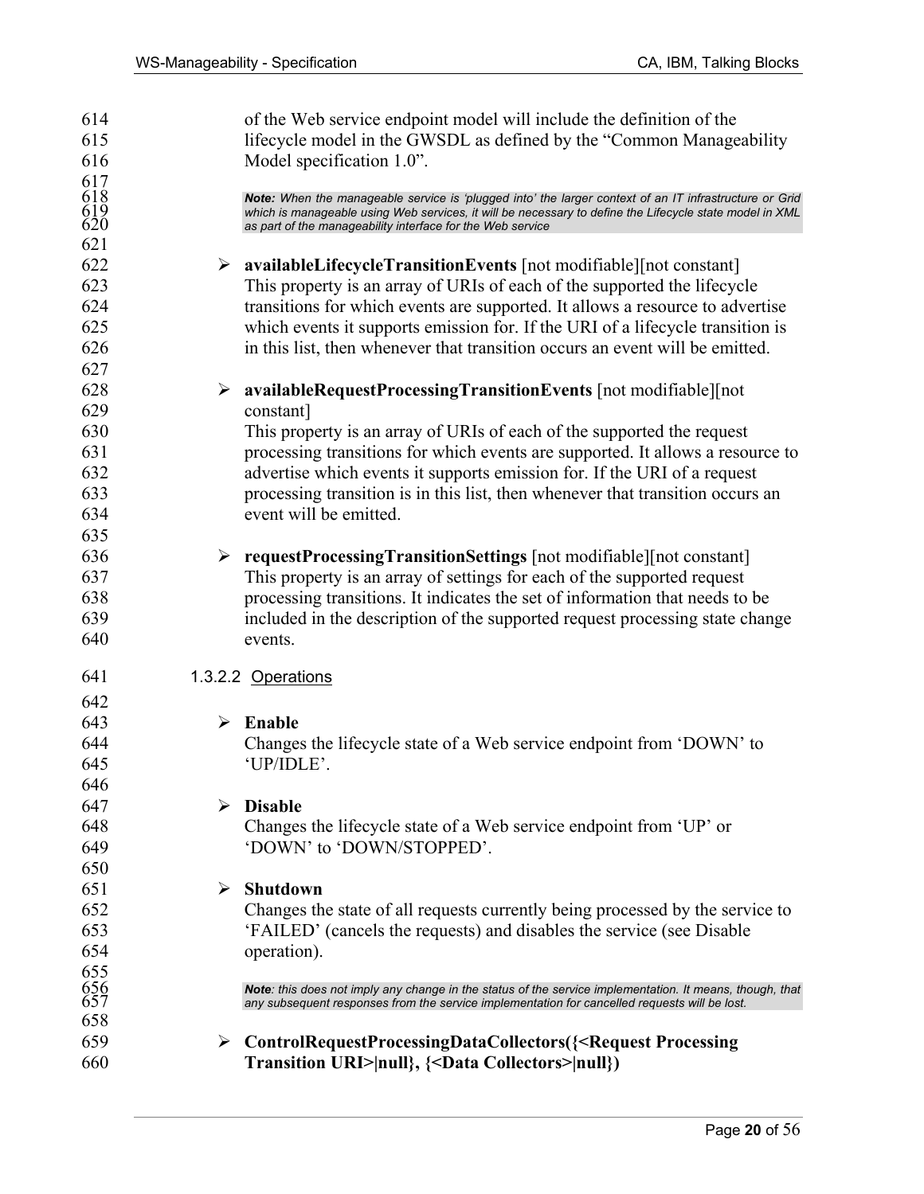of the Web service endpoint model will include the definition of the lifecycle model in the GWSDL as defined by the "Common Manageability Model specification 1.0".

> ***Note:*** *When the manageable service is 'plugged into' the larger context of an IT infrastructure or Grid which is manageable using Web services, it will be necessary to define the Lifecycle state model in XML as part of the manageability interface for the Web service*

- **availableLifecycleTransitionEvents** [not modifiable][not constant]
  This property is an array of URIs of each of the supported the lifecycle transitions for which events are supported. It allows a resource to advertise which events it supports emission for. If the URI of a lifecycle transition is in this list, then whenever that transition occurs an event will be emitted.

- **availableRequestProcessingTransitionEvents** [not modifiable][not constant]
  This property is an array of URIs of each of the supported the request processing transitions for which events are supported. It allows a resource to advertise which events it supports emission for. If the URI of a request processing transition is in this list, then whenever that transition occurs an event will be emitted.

- **requestProcessingTransitionSettings** [not modifiable][not constant]
  This property is an array of settings for each of the supported request processing transitions. It indicates the set of information that needs to be included in the description of the supported request processing state change events.

#### 1.3.2.2 Operations

- **Enable**
  Changes the lifecycle state of a Web service endpoint from 'DOWN' to 'UP/IDLE'.

- **Disable**
  Changes the lifecycle state of a Web service endpoint from 'UP' or 'DOWN' to 'DOWN/STOPPED'.

- **Shutdown**
  Changes the state of all requests currently being processed by the service to 'FAILED' (cancels the requests) and disables the service (see Disable operation).

> ***Note****: this does not imply any change in the status of the service implementation. It means, though, that any subsequent responses from the service implementation for cancelled requests will be lost.*

- **ControlRequestProcessingDataCollectors({<Request Processing Transition URI>|null}, {<Data Collectors>|null})**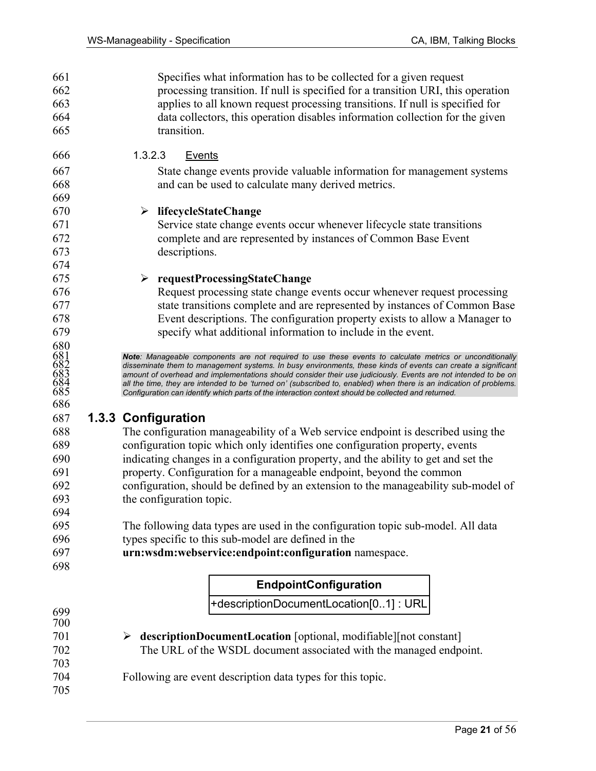Specifies what information has to be collected for a given request processing transition. If null is specified for a transition URI, this operation applies to all known request processing transitions. If null is specified for data collectors, this operation disables information collection for the given transition.

#### 1.3.2.3 Events

State change events provide valuable information for management systems and can be used to calculate many derived metrics.

- **lifecycleStateChange**
  Service state change events occur whenever lifecycle state transitions complete and are represented by instances of Common Base Event descriptions.

- **requestProcessingStateChange**
  Request processing state change events occur whenever request processing state transitions complete and are represented by instances of Common Base Event descriptions. The configuration property exists to allow a Manager to specify what additional information to include in the event.

> ***Note**: Manageable components are not required to use these events to calculate metrics or unconditionally disseminate them to management systems. In busy environments, these kinds of events can create a significant amount of overhead and implementations should consider their use judiciously. Events are not intended to be on all the time, they are intended to be 'turned on' (subscribed to, enabled) when there is an indication of problems. Configuration can identify which parts of the interaction context should be collected and returned.*

### 1.3.3 Configuration

The configuration manageability of a Web service endpoint is described using the configuration topic which only identifies one configuration property, events indicating changes in a configuration property, and the ability to get and set the property. Configuration for a manageable endpoint, beyond the common configuration, should be defined by an extension to the manageability sub-model of the configuration topic.

The following data types are used in the configuration topic sub-model. All data types specific to this sub-model are defined in the **urn:wsdm:webservice:endpoint:configuration** namespace.

| **EndpointConfiguration** |
| --- |
| +descriptionDocumentLocation[0..1] : URL |

- **descriptionDocumentLocation** [optional, modifiable][not constant]
  The URL of the WSDL document associated with the managed endpoint.

Following are event description data types for this topic.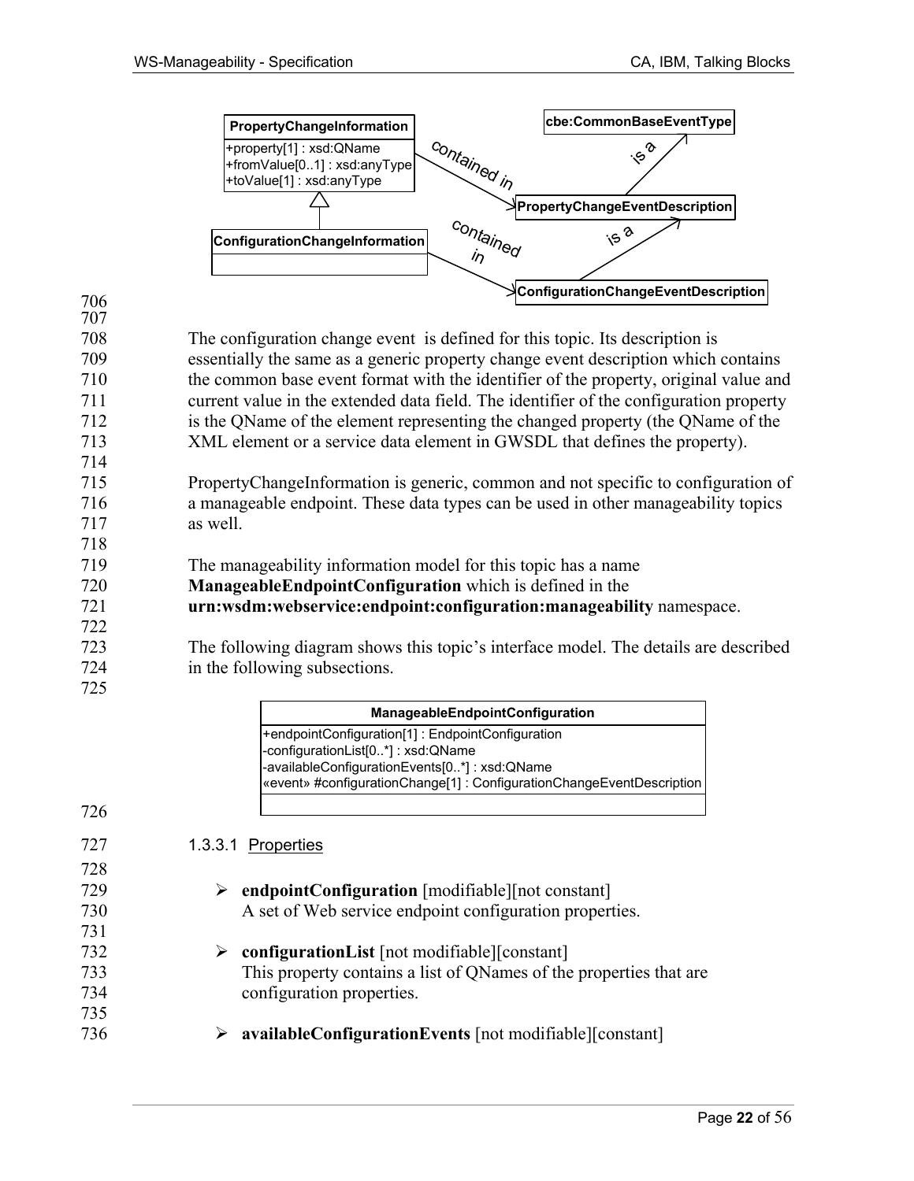The configuration change event is defined for this topic. Its description is essentially the same as a generic property change event description which contains the common base event format with the identifier of the property, original value and current value in the extended data field. The identifier of the configuration property is the QName of the element representing the changed property (the QName of the XML element or a service data element in GWSDL that defines the property).

PropertyChangeInformation is generic, common and not specific to configuration of a manageable endpoint. These data types can be used in other manageability topics as well.

The manageability information model for this topic has a name **ManageableEndpointConfiguration** which is defined in the **urn:wsdm:webservice:endpoint:configuration:manageability** namespace.

The following diagram shows this topic's interface model. The details are described in the following subsections.

#### 1.3.3.1 Properties

- **endpointConfiguration** [modifiable][not constant]
  A set of Web service endpoint configuration properties.

- **configurationList** [not modifiable][constant]
  This property contains a list of QNames of the properties that are configuration properties.

- **availableConfigurationEvents** [not modifiable][constant]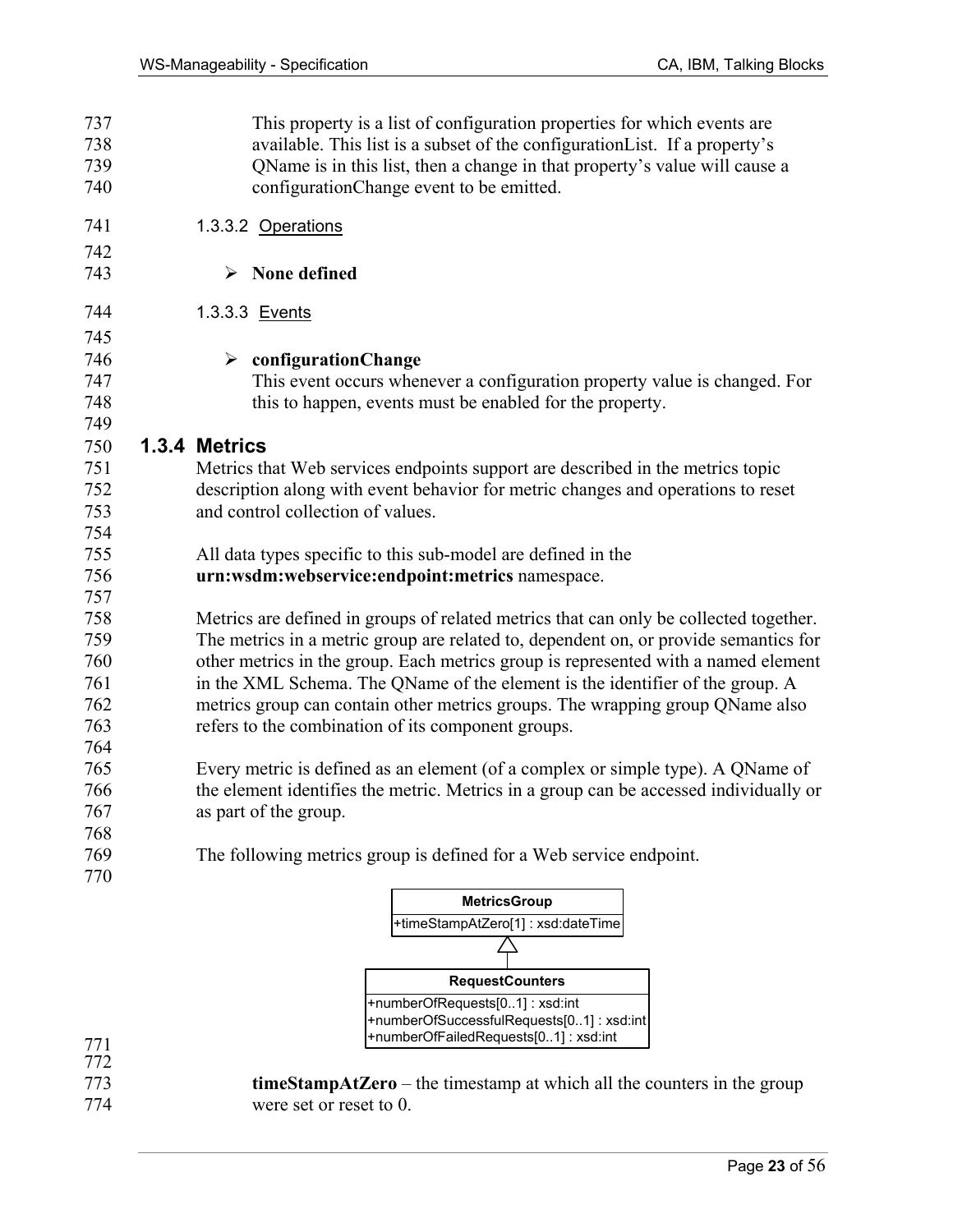This property is a list of configuration properties for which events are available. This list is a subset of the configurationList. If a property's QName is in this list, then a change in that property's value will cause a configurationChange event to be emitted.

#### 1.3.3.2 Operations

- **None defined**

#### 1.3.3.3 Events

- **configurationChange**
  This event occurs whenever a configuration property value is changed. For this to happen, events must be enabled for the property.

### 1.3.4 Metrics

Metrics that Web services endpoints support are described in the metrics topic description along with event behavior for metric changes and operations to reset and control collection of values.

All data types specific to this sub-model are defined in the **urn:wsdm:webservice:endpoint:metrics** namespace.

Metrics are defined in groups of related metrics that can only be collected together. The metrics in a metric group are related to, dependent on, or provide semantics for other metrics in the group. Each metrics group is represented with a named element in the XML Schema. The QName of the element is the identifier of the group. A metrics group can contain other metrics groups. The wrapping group QName also refers to the combination of its component groups.

Every metric is defined as an element (of a complex or simple type). A QName of the element identifies the metric. Metrics in a group can be accessed individually or as part of the group.

The following metrics group is defined for a Web service endpoint.

```
MetricsGroup
+timeStampAtZero[1] : xsd:dateTime
        ^
        |
RequestCounters
+numberOfRequests[0..1] : xsd:int
+numberOfSuccessfulRequests[0..1] : xsd:int
+numberOfFailedRequests[0..1] : xsd:int
```

**timeStampAtZero** – the timestamp at which all the counters in the group were set or reset to 0.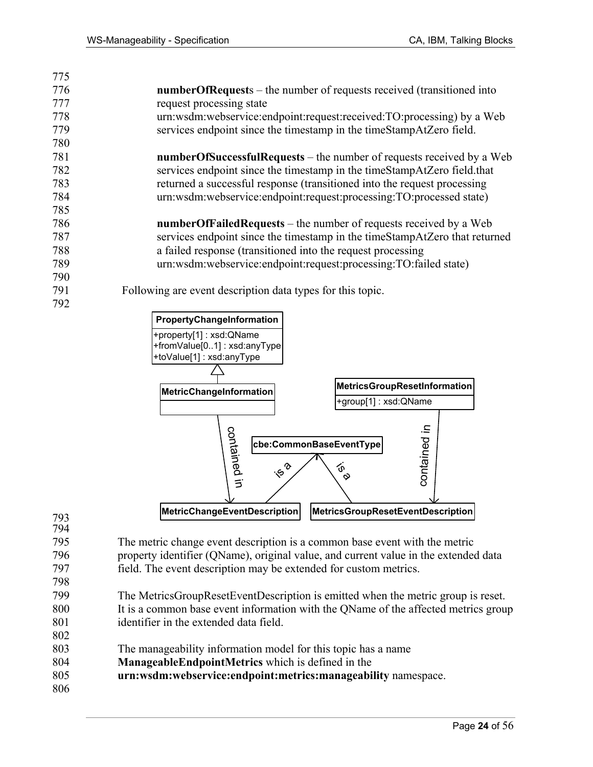**numberOfRequest**s – the number of requests received (transitioned into request processing state urn:wsdm:webservice:endpoint:request:received:TO:processing) by a Web services endpoint since the timestamp in the timeStampAtZero field.

**numberOfSuccessfulRequests** – the number of requests received by a Web services endpoint since the timestamp in the timeStampAtZero field.that returned a successful response (transitioned into the request processing urn:wsdm:webservice:endpoint:request:processing:TO:processed state)

**numberOfFailedRequests** – the number of requests received by a Web services endpoint since the timestamp in the timeStampAtZero that returned a failed response (transitioned into the request processing urn:wsdm:webservice:endpoint:request:processing:TO:failed state)

Following are event description data types for this topic.

PropertyChangeInformation
+property[1] : xsd:QName
+fromValue[0..1] : xsd:anyType
+toValue[1] : xsd:anyType

MetricChangeInformation

MetricsGroupResetInformation
+group[1] : xsd:QName

cbe:CommonBaseEventType

MetricChangeEventDescription

MetricsGroupResetEventDescription

contained in

is a

is a

contained in

The metric change event description is a common base event with the metric property identifier (QName), original value, and current value in the extended data field. The event description may be extended for custom metrics.

The MetricsGroupResetEventDescription is emitted when the metric group is reset. It is a common base event information with the QName of the affected metrics group identifier in the extended data field.

The manageability information model for this topic has a name **ManageableEndpointMetrics** which is defined in the **urn:wsdm:webservice:endpoint:metrics:manageability** namespace.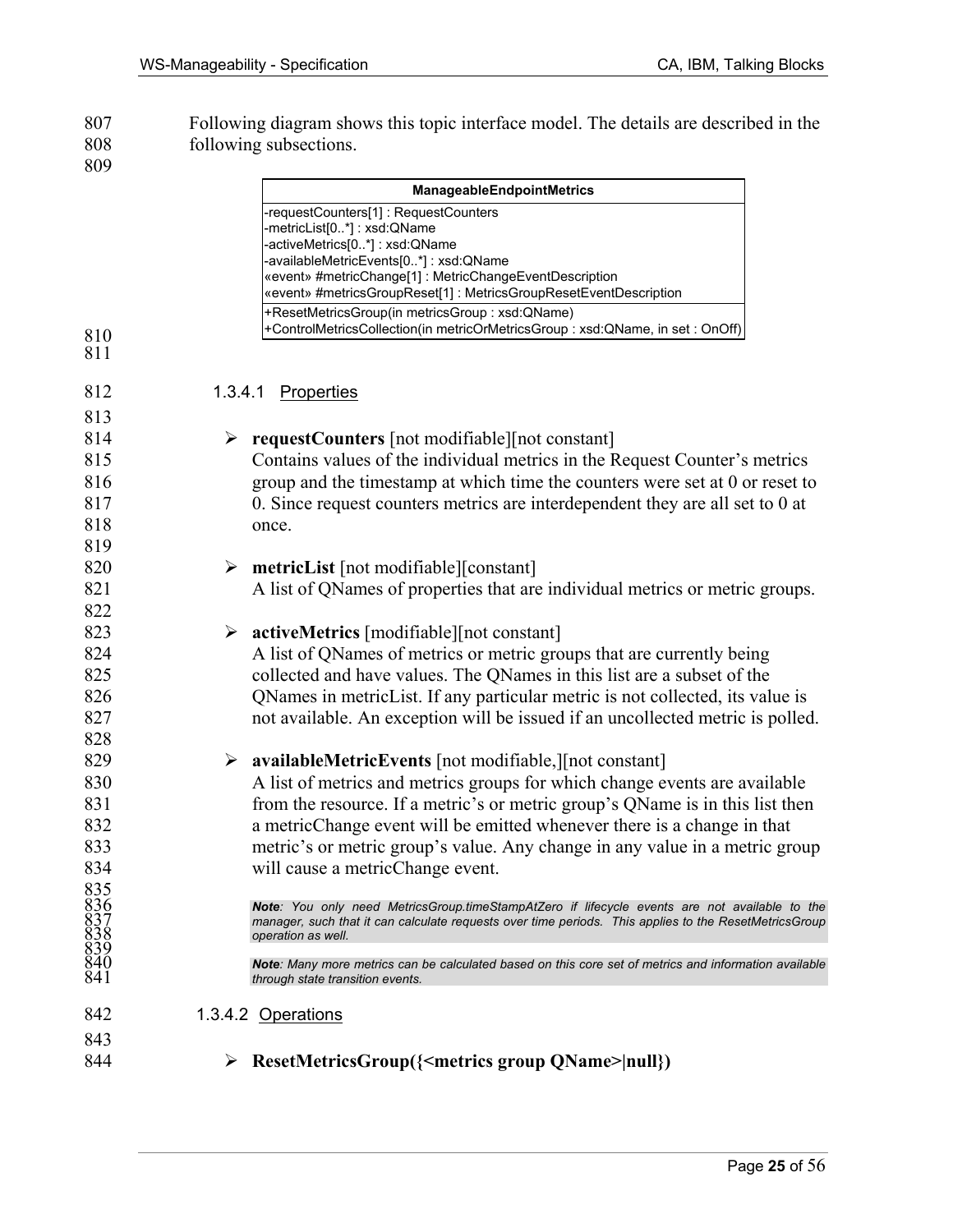Following diagram shows this topic interface model. The details are described in the following subsections.

| ManageableEndpointMetrics |
|---|
| -requestCounters[1] : RequestCounters<br>-metricList[0..*] : xsd:QName<br>-activeMetrics[0..*] : xsd:QName<br>-availableMetricEvents[0..*] : xsd:QName<br>«event» #metricChange[1] : MetricChangeEventDescription<br>«event» #metricsGroupReset[1] : MetricsGroupResetEventDescription |
| +ResetMetricsGroup(in metricsGroup : xsd:QName)<br>+ControlMetricsCollection(in metricOrMetricsGroup : xsd:QName, in set : OnOff) |

#### 1.3.4.1 Properties

- **requestCounters** [not modifiable][not constant]
  Contains values of the individual metrics in the Request Counter's metrics group and the timestamp at which time the counters were set at 0 or reset to 0. Since request counters metrics are interdependent they are all set to 0 at once.

- **metricList** [not modifiable][constant]
  A list of QNames of properties that are individual metrics or metric groups.

- **activeMetrics** [modifiable][not constant]
  A list of QNames of metrics or metric groups that are currently being collected and have values. The QNames in this list are a subset of the QNames in metricList. If any particular metric is not collected, its value is not available. An exception will be issued if an uncollected metric is polled.

- **availableMetricEvents** [not modifiable,][not constant]
  A list of metrics and metrics groups for which change events are available from the resource. If a metric's or metric group's QName is in this list then a metricChange event will be emitted whenever there is a change in that metric's or metric group's value. Any change in any value in a metric group will cause a metricChange event.

> ***Note****: You only need MetricsGroup.timeStampAtZero if lifecycle events are not available to the manager, such that it can calculate requests over time periods. This applies to the ResetMetricsGroup operation as well.*

> ***Note****: Many more metrics can be calculated based on this core set of metrics and information available through state transition events.*

#### 1.3.4.2 Operations

- **ResetMetricsGroup({<metrics group QName>|null})**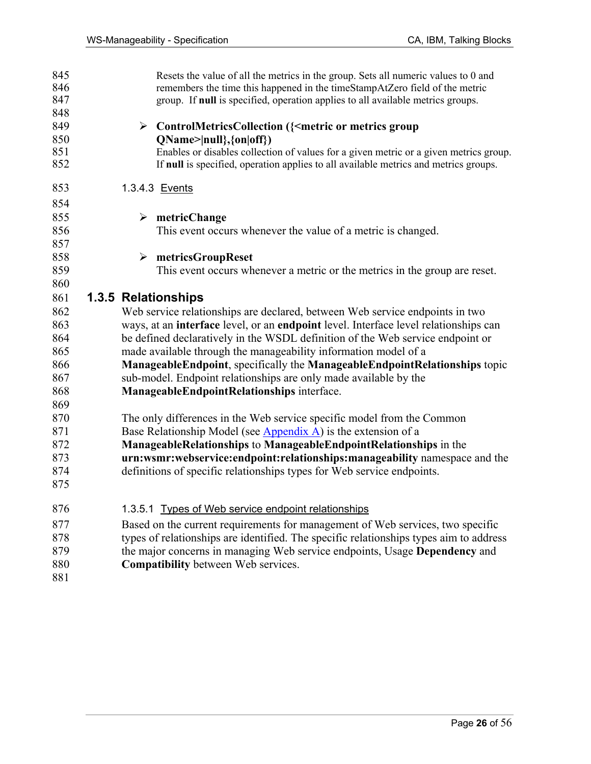Resets the value of all the metrics in the group. Sets all numeric values to 0 and remembers the time this happened in the timeStampAtZero field of the metric group. If **null** is specified, operation applies to all available metrics groups.

- **ControlMetricsCollection ({<metric or metrics group QName>|null},{on|off})**
  Enables or disables collection of values for a given metric or a given metrics group. If **null** is specified, operation applies to all available metrics and metrics groups.

#### 1.3.4.3 Events

- **metricChange**
  This event occurs whenever the value of a metric is changed.

- **metricsGroupReset**
  This event occurs whenever a metric or the metrics in the group are reset.

### 1.3.5 Relationships

Web service relationships are declared, between Web service endpoints in two ways, at an **interface** level, or an **endpoint** level. Interface level relationships can be defined declaratively in the WSDL definition of the Web service endpoint or made available through the manageability information model of a **ManageableEndpoint**, specifically the **ManageableEndpointRelationships** topic sub-model. Endpoint relationships are only made available by the **ManageableEndpointRelationships** interface.

The only differences in the Web service specific model from the Common Base Relationship Model (see Appendix A) is the extension of a **ManageableRelationships** to **ManageableEndpointRelationships** in the **urn:wsmr:webservice:endpoint:relationships:manageability** namespace and the definitions of specific relationships types for Web service endpoints.

#### 1.3.5.1 Types of Web service endpoint relationships

Based on the current requirements for management of Web services, two specific types of relationships are identified. The specific relationships types aim to address the major concerns in managing Web service endpoints, Usage **Dependency** and **Compatibility** between Web services.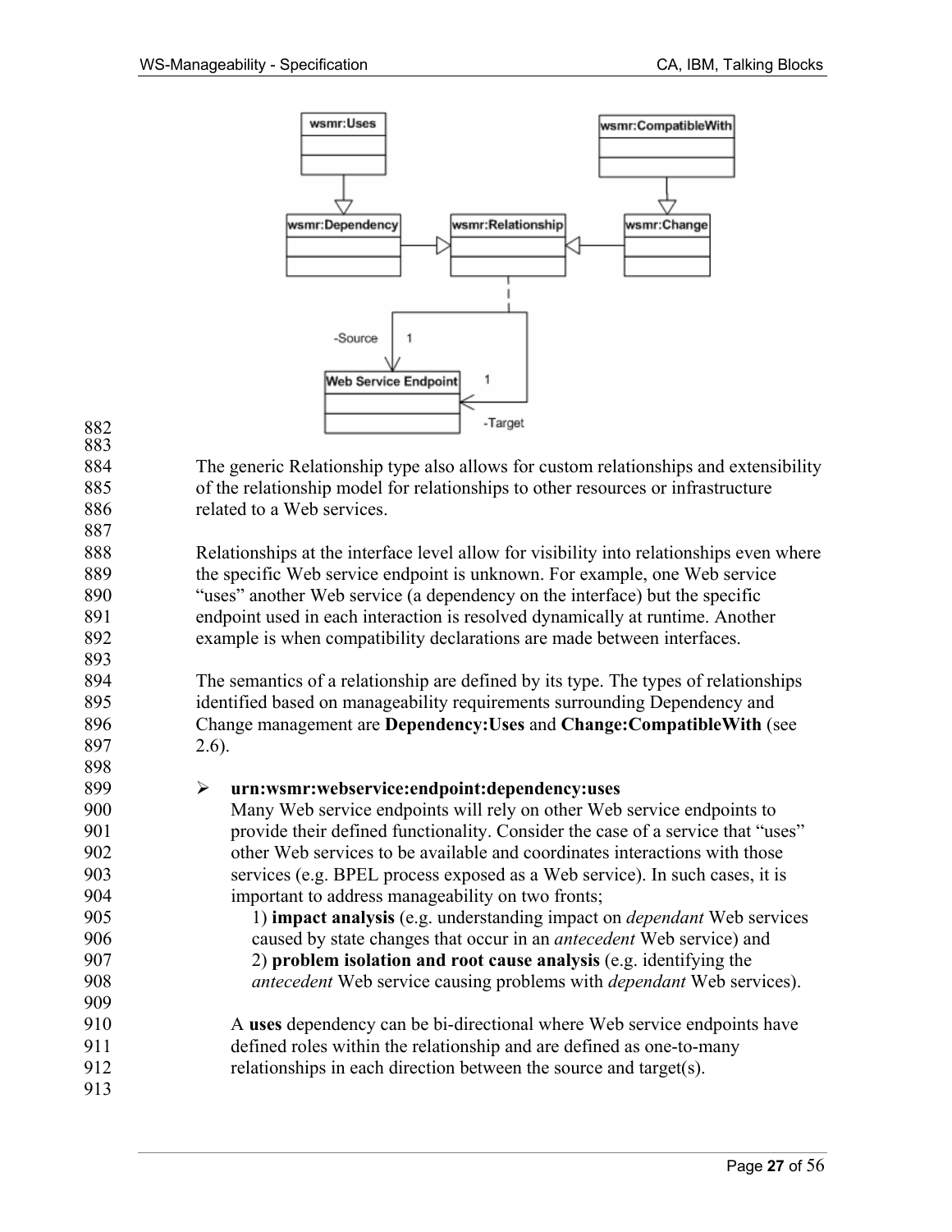The generic Relationship type also allows for custom relationships and extensibility of the relationship model for relationships to other resources or infrastructure related to a Web services.

Relationships at the interface level allow for visibility into relationships even where the specific Web service endpoint is unknown. For example, one Web service "uses" another Web service (a dependency on the interface) but the specific endpoint used in each interaction is resolved dynamically at runtime. Another example is when compatibility declarations are made between interfaces.

The semantics of a relationship are defined by its type. The types of relationships identified based on manageability requirements surrounding Dependency and Change management are **Dependency:Uses** and **Change:CompatibleWith** (see 2.6).

- **urn:wsmr:webservice:endpoint:dependency:uses**

  Many Web service endpoints will rely on other Web service endpoints to provide their defined functionality. Consider the case of a service that "uses" other Web services to be available and coordinates interactions with those services (e.g. BPEL process exposed as a Web service). In such cases, it is important to address manageability on two fronts;

  1) **impact analysis** (e.g. understanding impact on *dependant* Web services caused by state changes that occur in an *antecedent* Web service) and
  2) **problem isolation and root cause analysis** (e.g. identifying the *antecedent* Web service causing problems with *dependant* Web services).

  A **uses** dependency can be bi-directional where Web service endpoints have defined roles within the relationship and are defined as one-to-many relationships in each direction between the source and target(s).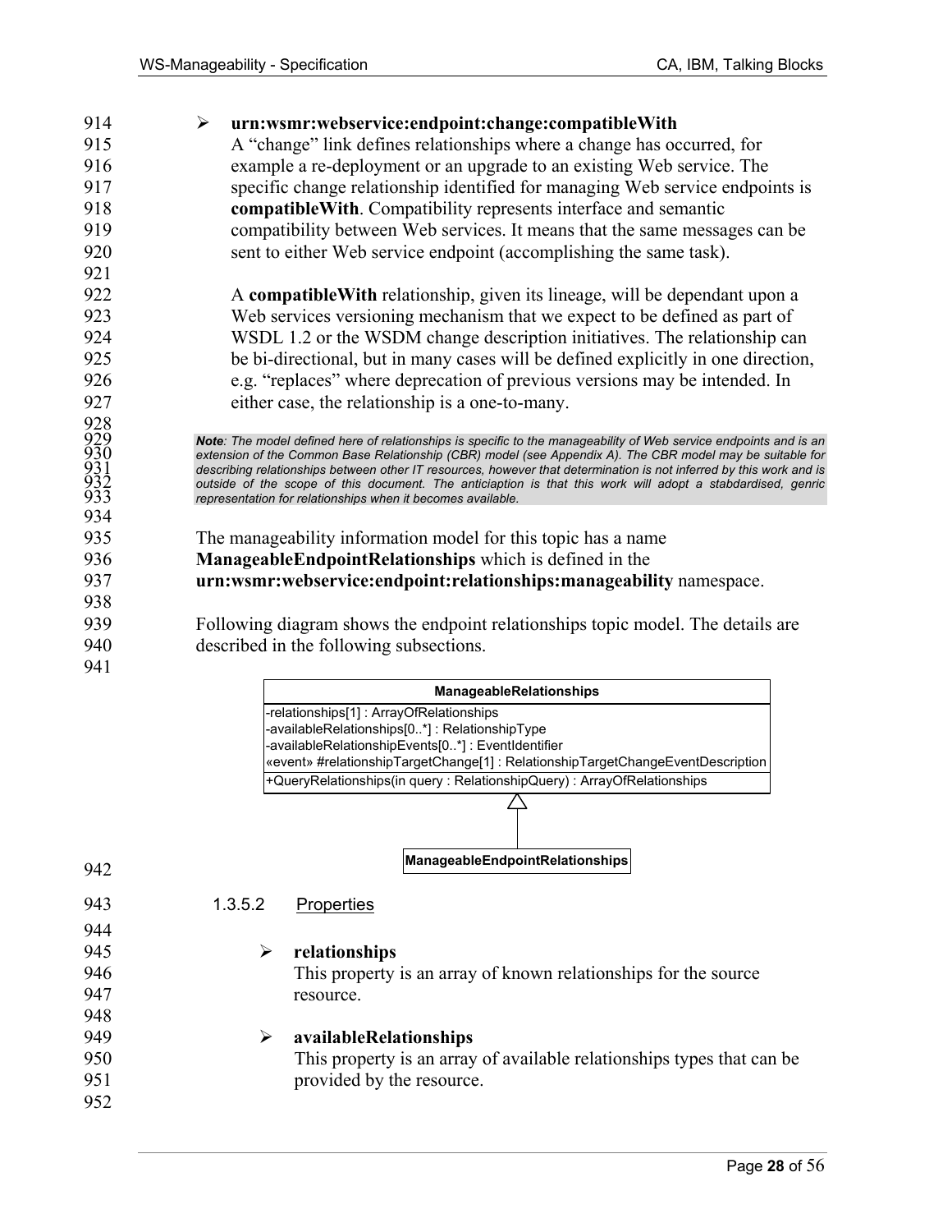- **urn:wsmr:webservice:endpoint:change:compatibleWith**
  A "change" link defines relationships where a change has occurred, for example a re-deployment or an upgrade to an existing Web service. The specific change relationship identified for managing Web service endpoints is **compatibleWith**. Compatibility represents interface and semantic compatibility between Web services. It means that the same messages can be sent to either Web service endpoint (accomplishing the same task).

  A **compatibleWith** relationship, given its lineage, will be dependant upon a Web services versioning mechanism that we expect to be defined as part of WSDL 1.2 or the WSDM change description initiatives. The relationship can be bi-directional, but in many cases will be defined explicitly in one direction, e.g. "replaces" where deprecation of previous versions may be intended. In either case, the relationship is a one-to-many.

> ***Note**: The model defined here of relationships is specific to the manageability of Web service endpoints and is an extension of the Common Base Relationship (CBR) model (see Appendix A). The CBR model may be suitable for describing relationships between other IT resources, however that determination is not inferred by this work and is outside of the scope of this document. The anticiaption is that this work will adopt a stabdardised, genric representation for relationships when it becomes available.*

The manageability information model for this topic has a name **ManageableEndpointRelationships** which is defined in the **urn:wsmr:webservice:endpoint:relationships:manageability** namespace.

Following diagram shows the endpoint relationships topic model. The details are described in the following subsections.

```
ManageableRelationships
-relationships[1] : ArrayOfRelationships
-availableRelationships[0..*] : RelationshipType
-availableRelationshipEvents[0..*] : EventIdentifier
«event» #relationshipTargetChange[1] : RelationshipTargetChangeEventDescription
+QueryRelationships(in query : RelationshipQuery) : ArrayOfRelationships
        ^
        |
ManageableEndpointRelationships
```

### 1.3.5.2 Properties

- **relationships**
  This property is an array of known relationships for the source resource.

- **availableRelationships**
  This property is an array of available relationships types that can be provided by the resource.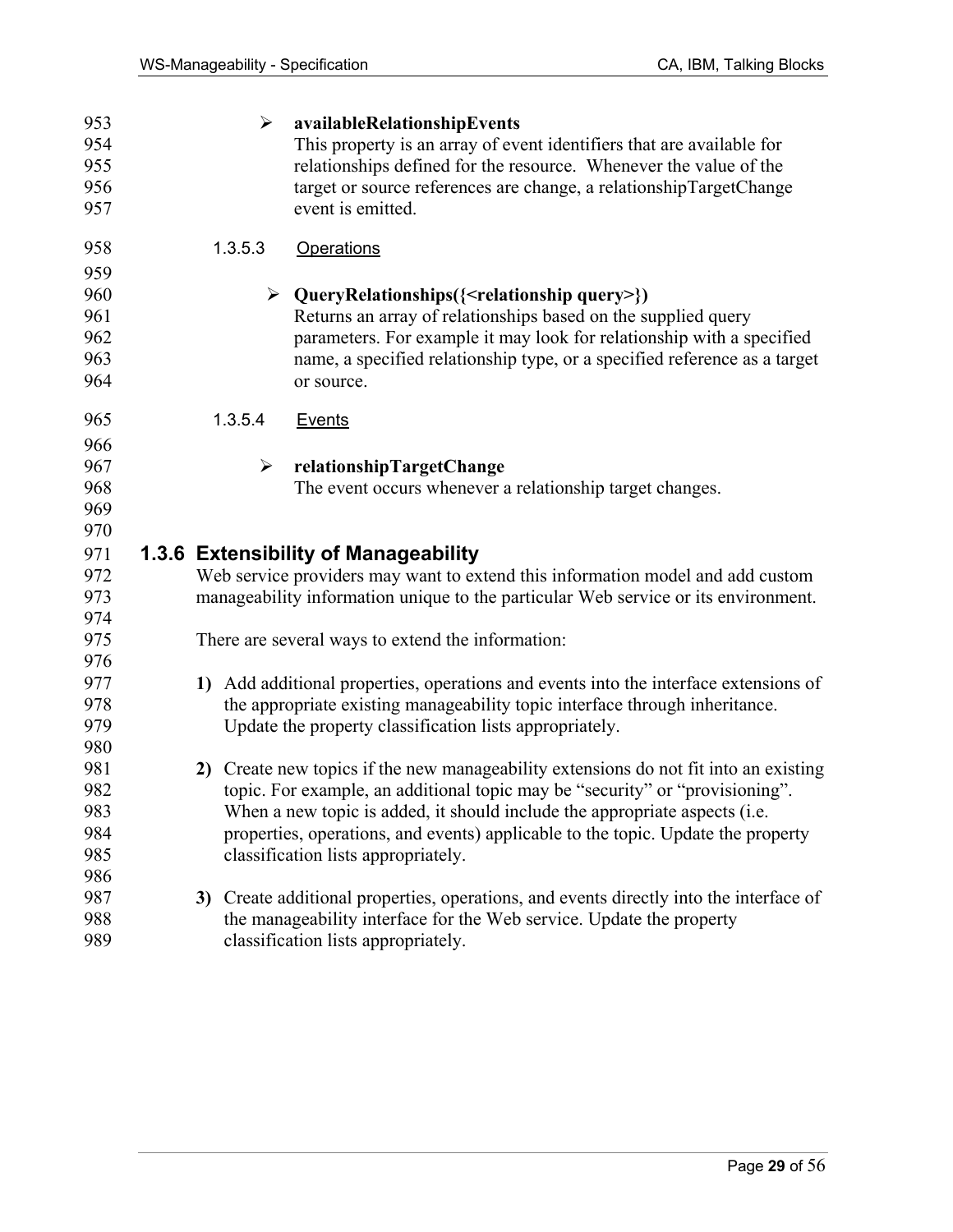- **availableRelationshipEvents**
  This property is an array of event identifiers that are available for relationships defined for the resource. Whenever the value of the target or source references are change, a relationshipTargetChange event is emitted.

#### 1.3.5.3 Operations

- **QueryRelationships({<relationship query>})**
  Returns an array of relationships based on the supplied query parameters. For example it may look for relationship with a specified name, a specified relationship type, or a specified reference as a target or source.

#### 1.3.5.4 Events

- **relationshipTargetChange**
  The event occurs whenever a relationship target changes.

### 1.3.6 Extensibility of Manageability

Web service providers may want to extend this information model and add custom manageability information unique to the particular Web service or its environment.

There are several ways to extend the information:

**1)** Add additional properties, operations and events into the interface extensions of the appropriate existing manageability topic interface through inheritance. Update the property classification lists appropriately.

**2)** Create new topics if the new manageability extensions do not fit into an existing topic. For example, an additional topic may be "security" or "provisioning". When a new topic is added, it should include the appropriate aspects (i.e. properties, operations, and events) applicable to the topic. Update the property classification lists appropriately.

**3)** Create additional properties, operations, and events directly into the interface of the manageability interface for the Web service. Update the property classification lists appropriately.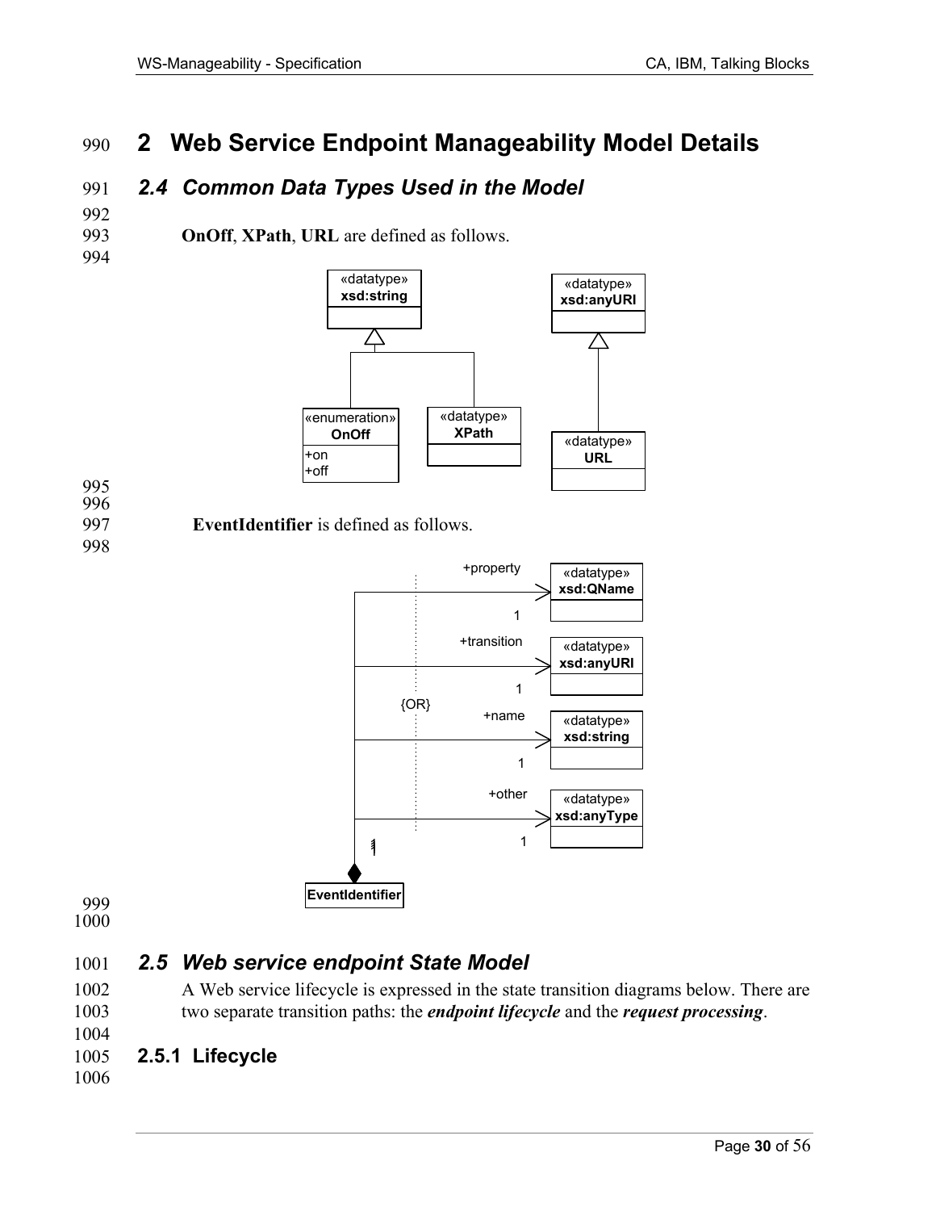# 2 Web Service Endpoint Manageability Model Details

## 2.4 Common Data Types Used in the Model

**OnOff**, **XPath**, **URL** are defined as follows.

**EventIdentifier** is defined as follows.

## 2.5 Web service endpoint State Model

A Web service lifecycle is expressed in the state transition diagrams below. There are two separate transition paths: the ***endpoint lifecycle*** and the ***request processing***.

### 2.5.1 Lifecycle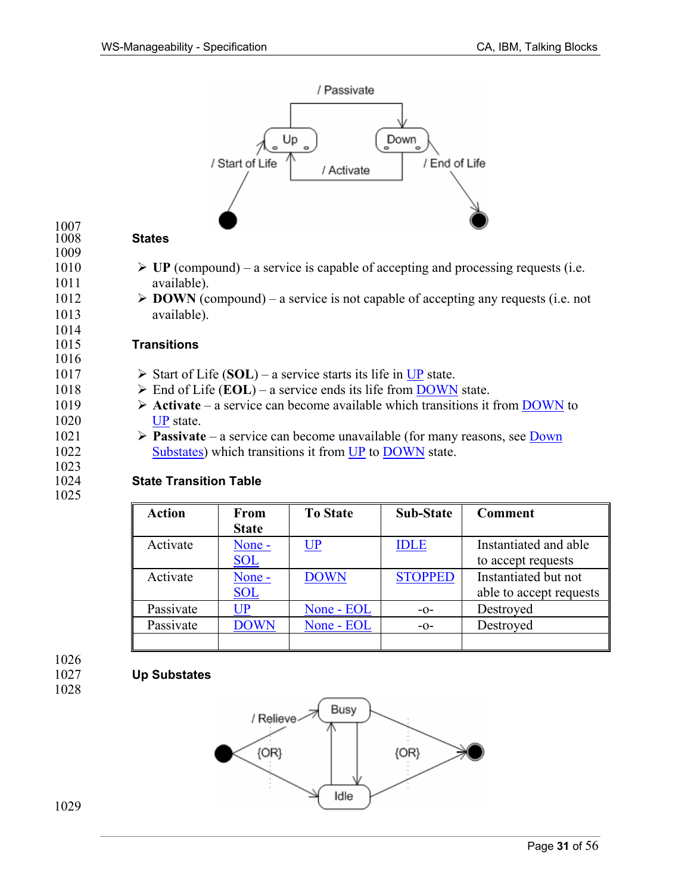### States

- **UP** (compound) – a service is capable of accepting and processing requests (i.e. available).
- **DOWN** (compound) – a service is not capable of accepting any requests (i.e. not available).

### Transitions

- Start of Life (**SOL**) – a service starts its life in UP state.
- End of Life (**EOL**) – a service ends its life from DOWN state.
- **Activate** – a service can become available which transitions it from DOWN to UP state.
- **Passivate** – a service can become unavailable (for many reasons, see Down Substates) which transitions it from UP to DOWN state.

### State Transition Table

| Action | From State | To State | Sub-State | Comment |
|---|---|---|---|---|
| Activate | None - SOL | UP | IDLE | Instantiated and able to accept requests |
| Activate | None - SOL | DOWN | STOPPED | Instantiated but not able to accept requests |
| Passivate | UP | None - EOL | -o- | Destroyed |
| Passivate | DOWN | None - EOL | -o- | Destroyed |
| | | | | |

### Up Substates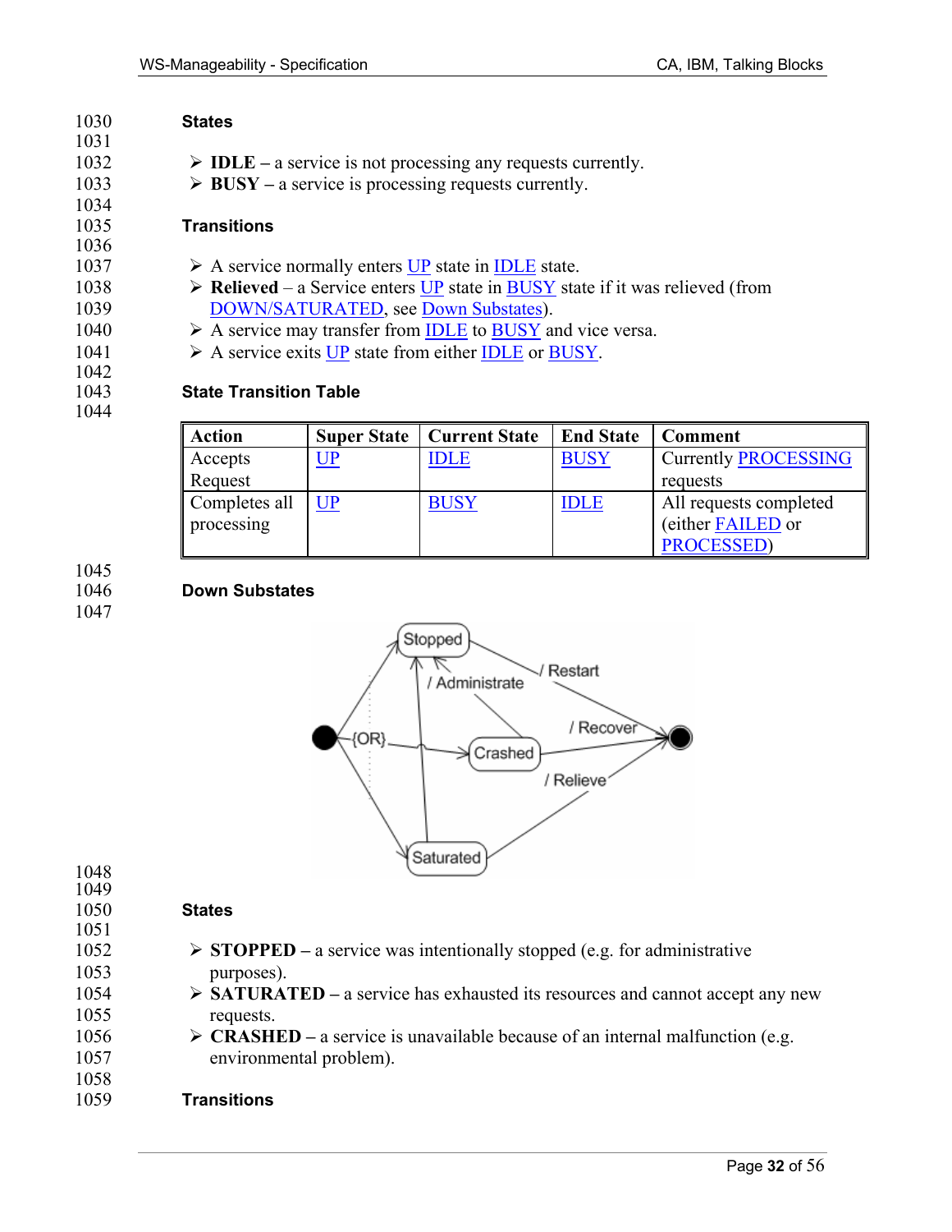### States

- **IDLE** – a service is not processing any requests currently.
- **BUSY** – a service is processing requests currently.

### Transitions

- A service normally enters UP state in IDLE state.
- **Relieved** – a Service enters UP state in BUSY state if it was relieved (from DOWN/SATURATED, see Down Substates).
- A service may transfer from IDLE to BUSY and vice versa.
- A service exits UP state from either IDLE or BUSY.

### State Transition Table

| Action | Super State | Current State | End State | Comment |
|---|---|---|---|---|
| Accepts Request | UP | IDLE | BUSY | Currently PROCESSING requests |
| Completes all processing | UP | BUSY | IDLE | All requests completed (either FAILED or PROCESSED) |

### Down Substates

### States

- **STOPPED** – a service was intentionally stopped (e.g. for administrative purposes).
- **SATURATED** – a service has exhausted its resources and cannot accept any new requests.
- **CRASHED** – a service is unavailable because of an internal malfunction (e.g. environmental problem).

### Transitions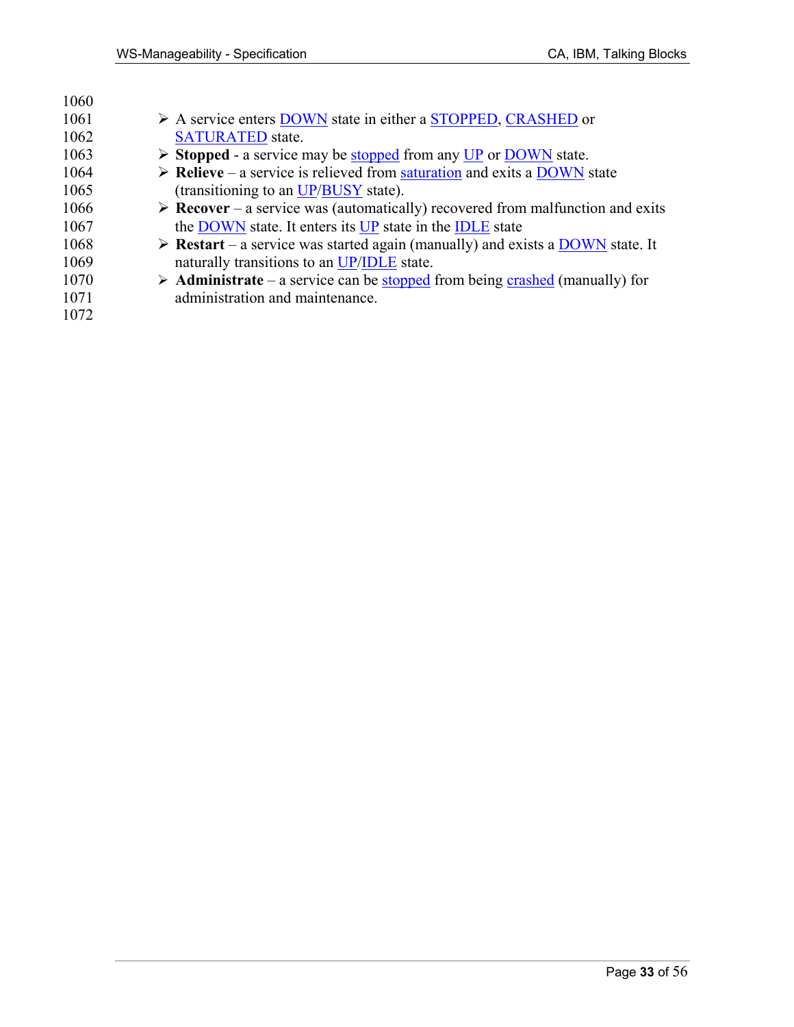- A service enters DOWN state in either a STOPPED, CRASHED or SATURATED state.
- **Stopped** - a service may be stopped from any UP or DOWN state.
- **Relieve** – a service is relieved from saturation and exits a DOWN state (transitioning to an UP/BUSY state).
- **Recover** – a service was (automatically) recovered from malfunction and exits the DOWN state. It enters its UP state in the IDLE state
- **Restart** – a service was started again (manually) and exists a DOWN state. It naturally transitions to an UP/IDLE state.
- **Administrate** – a service can be stopped from being crashed (manually) for administration and maintenance.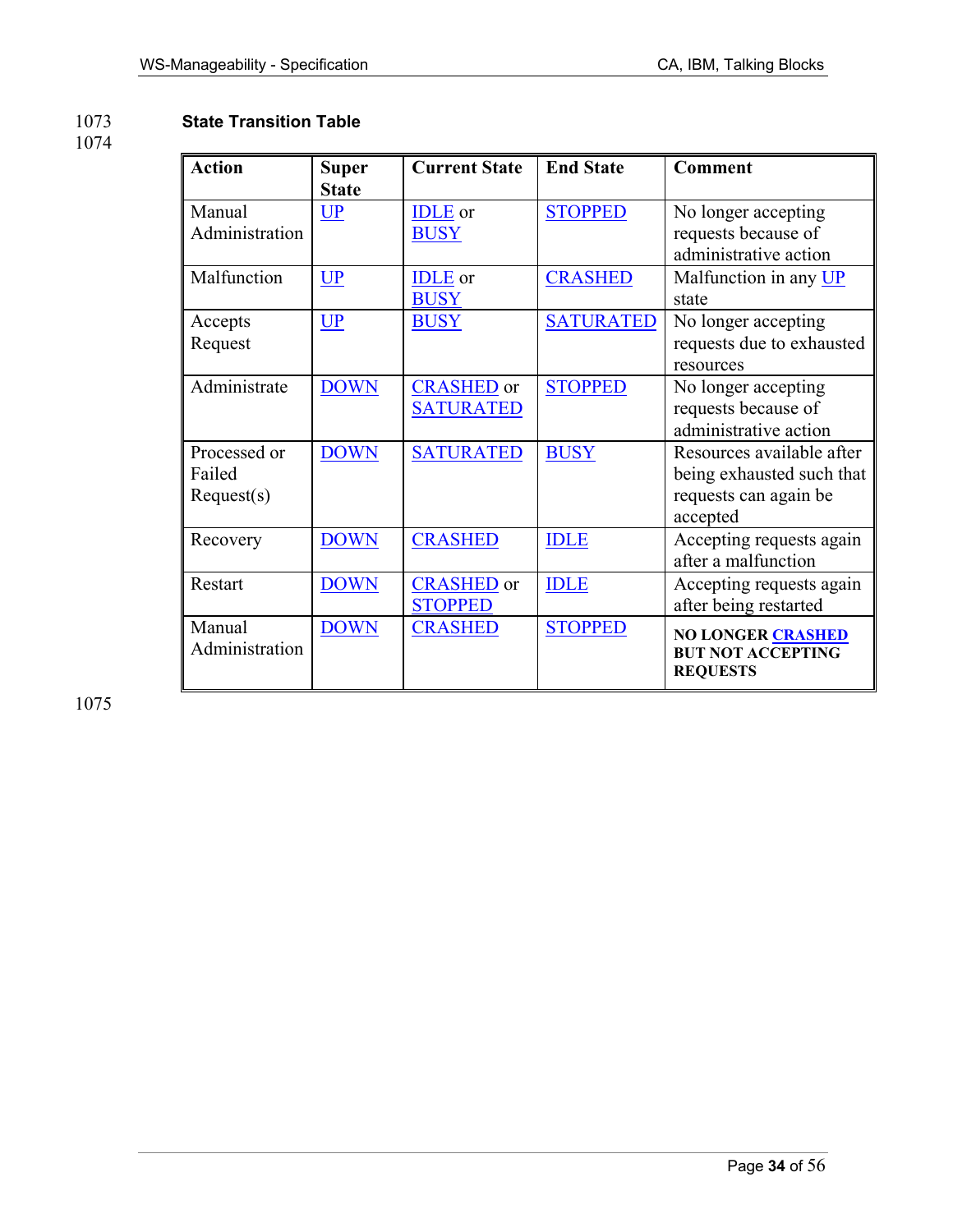**State Transition Table**

| Action | Super State | Current State | End State | Comment |
|---|---|---|---|---|
| Manual Administration | UP | IDLE or BUSY | STOPPED | No longer accepting requests because of administrative action |
| Malfunction | UP | IDLE or BUSY | CRASHED | Malfunction in any UP state |
| Accepts Request | UP | BUSY | SATURATED | No longer accepting requests due to exhausted resources |
| Administrate | DOWN | CRASHED or SATURATED | STOPPED | No longer accepting requests because of administrative action |
| Processed or Failed Request(s) | DOWN | SATURATED | BUSY | Resources available after being exhausted such that requests can again be accepted |
| Recovery | DOWN | CRASHED | IDLE | Accepting requests again after a malfunction |
| Restart | DOWN | CRASHED or STOPPED | IDLE | Accepting requests again after being restarted |
| Manual Administration | DOWN | CRASHED | STOPPED | **NO LONGER CRASHED BUT NOT ACCEPTING REQUESTS** |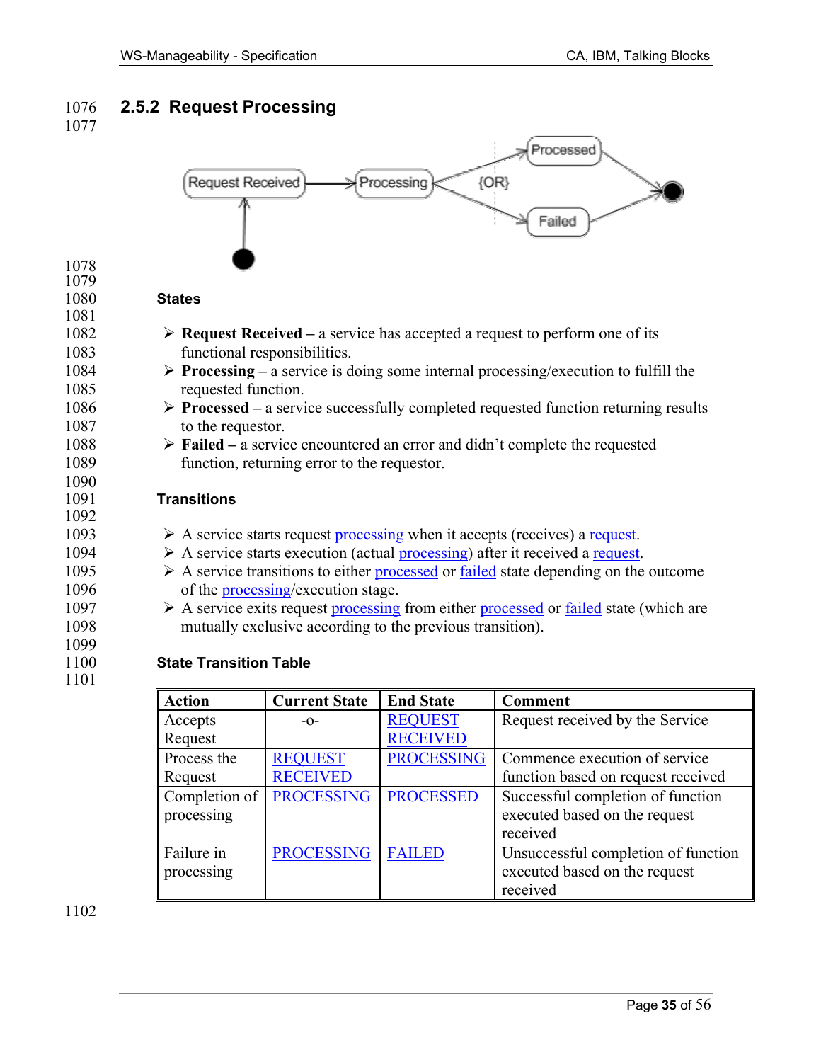## 2.5.2 Request Processing

**States**

- **Request Received** – a service has accepted a request to perform one of its functional responsibilities.
- **Processing** – a service is doing some internal processing/execution to fulfill the requested function.
- **Processed** – a service successfully completed requested function returning results to the requestor.
- **Failed** – a service encountered an error and didn't complete the requested function, returning error to the requestor.

**Transitions**

- A service starts request processing when it accepts (receives) a request.
- A service starts execution (actual processing) after it received a request.
- A service transitions to either processed or failed state depending on the outcome of the processing/execution stage.
- A service exits request processing from either processed or failed state (which are mutually exclusive according to the previous transition).

**State Transition Table**

| Action | Current State | End State | Comment |
|---|---|---|---|
| Accepts Request | -o- | REQUEST RECEIVED | Request received by the Service |
| Process the Request | REQUEST RECEIVED | PROCESSING | Commence execution of service function based on request received |
| Completion of processing | PROCESSING | PROCESSED | Successful completion of function executed based on the request received |
| Failure in processing | PROCESSING | FAILED | Unsuccessful completion of function executed based on the request received |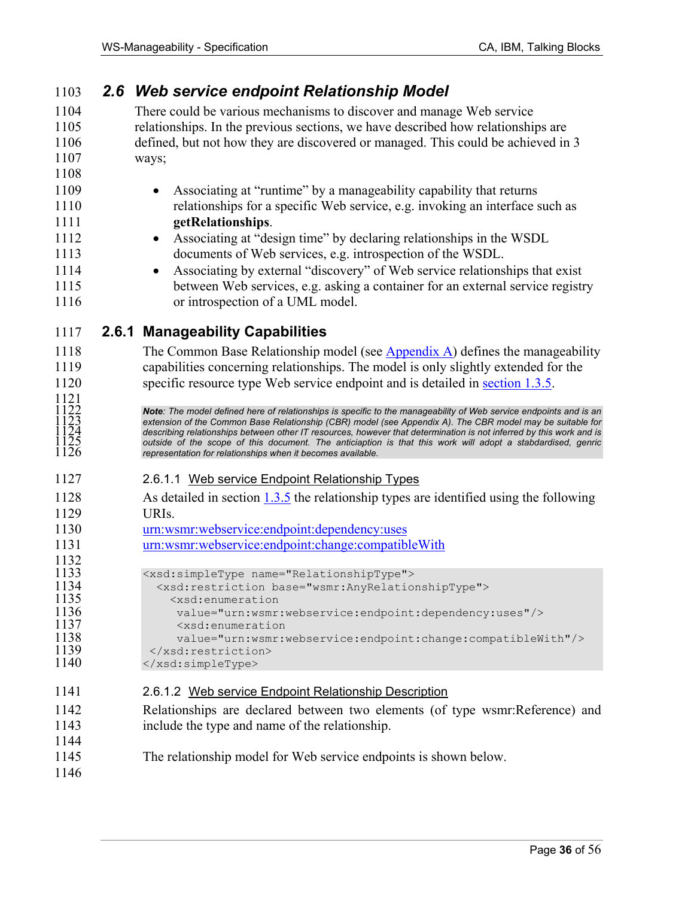## 2.6 Web service endpoint Relationship Model

There could be various mechanisms to discover and manage Web service relationships. In the previous sections, we have described how relationships are defined, but not how they are discovered or managed. This could be achieved in 3 ways;

- Associating at "runtime" by a manageability capability that returns relationships for a specific Web service, e.g. invoking an interface such as **getRelationships**.
- Associating at "design time" by declaring relationships in the WSDL documents of Web services, e.g. introspection of the WSDL.
- Associating by external "discovery" of Web service relationships that exist between Web services, e.g. asking a container for an external service registry or introspection of a UML model.

### 2.6.1 Manageability Capabilities

The Common Base Relationship model (see Appendix A) defines the manageability capabilities concerning relationships. The model is only slightly extended for the specific resource type Web service endpoint and is detailed in section 1.3.5.

> ***Note**: The model defined here of relationships is specific to the manageability of Web service endpoints and is an extension of the Common Base Relationship (CBR) model (see Appendix A). The CBR model may be suitable for describing relationships between other IT resources, however that determination is not inferred by this work and is outside of the scope of this document. The anticiaption is that this work will adopt a stabdardised, genric representation for relationships when it becomes available.*

#### 2.6.1.1 Web service Endpoint Relationship Types

As detailed in section 1.3.5 the relationship types are identified using the following URIs.

urn:wsmr:webservice:endpoint:dependency:uses
urn:wsmr:webservice:endpoint:change:compatibleWith

```
<xsd:simpleType name="RelationshipType">
  <xsd:restriction base="wsmr:AnyRelationshipType">
    <xsd:enumeration
     value="urn:wsmr:webservice:endpoint:dependency:uses"/>
     <xsd:enumeration
     value="urn:wsmr:webservice:endpoint:change:compatibleWith"/>
 </xsd:restriction>
</xsd:simpleType>
```

#### 2.6.1.2 Web service Endpoint Relationship Description

Relationships are declared between two elements (of type wsmr:Reference) and include the type and name of the relationship.

The relationship model for Web service endpoints is shown below.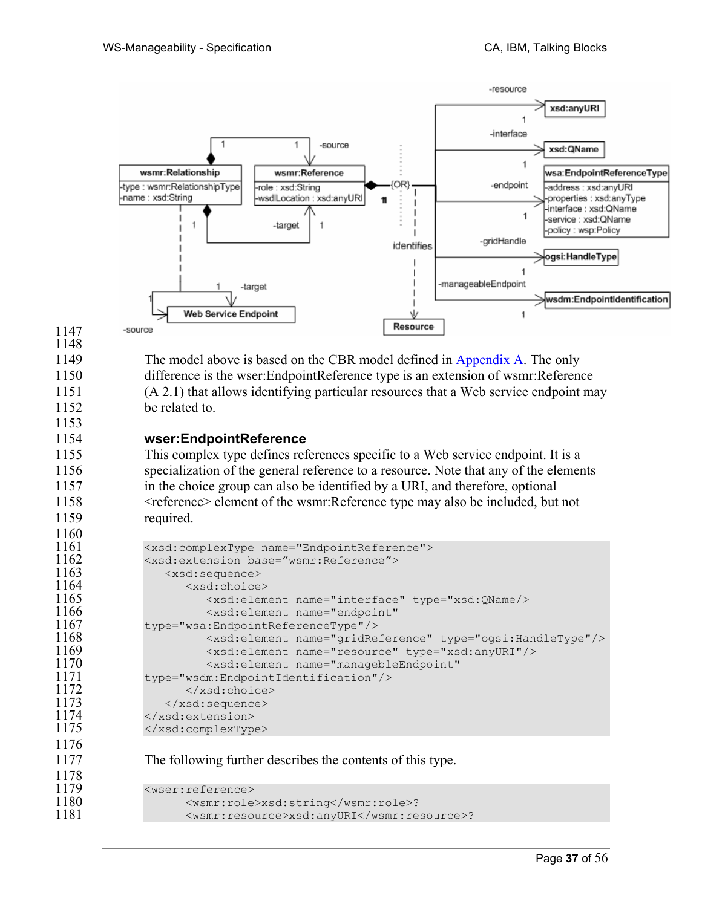The model above is based on the CBR model defined in Appendix A. The only difference is the wser:EndpointReference type is an extension of wsmr:Reference (A 2.1) that allows identifying particular resources that a Web service endpoint may be related to.

### wser:EndpointReference

This complex type defines references specific to a Web service endpoint. It is a specialization of the general reference to a resource. Note that any of the elements in the choice group can also be identified by a URI, and therefore, optional <reference> element of the wsmr:Reference type may also be included, but not required.

```
<xsd:complexType name="EndpointReference">
<xsd:extension base="wsmr:Reference">
   <xsd:sequence>
      <xsd:choice>
         <xsd:element name="interface" type="xsd:QName/>
         <xsd:element name="endpoint"
type="wsa:EndpointReferenceType"/>
         <xsd:element name="gridReference" type="ogsi:HandleType"/>
         <xsd:element name="resource" type="xsd:anyURI"/>
         <xsd:element name="manageblEndpoint"
type="wsdm:EndpointIdentification"/>
      </xsd:choice>
   </xsd:sequence>
</xsd:extension>
</xsd:complexType>
```

The following further describes the contents of this type.

```
<wser:reference>
      <wsmr:role>xsd:string</wsmr:role>?
      <wsmr:resource>xsd:anyURI</wsmr:resource>?
```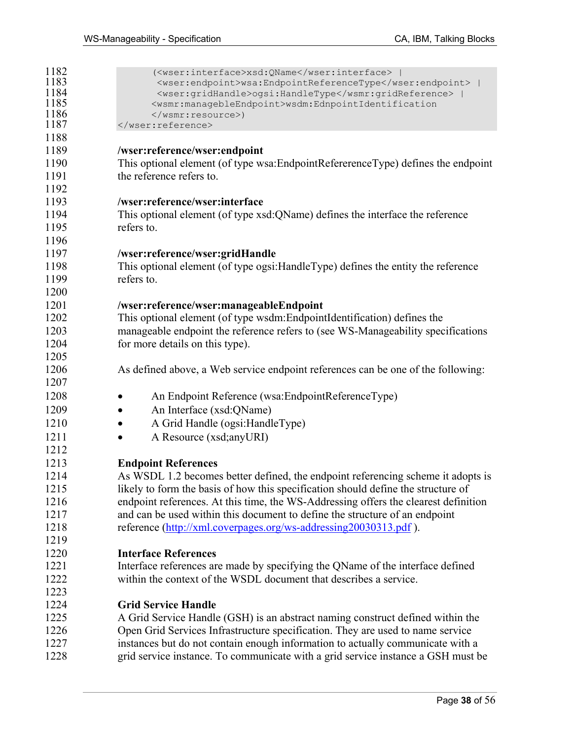```
      (<wser:interface>xsd:QName</wser:interface> |
       <wser:endpoint>wsa:EndpointReferenceType</wser:endpoint> |
       <wser:gridHandle>ogsi:HandleType</wsmr:gridReference> |
      <wsmr:managebleEndpoint>wsdm:EdnpointIdentification
      </wsmr:resource>)
</wser:reference>
```

**/wser:reference/wser:endpoint**
This optional element (of type wsa:EndpointRefererenceType) defines the endpoint the reference refers to.

**/wser:reference/wser:interface**
This optional element (of type xsd:QName) defines the interface the reference refers to.

**/wser:reference/wser:gridHandle**
This optional element (of type ogsi:HandleType) defines the entity the reference refers to.

**/wser:reference/wser:manageableEndpoint**
This optional element (of type wsdm:EndpointIdentification) defines the manageable endpoint the reference refers to (see WS-Manageability specifications for more details on this type).

As defined above, a Web service endpoint references can be one of the following:

- An Endpoint Reference (wsa:EndpointReferenceType)
- An Interface (xsd:QName)
- A Grid Handle (ogsi:HandleType)
- A Resource (xsd;anyURI)

**Endpoint References**
As WSDL 1.2 becomes better defined, the endpoint referencing scheme it adopts is likely to form the basis of how this specification should define the structure of endpoint references. At this time, the WS-Addressing offers the clearest definition and can be used within this document to define the structure of an endpoint reference (http://xml.coverpages.org/ws-addressing20030313.pdf ).

**Interface References**
Interface references are made by specifying the QName of the interface defined within the context of the WSDL document that describes a service.

**Grid Service Handle**
A Grid Service Handle (GSH) is an abstract naming construct defined within the Open Grid Services Infrastructure specification. They are used to name service instances but do not contain enough information to actually communicate with a grid service instance. To communicate with a grid service instance a GSH must be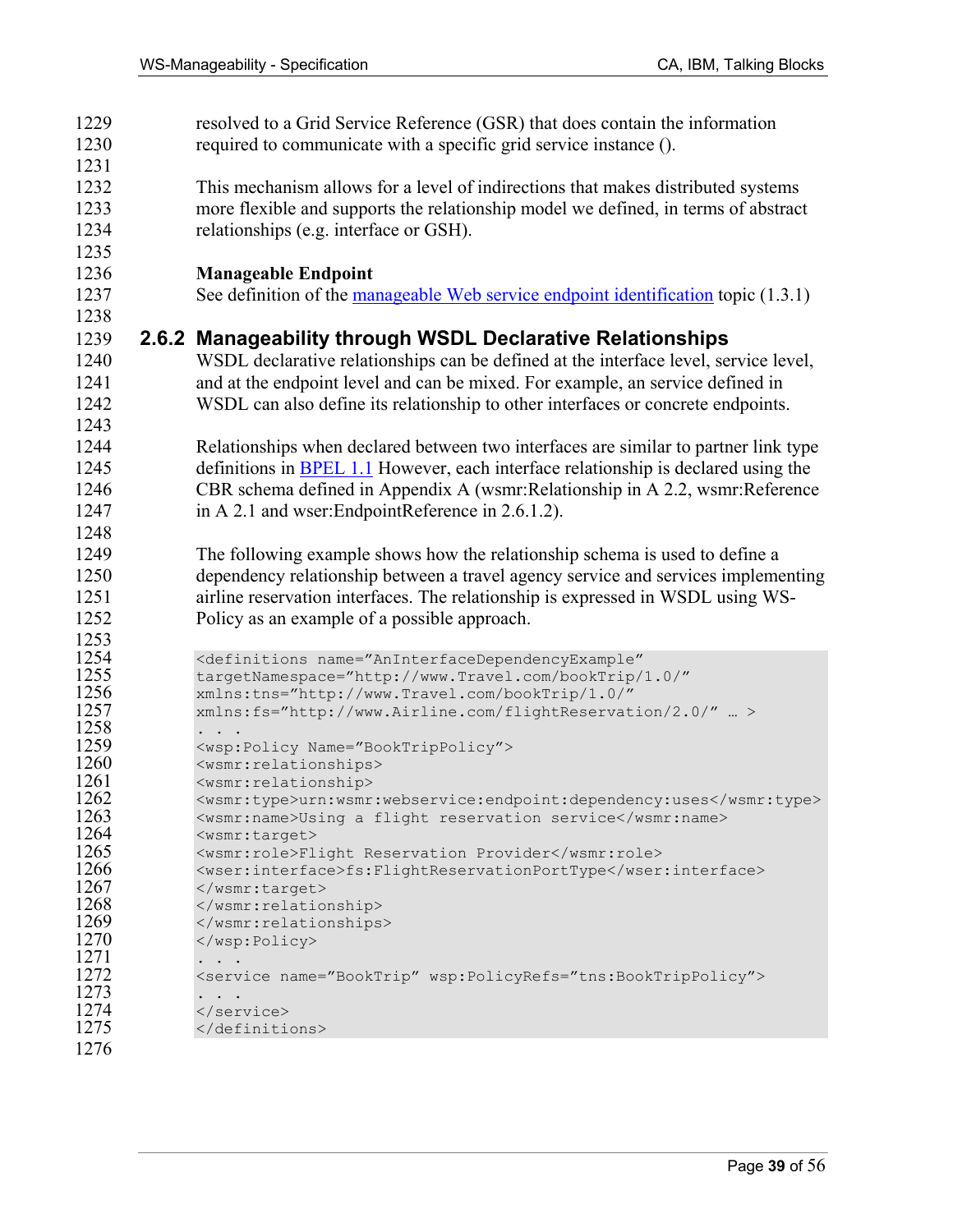resolved to a Grid Service Reference (GSR) that does contain the information required to communicate with a specific grid service instance ().

This mechanism allows for a level of indirections that makes distributed systems more flexible and supports the relationship model we defined, in terms of abstract relationships (e.g. interface or GSH).

**Manageable Endpoint**

See definition of the [manageable Web service endpoint identification]() topic (1.3.1)

### 2.6.2 Manageability through WSDL Declarative Relationships

WSDL declarative relationships can be defined at the interface level, service level, and at the endpoint level and can be mixed. For example, an service defined in WSDL can also define its relationship to other interfaces or concrete endpoints.

Relationships when declared between two interfaces are similar to partner link type definitions in [BPEL 1.1]() However, each interface relationship is declared using the CBR schema defined in Appendix A (wsmr:Relationship in A 2.2, wsmr:Reference in A 2.1 and wser:EndpointReference in 2.6.1.2).

The following example shows how the relationship schema is used to define a dependency relationship between a travel agency service and services implementing airline reservation interfaces. The relationship is expressed in WSDL using WS-Policy as an example of a possible approach.

```
<definitions name="AnInterfaceDependencyExample"
targetNamespace="http://www.Travel.com/bookTrip/1.0/"
xmlns:tns="http://www.Travel.com/bookTrip/1.0/"
xmlns:fs="http://www.Airline.com/flightReservation/2.0/" … >
. . .
<wsp:Policy Name="BookTripPolicy">
<wsmr:relationships>
<wsmr:relationship>
<wsmr:type>urn:wsmr:webservice:endpoint:dependency:uses</wsmr:type>
<wsmr:name>Using a flight reservation service</wsmr:name>
<wsmr:target>
<wsmr:role>Flight Reservation Provider</wsmr:role>
<wser:interface>fs:FlightReservationPortType</wser:interface>
</wsmr:target>
</wsmr:relationship>
</wsmr:relationships>
</wsp:Policy>
. . .
<service name="BookTrip" wsp:PolicyRefs="tns:BookTripPolicy">
. . .
</service>
</definitions>
```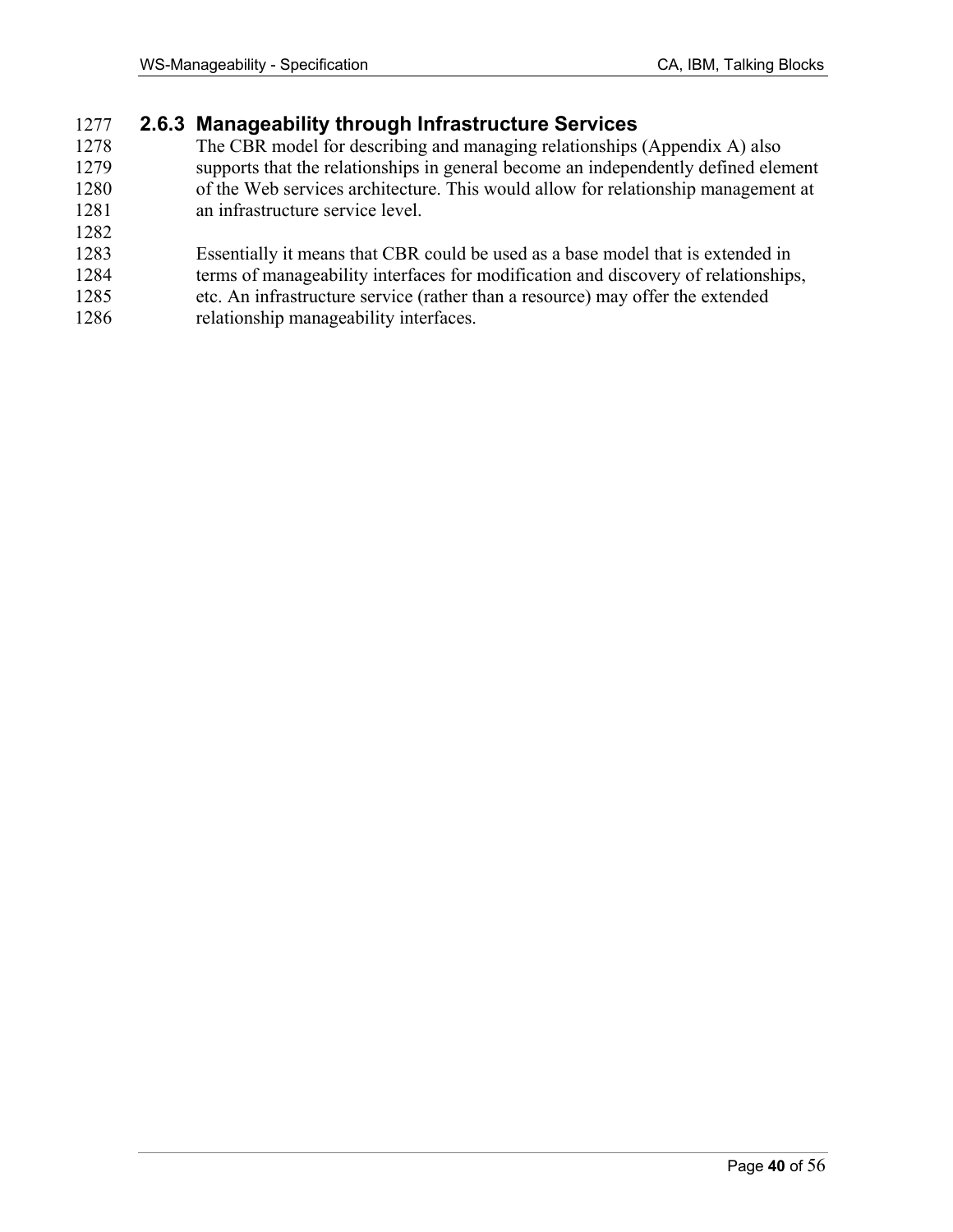### 2.6.3 Manageability through Infrastructure Services

The CBR model for describing and managing relationships (Appendix A) also supports that the relationships in general become an independently defined element of the Web services architecture. This would allow for relationship management at an infrastructure service level.

Essentially it means that CBR could be used as a base model that is extended in terms of manageability interfaces for modification and discovery of relationships, etc. An infrastructure service (rather than a resource) may offer the extended relationship manageability interfaces.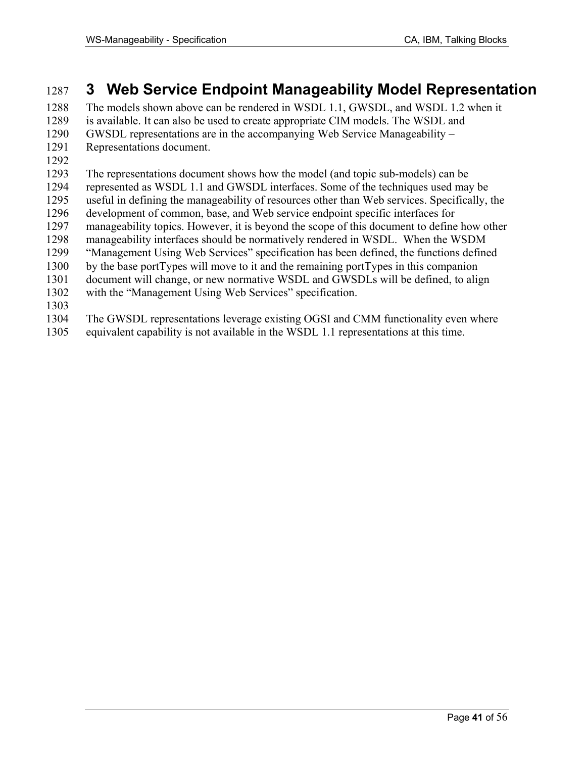# 3 Web Service Endpoint Manageability Model Representation

The models shown above can be rendered in WSDL 1.1, GWSDL, and WSDL 1.2 when it is available. It can also be used to create appropriate CIM models. The WSDL and GWSDL representations are in the accompanying Web Service Manageability – Representations document.

The representations document shows how the model (and topic sub-models) can be represented as WSDL 1.1 and GWSDL interfaces. Some of the techniques used may be useful in defining the manageability of resources other than Web services. Specifically, the development of common, base, and Web service endpoint specific interfaces for manageability topics. However, it is beyond the scope of this document to define how other manageability interfaces should be normatively rendered in WSDL. When the WSDM "Management Using Web Services" specification has been defined, the functions defined by the base portTypes will move to it and the remaining portTypes in this companion document will change, or new normative WSDL and GWSDLs will be defined, to align with the "Management Using Web Services" specification.

The GWSDL representations leverage existing OGSI and CMM functionality even where equivalent capability is not available in the WSDL 1.1 representations at this time.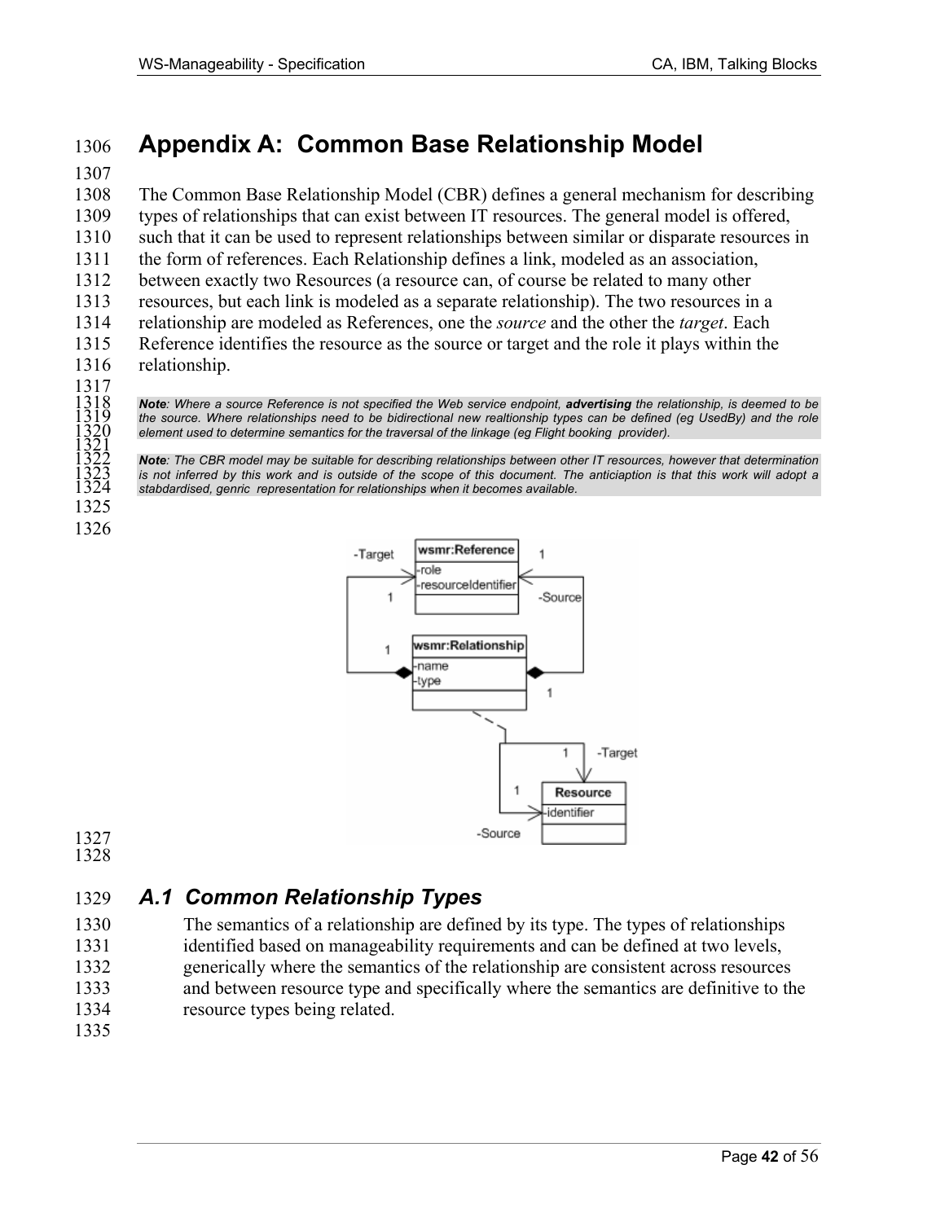# Appendix A: Common Base Relationship Model

The Common Base Relationship Model (CBR) defines a general mechanism for describing types of relationships that can exist between IT resources. The general model is offered, such that it can be used to represent relationships between similar or disparate resources in the form of references. Each Relationship defines a link, modeled as an association, between exactly two Resources (a resource can, of course be related to many other resources, but each link is modeled as a separate relationship). The two resources in a relationship are modeled as References, one the *source* and the other the *target*. Each Reference identifies the resource as the source or target and the role it plays within the relationship.

***Note**: Where a source Reference is not specified the Web service endpoint, **advertising** the relationship, is deemed to be the source. Where relationships need to be bidirectional new realtionship types can be defined (eg UsedBy) and the role element used to determine semantics for the traversal of the linkage (eg Flight booking provider).*

***Note**: The CBR model may be suitable for describing relationships between other IT resources, however that determination is not inferred by this work and is outside of the scope of this document. The anticiaption is that this work will adopt a stabdardised, genric representation for relationships when it becomes available.*

## A.1 Common Relationship Types

The semantics of a relationship are defined by its type. The types of relationships identified based on manageability requirements and can be defined at two levels, generically where the semantics of the relationship are consistent across resources and between resource type and specifically where the semantics are definitive to the resource types being related.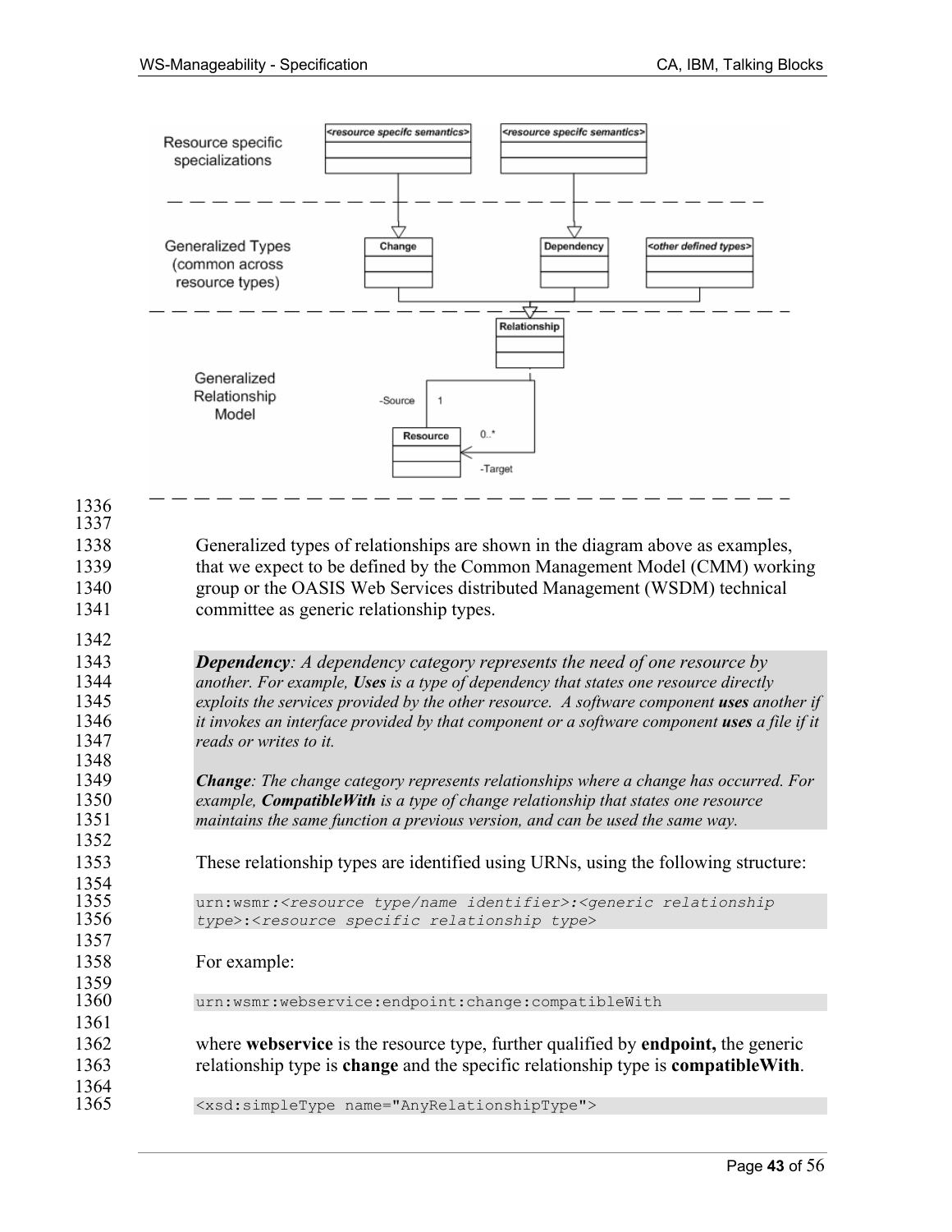Generalized types of relationships are shown in the diagram above as examples, that we expect to be defined by the Common Management Model (CMM) working group or the OASIS Web Services distributed Management (WSDM) technical committee as generic relationship types.

***Dependency**: A dependency category represents the need of one resource by another. For example, **Uses** is a type of dependency that states one resource directly exploits the services provided by the other resource. A software component **uses** another if it invokes an interface provided by that component or a software component **uses** a file if it reads or writes to it.*

***Change**: The change category represents relationships where a change has occurred. For example, **CompatibleWith** is a type of change relationship that states one resource maintains the same function a previous version, and can be used the same way.*

These relationship types are identified using URNs, using the following structure:

```
urn:wsmr:<resource type/name identifier>:<generic relationship type>:<resource specific relationship type>
```

For example:

```
urn:wsmr:webservice:endpoint:change:compatibleWith
```

where **webservice** is the resource type, further qualified by **endpoint,** the generic relationship type is **change** and the specific relationship type is **compatibleWith**.

```
<xsd:simpleType name="AnyRelationshipType">
```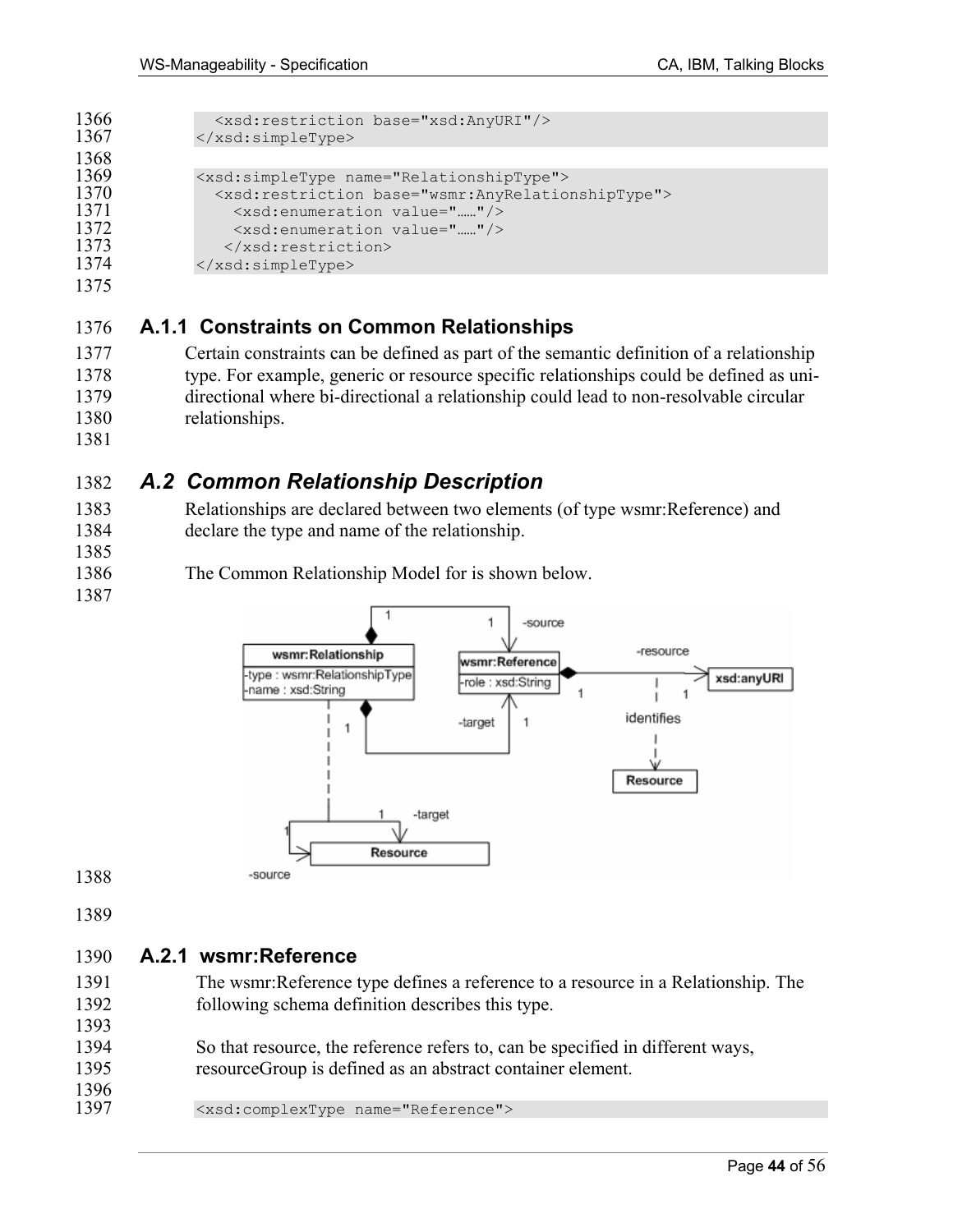```
    <xsd:restriction base="xsd:AnyURI"/>
</xsd:simpleType>

<xsd:simpleType name="RelationshipType">
  <xsd:restriction base="wsmr:AnyRelationshipType">
    <xsd:enumeration value="……"/>
    <xsd:enumeration value="……"/>
   </xsd:restriction>
</xsd:simpleType>
```

### A.1.1 Constraints on Common Relationships

Certain constraints can be defined as part of the semantic definition of a relationship type. For example, generic or resource specific relationships could be defined as uni-directional where bi-directional a relationship could lead to non-resolvable circular relationships.

## *A.2 Common Relationship Description*

Relationships are declared between two elements (of type wsmr:Reference) and declare the type and name of the relationship.

The Common Relationship Model for is shown below.

### A.2.1 wsmr:Reference

The wsmr:Reference type defines a reference to a resource in a Relationship. The following schema definition describes this type.

So that resource, the reference refers to, can be specified in different ways, resourceGroup is defined as an abstract container element.

```
<xsd:complexType name="Reference">
```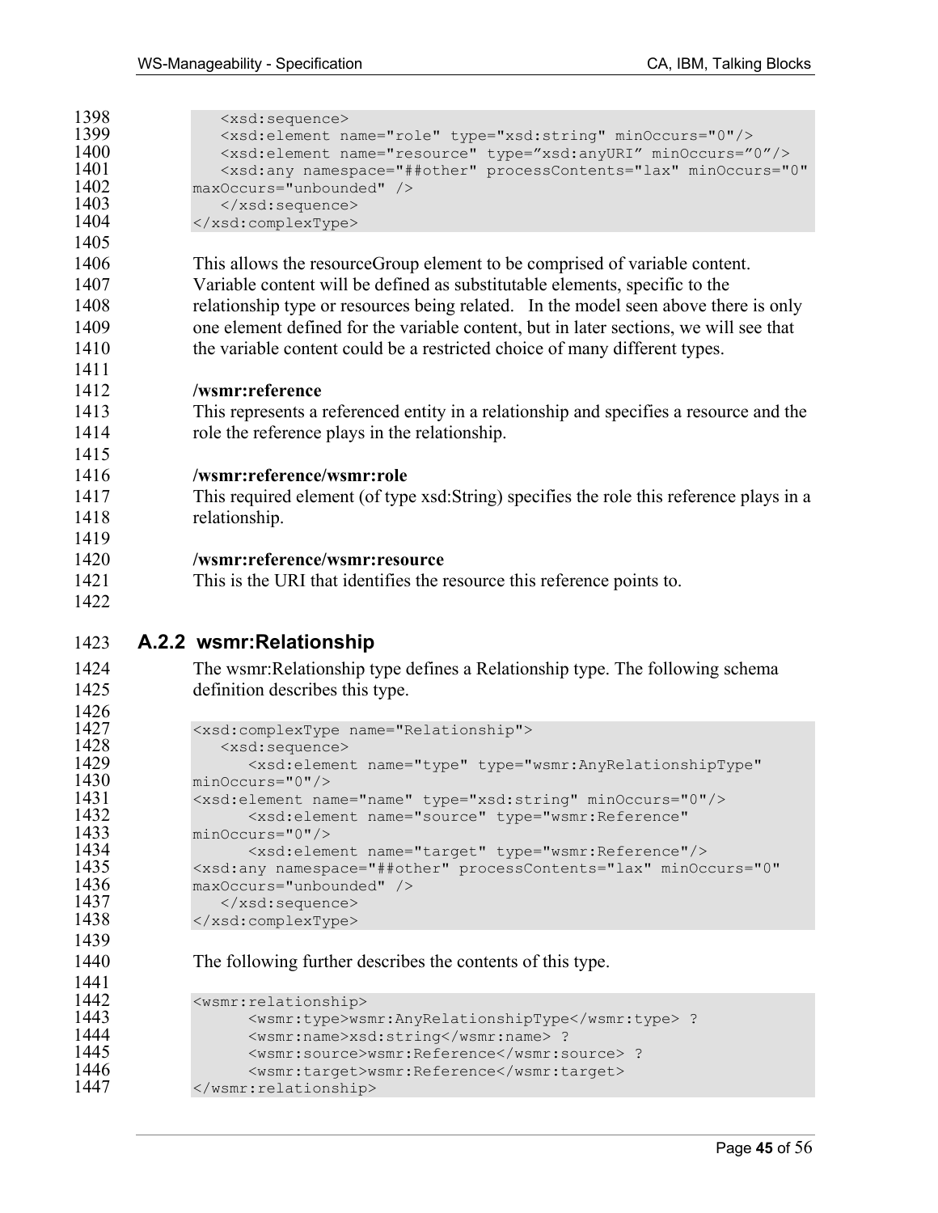```
    <xsd:sequence>
    <xsd:element name="role" type="xsd:string" minOccurs="0"/>
    <xsd:element name="resource" type="xsd:anyURI" minOccurs="0"/>
    <xsd:any namespace="##other" processContents="lax" minOccurs="0"
maxOccurs="unbounded" />
    </xsd:sequence>
</xsd:complexType>
```

This allows the resourceGroup element to be comprised of variable content. Variable content will be defined as substitutable elements, specific to the relationship type or resources being related. In the model seen above there is only one element defined for the variable content, but in later sections, we will see that the variable content could be a restricted choice of many different types.

**/wsmr:reference**
This represents a referenced entity in a relationship and specifies a resource and the role the reference plays in the relationship.

**/wsmr:reference/wsmr:role**
This required element (of type xsd:String) specifies the role this reference plays in a relationship.

**/wsmr:reference/wsmr:resource**
This is the URI that identifies the resource this reference points to.

### A.2.2 wsmr:Relationship

The wsmr:Relationship type defines a Relationship type. The following schema definition describes this type.

```
<xsd:complexType name="Relationship">
   <xsd:sequence>
      <xsd:element name="type" type="wsmr:AnyRelationshipType"
minOccurs="0"/>
<xsd:element name="name" type="xsd:string" minOccurs="0"/>
      <xsd:element name="source" type="wsmr:Reference"
minOccurs="0"/>
      <xsd:element name="target" type="wsmr:Reference"/>
<xsd:any namespace="##other" processContents="lax" minOccurs="0"
maxOccurs="unbounded" />
   </xsd:sequence>
</xsd:complexType>
```

The following further describes the contents of this type.

```
<wsmr:relationship>
      <wsmr:type>wsmr:AnyRelationshipType</wsmr:type> ?
      <wsmr:name>xsd:string</wsmr:name> ?
      <wsmr:source>wsmr:Reference</wsmr:source> ?
      <wsmr:target>wsmr:Reference</wsmr:target>
</wsmr:relationship>
```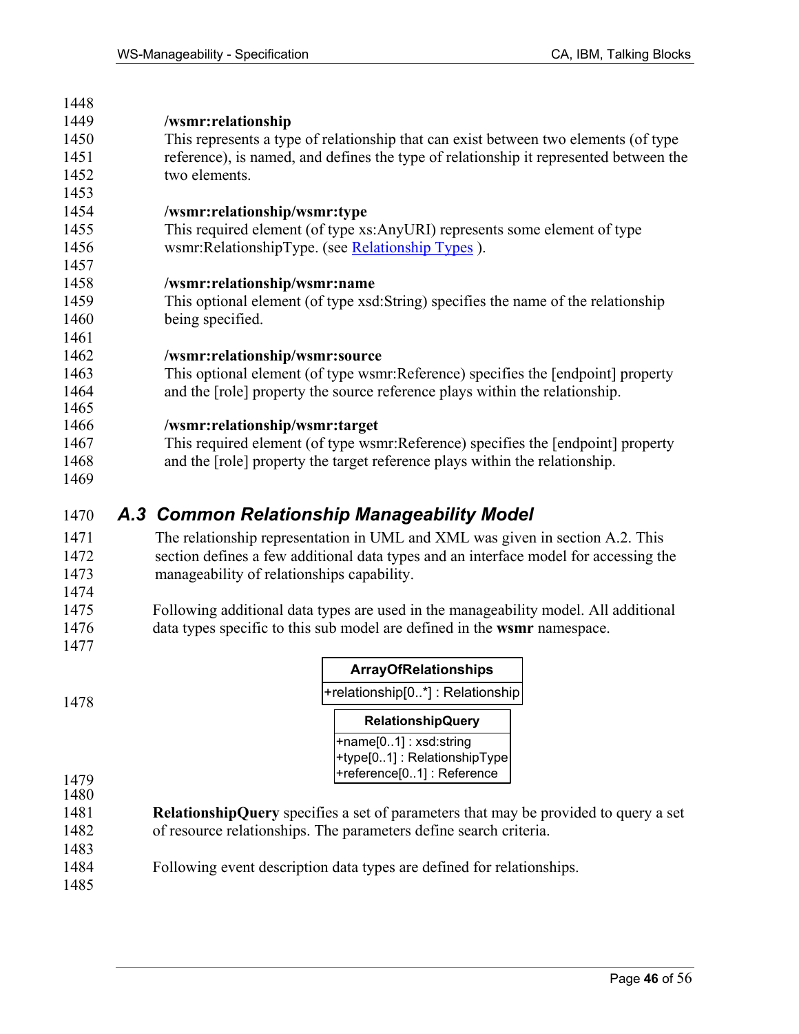**/wsmr:relationship**

This represents a type of relationship that can exist between two elements (of type reference), is named, and defines the type of relationship it represented between the two elements.

**/wsmr:relationship/wsmr:type**

This required element (of type xs:AnyURI) represents some element of type wsmr:RelationshipType. (see Relationship Types ).

**/wsmr:relationship/wsmr:name**

This optional element (of type xsd:String) specifies the name of the relationship being specified.

**/wsmr:relationship/wsmr:source**

This optional element (of type wsmr:Reference) specifies the [endpoint] property and the [role] property the source reference plays within the relationship.

**/wsmr:relationship/wsmr:target**

This required element (of type wsmr:Reference) specifies the [endpoint] property and the [role] property the target reference plays within the relationship.

## *A.3 Common Relationship Manageability Model*

The relationship representation in UML and XML was given in section A.2. This section defines a few additional data types and an interface model for accessing the manageability of relationships capability.

Following additional data types are used in the manageability model. All additional data types specific to this sub model are defined in the **wsmr** namespace.

| ArrayOfRelationships |
| --- |
| +relationship[0..*] : Relationship |

| RelationshipQuery |
| --- |
| +name[0..1] : xsd:string<br>+type[0..1] : RelationshipType<br>+reference[0..1] : Reference |

**RelationshipQuery** specifies a set of parameters that may be provided to query a set of resource relationships. The parameters define search criteria.

Following event description data types are defined for relationships.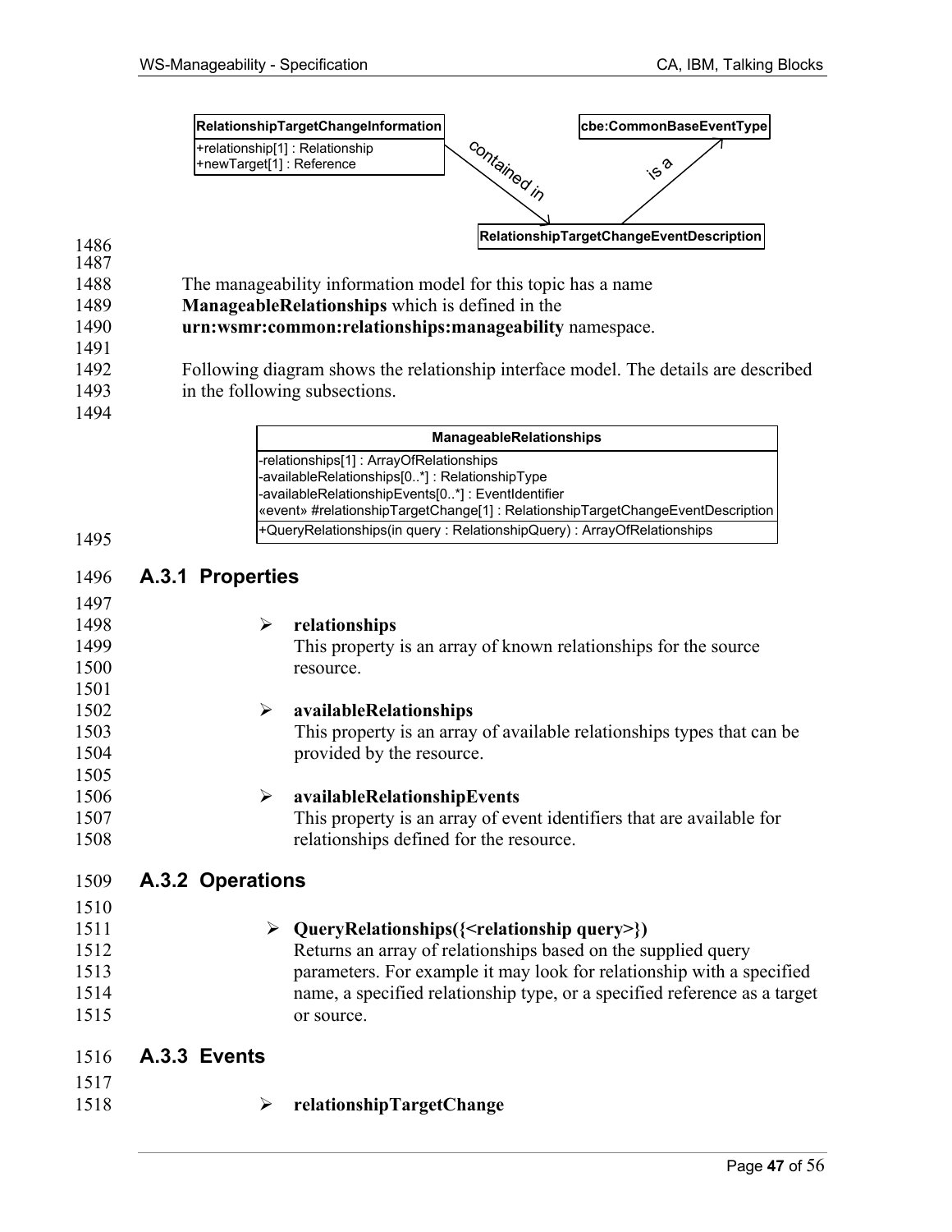| RelationshipTargetChangeInformation |
| --- |
| +relationship[1] : Relationship<br>+newTarget[1] : Reference |

RelationshipTargetChangeInformation — contained in → RelationshipTargetChangeEventDescription — is a → cbe:CommonBaseEventType

The manageability information model for this topic has a name **ManageableRelationships** which is defined in the **urn:wsmr:common:relationships:manageability** namespace.

Following diagram shows the relationship interface model. The details are described in the following subsections.

| ManageableRelationships |
| --- |
| -relationships[1] : ArrayOfRelationships<br>-availableRelationships[0..*] : RelationshipType<br>-availableRelationshipEvents[0..*] : EventIdentifier<br>«event» #relationshipTargetChange[1] : RelationshipTargetChangeEventDescription |
| +QueryRelationships(in query : RelationshipQuery) : ArrayOfRelationships |

### A.3.1 Properties

- **relationships**
  This property is an array of known relationships for the source resource.

- **availableRelationships**
  This property is an array of available relationships types that can be provided by the resource.

- **availableRelationshipEvents**
  This property is an array of event identifiers that are available for relationships defined for the resource.

### A.3.2 Operations

- **QueryRelationships({<relationship query>})**
  Returns an array of relationships based on the supplied query parameters. For example it may look for relationship with a specified name, a specified relationship type, or a specified reference as a target or source.

### A.3.3 Events

- **relationshipTargetChange**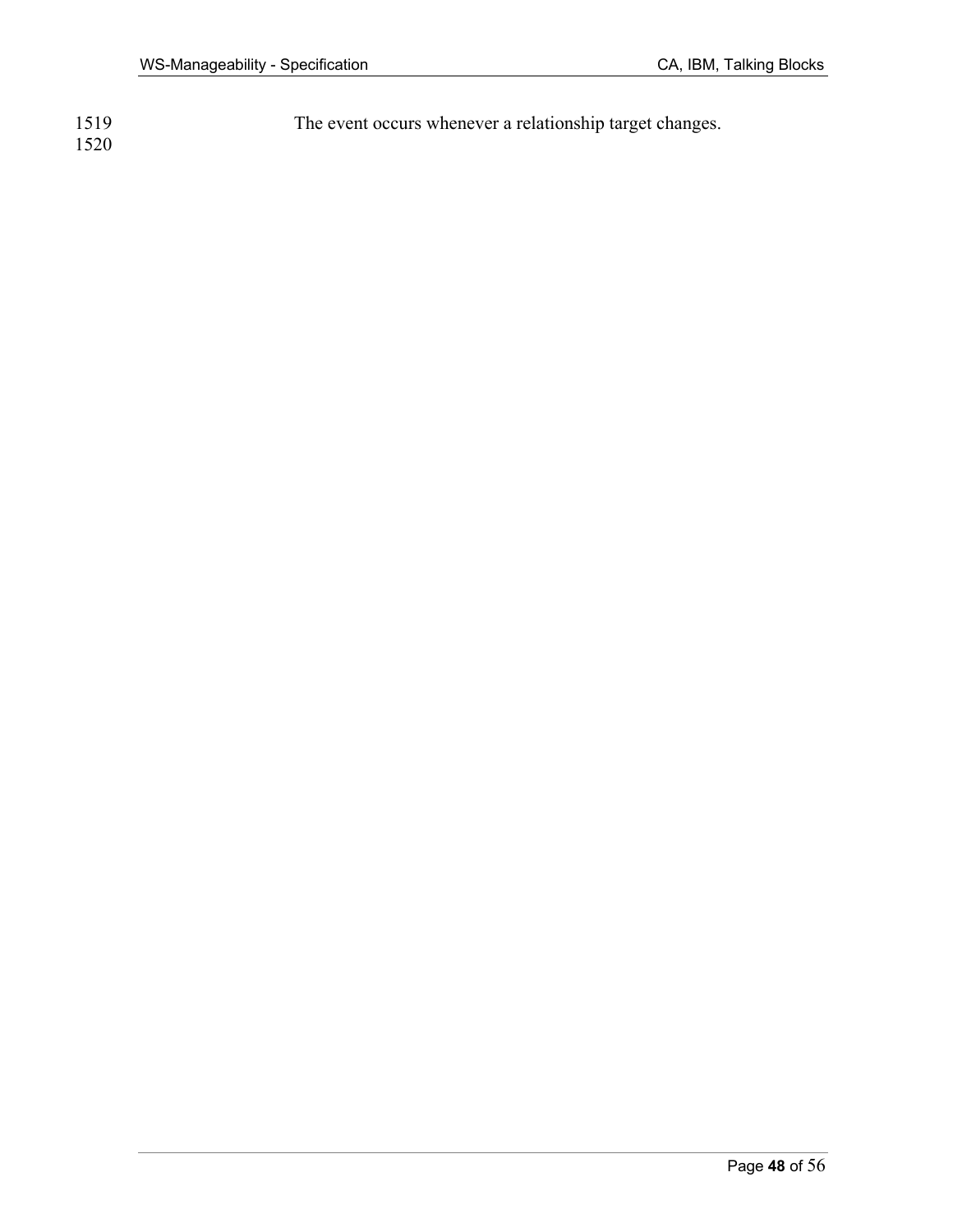The event occurs whenever a relationship target changes.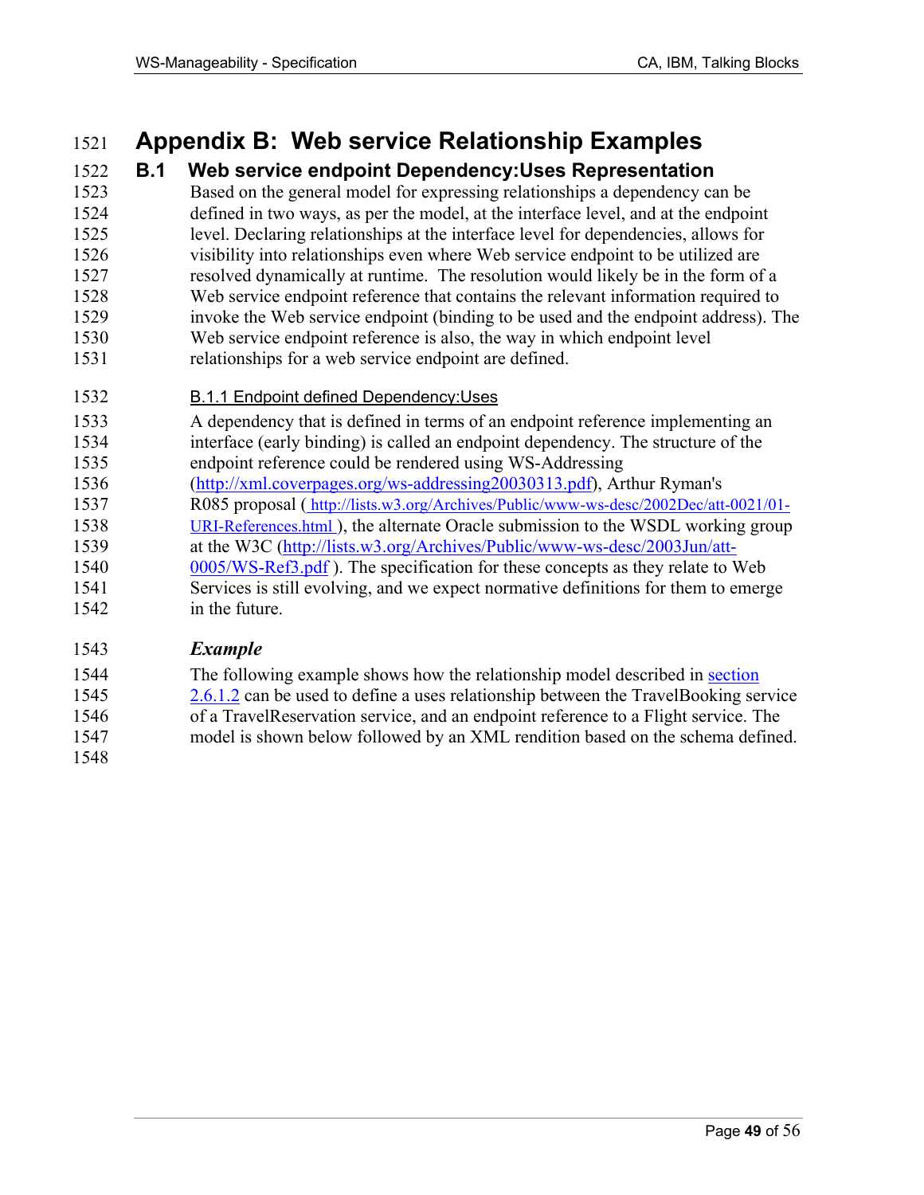# Appendix B: Web service Relationship Examples

## B.1 Web service endpoint Dependency:Uses Representation

Based on the general model for expressing relationships a dependency can be defined in two ways, as per the model, at the interface level, and at the endpoint level. Declaring relationships at the interface level for dependencies, allows for visibility into relationships even where Web service endpoint to be utilized are resolved dynamically at runtime. The resolution would likely be in the form of a Web service endpoint reference that contains the relevant information required to invoke the Web service endpoint (binding to be used and the endpoint address). The Web service endpoint reference is also, the way in which endpoint level relationships for a web service endpoint are defined.

### B.1.1 Endpoint defined Dependency:Uses

A dependency that is defined in terms of an endpoint reference implementing an interface (early binding) is called an endpoint dependency. The structure of the endpoint reference could be rendered using WS-Addressing (http://xml.coverpages.org/ws-addressing20030313.pdf), Arthur Ryman's R085 proposal ( http://lists.w3.org/Archives/Public/www-ws-desc/2002Dec/att-0021/01-URI-References.html ), the alternate Oracle submission to the WSDL working group at the W3C (http://lists.w3.org/Archives/Public/www-ws-desc/2003Jun/att-0005/WS-Ref3.pdf ). The specification for these concepts as they relate to Web Services is still evolving, and we expect normative definitions for them to emerge in the future.

#### *Example*

The following example shows how the relationship model described in section 2.6.1.2 can be used to define a uses relationship between the TravelBooking service of a TravelReservation service, and an endpoint reference to a Flight service. The model is shown below followed by an XML rendition based on the schema defined.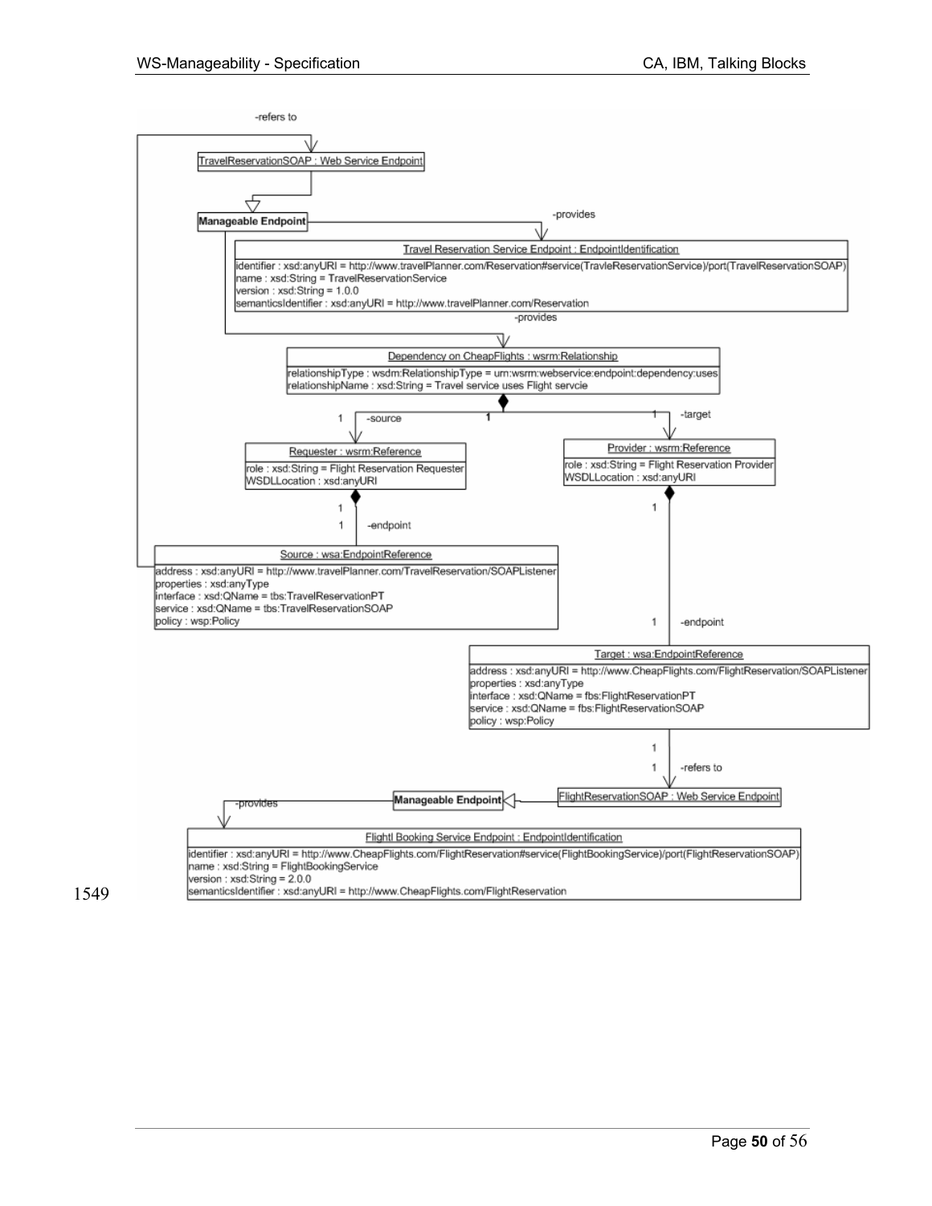-refers to

TravelReservationSOAP : Web Service Endpoint

**Manageable Endpoint**

-provides

Travel Reservation Service Endpoint : EndpointIdentification

identifier : xsd:anyURI = http://www.travelPlanner.com/Reservation#service(TravleReservationService)/port(TravelReservationSOAP)
name : xsd:String = TravelReservationService
version : xsd:String = 1.0.0
semanticsIdentifier : xsd:anyURI = http://www.travelPlanner.com/Reservation

-provides

Dependency on CheapFlights : wsrm:Relationship

relationshipType : wsdm:RelationshipType = urn:wsrm:webservice:endpoint:dependency:uses
relationshipName : xsd:String = Travel service uses Flight servcie

1 -source 1 1 -target

Requester : wsrm:Reference

role : xsd:String = Flight Reservation Requester
WSDLLocation : xsd:anyURI

Provider : wsrm:Reference

role : xsd:String = Flight Reservation Provider
WSDLLocation : xsd:anyURI

1

1 -endpoint

1

Source : wsa:EndpointReference

address : xsd:anyURI = http://www.travelPlanner.com/TravelReservation/SOAPListener
properties : xsd:anyType
interface : xsd:QName = tbs:TravelReservationPT
service : xsd:QName = tbs:TravelReservationSOAP
policy : wsp:Policy

1 -endpoint

Target : wsa:EndpointReference

address : xsd:anyURI = http://www.CheapFlights.com/FlightReservation/SOAPListener
properties : xsd:anyType
interface : xsd:QName = fbs:FlightReservationPT
service : xsd:QName = fbs:FlightReservationSOAP
policy : wsp:Policy

1

1 -refers to

FlightReservationSOAP : Web Service Endpoint

**Manageable Endpoint**

-provides

Flightl Booking Service Endpoint : EndpointIdentification

identifier : xsd:anyURI = http://www.CheapFlights.com/FlightReservation#service(FlightBookingService)/port(FlightReservationSOAP)
name : xsd:String = FlightBookingService
version : xsd:String = 2.0.0
semanticsIdentifier : xsd:anyURI = http://www.CheapFlights.com/FlightReservation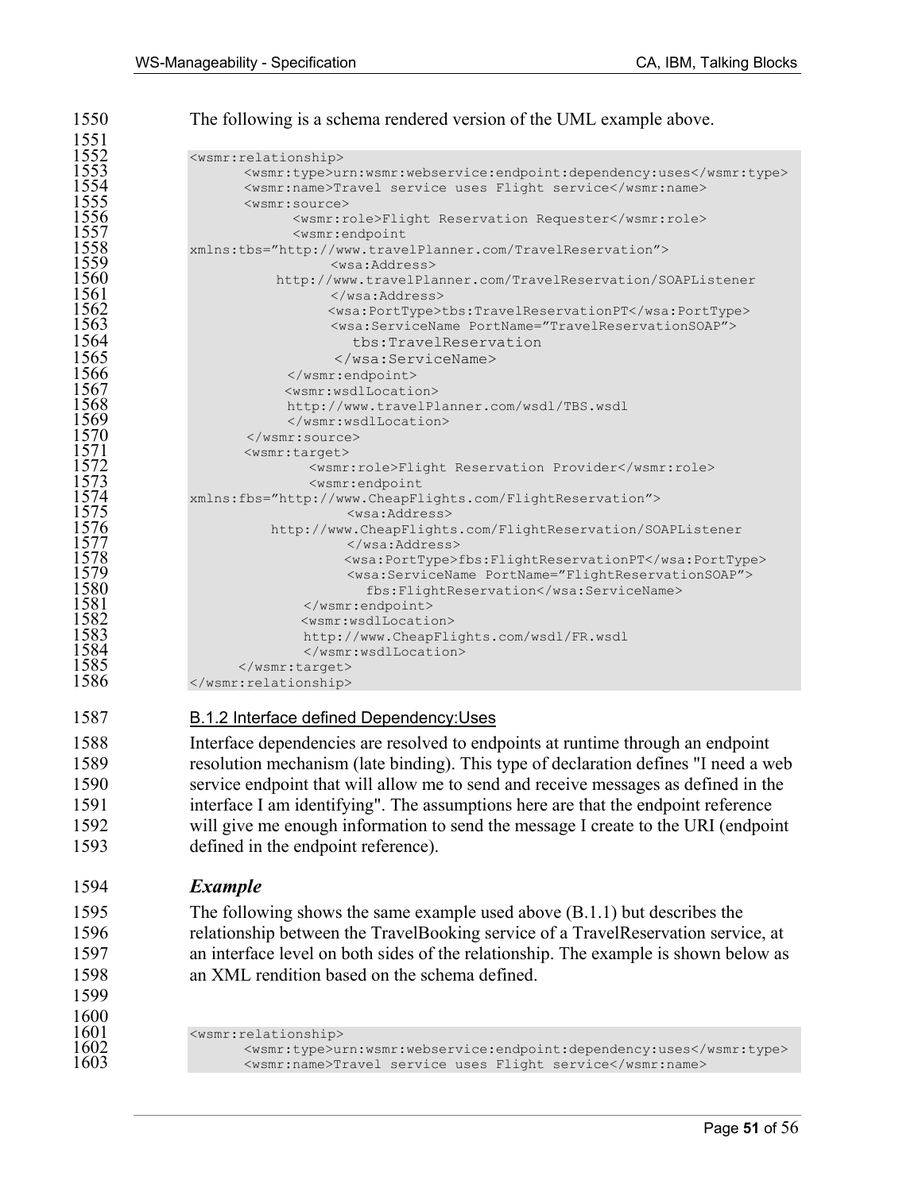The following is a schema rendered version of the UML example above.

```
<wsmr:relationship>
      <wsmr:type>urn:wsmr:webservice:endpoint:dependency:uses</wsmr:type>
      <wsmr:name>Travel service uses Flight service</wsmr:name>
      <wsmr:source>
            <wsmr:role>Flight Reservation Requester</wsmr:role>
            <wsmr:endpoint
xmlns:tbs="http://www.travelPlanner.com/TravelReservation">
                  <wsa:Address>
            http://www.travelPlanner.com/TravelReservation/SOAPListener
                  </wsa:Address>
                  <wsa:PortType>tbs:TravelReservationPT</wsa:PortType>
                  <wsa:ServiceName PortName="TravelReservationSOAP">
                     tbs:TravelReservation
                  </wsa:ServiceName>
            </wsmr:endpoint>
            <wsmr:wsdlLocation>
            http://www.travelPlanner.com/wsdl/TBS.wsdl
            </wsmr:wsdlLocation>
      </wsmr:source>
      <wsmr:target>
              <wsmr:role>Flight Reservation Provider</wsmr:role>
              <wsmr:endpoint
xmlns:fbs="http://www.CheapFlights.com/FlightReservation">
                   <wsa:Address>
            http://www.CheapFlights.com/FlightReservation/SOAPListener
                   </wsa:Address>
                   <wsa:PortType>fbs:FlightReservationPT</wsa:PortType>
                   <wsa:ServiceName PortName="FlightReservationSOAP">
                     fbs:FlightReservation</wsa:ServiceName>
              </wsmr:endpoint>
              <wsmr:wsdlLocation>
              http://www.CheapFlights.com/wsdl/FR.wsdl
              </wsmr:wsdlLocation>
      </wsmr:target>
</wsmr:relationship>
```

### B.1.2 Interface defined Dependency:Uses

Interface dependencies are resolved to endpoints at runtime through an endpoint resolution mechanism (late binding). This type of declaration defines "I need a web service endpoint that will allow me to send and receive messages as defined in the interface I am identifying". The assumptions here are that the endpoint reference will give me enough information to send the message I create to the URI (endpoint defined in the endpoint reference).

#### *Example*

The following shows the same example used above (B.1.1) but describes the relationship between the TravelBooking service of a TravelReservation service, at an interface level on both sides of the relationship. The example is shown below as an XML rendition based on the schema defined.

```
<wsmr:relationship>
      <wsmr:type>urn:wsmr:webservice:endpoint:dependency:uses</wsmr:type>
      <wsmr:name>Travel service uses Flight service</wsmr:name>
```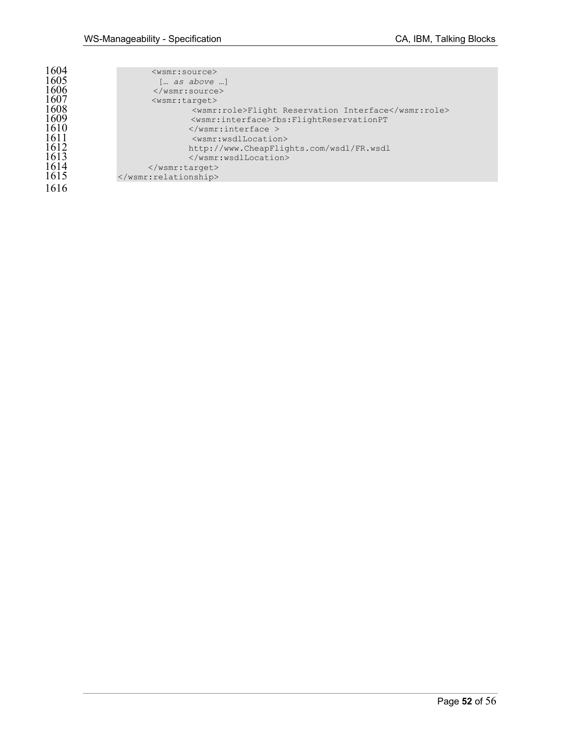```
        <wsmr:source>
          [… as above …]
        </wsmr:source>
        <wsmr:target>
                <wsmr:role>Flight Reservation Interface</wsmr:role>
                <wsmr:interface>fbs:FlightReservationPT
               </wsmr:interface >
                <wsmr:wsdlLocation>
               http://www.CheapFlights.com/wsdl/FR.wsdl
               </wsmr:wsdlLocation>
       </wsmr:target>
</wsmr:relationship>
```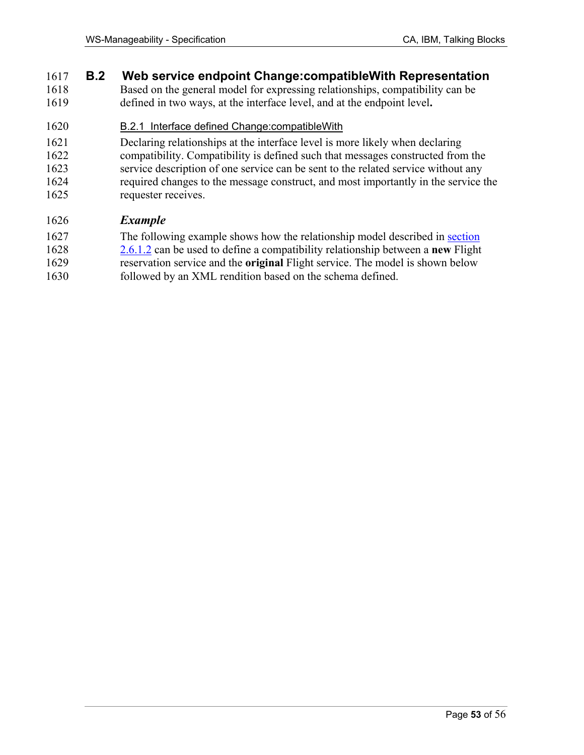## B.2 Web service endpoint Change:compatibleWith Representation

Based on the general model for expressing relationships, compatibility can be defined in two ways, at the interface level, and at the endpoint level**.**

### B.2.1 Interface defined Change:compatibleWith

Declaring relationships at the interface level is more likely when declaring compatibility. Compatibility is defined such that messages constructed from the service description of one service can be sent to the related service without any required changes to the message construct, and most importantly in the service the requester receives.

***Example***

The following example shows how the relationship model described in section 2.6.1.2 can be used to define a compatibility relationship between a **new** Flight reservation service and the **original** Flight service. The model is shown below followed by an XML rendition based on the schema defined.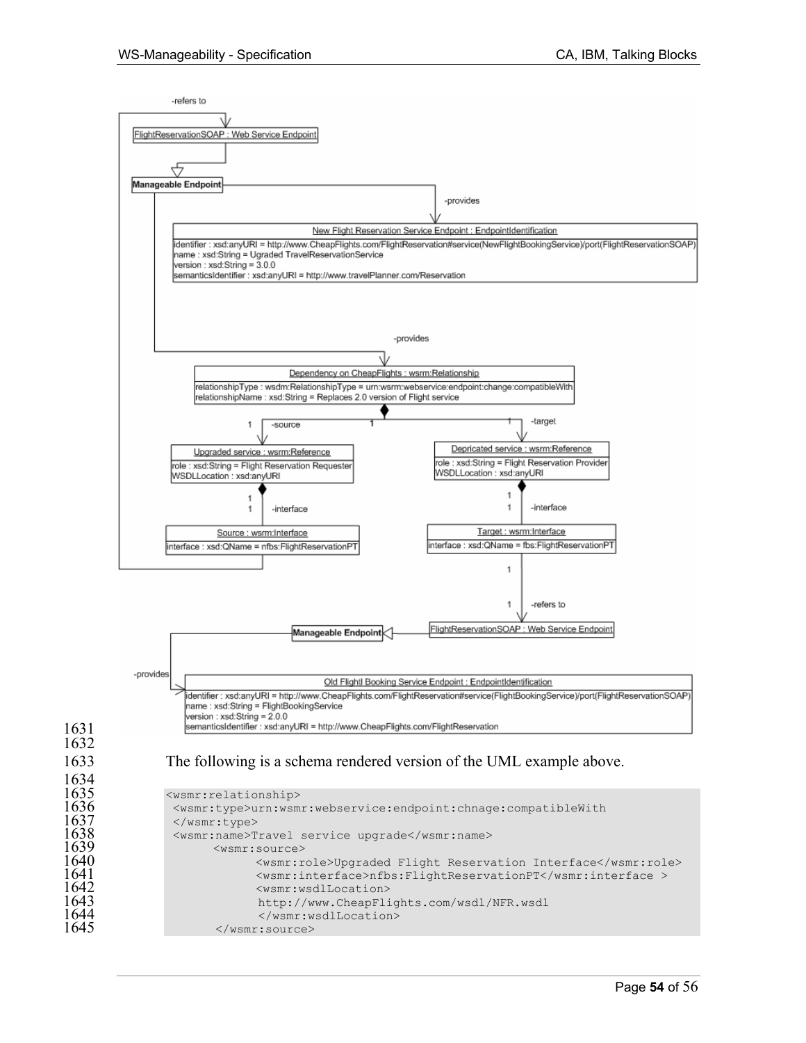The following is a schema rendered version of the UML example above.

```
<wsmr:relationship>
 <wsmr:type>urn:wsmr:webservice:endpoint:chnage:compatibleWith
 </wsmr:type>
 <wsmr:name>Travel service upgrade</wsmr:name>
      <wsmr:source>
           <wsmr:role>Upgraded Flight Reservation Interface</wsmr:role>
           <wsmr:interface>nfbs:FlightReservationPT</wsmr:interface >
           <wsmr:wsdlLocation>
            http://www.CheapFlights.com/wsdl/NFR.wsdl
            </wsmr:wsdlLocation>
       </wsmr:source>
```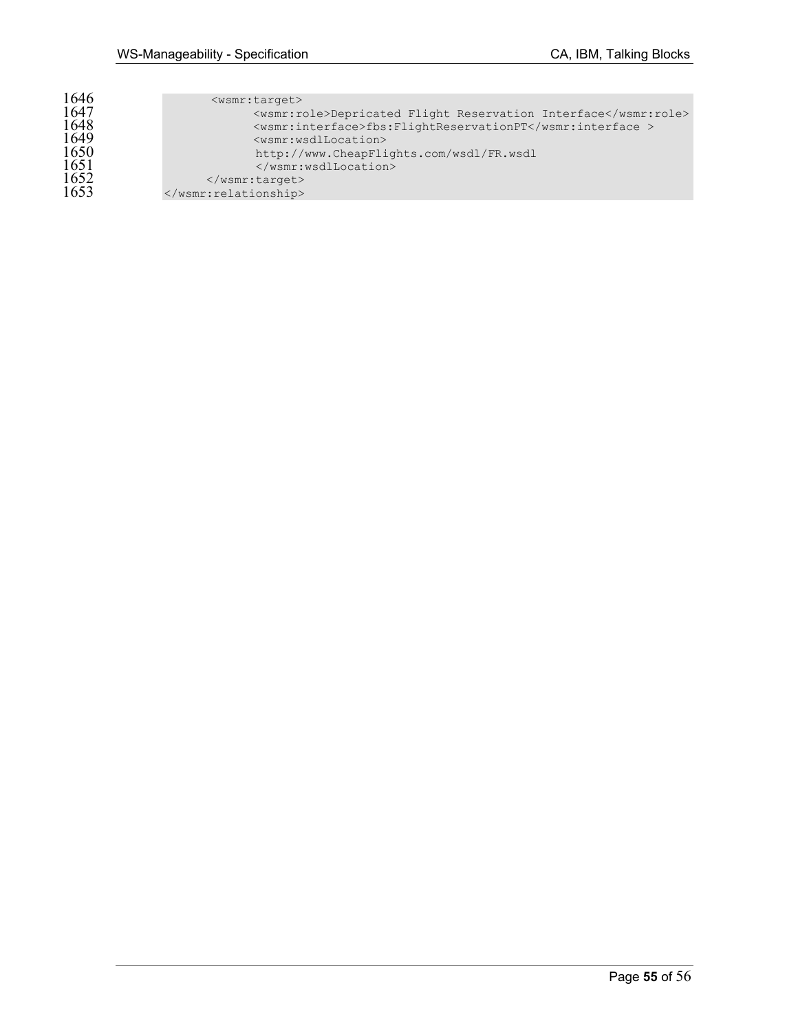```
        <wsmr:target>
              <wsmr:role>Depricated Flight Reservation Interface</wsmr:role>
              <wsmr:interface>fbs:FlightReservationPT</wsmr:interface >
              <wsmr:wsdlLocation>
               http://www.CheapFlights.com/wsdl/FR.wsdl
               </wsmr:wsdlLocation>
       </wsmr:target>
</wsmr:relationship>
```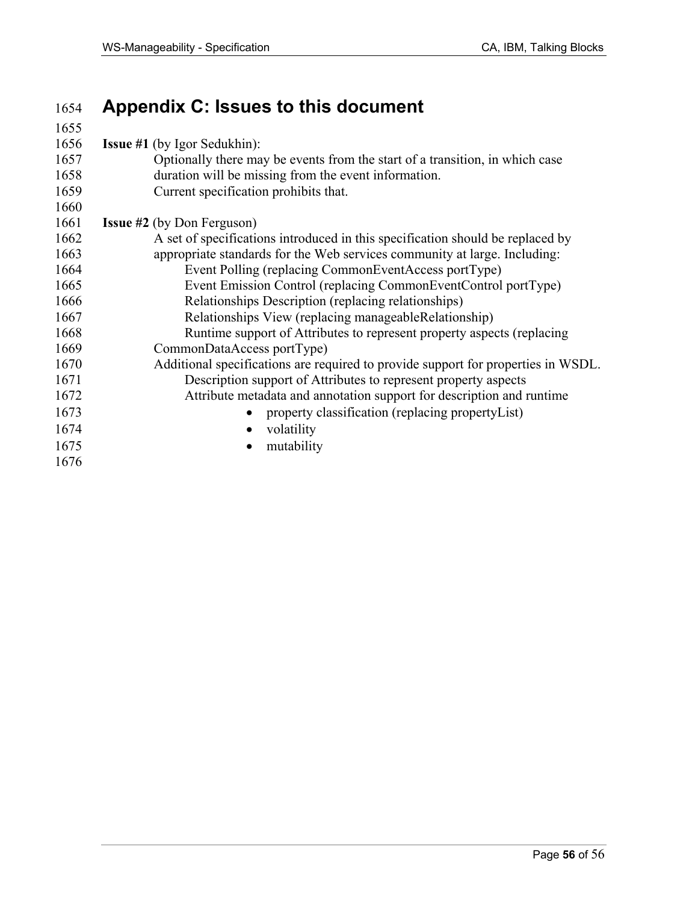# Appendix C: Issues to this document

**Issue #1** (by Igor Sedukhin):

Optionally there may be events from the start of a transition, in which case duration will be missing from the event information.
Current specification prohibits that.

**Issue #2** (by Don Ferguson)

A set of specifications introduced in this specification should be replaced by appropriate standards for the Web services community at large. Including:

Event Polling (replacing CommonEventAccess portType)
Event Emission Control (replacing CommonEventControl portType)
Relationships Description (replacing relationships)
Relationships View (replacing manageableRelationship)
Runtime support of Attributes to represent property aspects (replacing CommonDataAccess portType)

Additional specifications are required to provide support for properties in WSDL.

Description support of Attributes to represent property aspects
Attribute metadata and annotation support for description and runtime

- property classification (replacing propertyList)
- volatility
- mutability